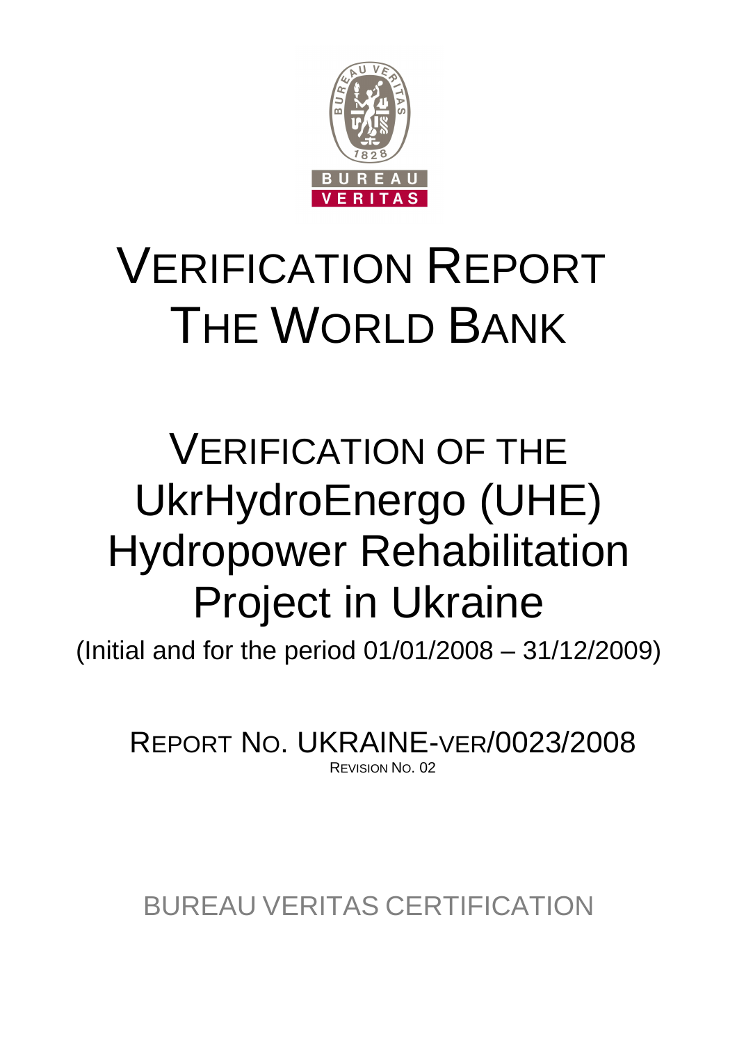# VERIFICATION REPORT THE WORLD BANK

# VERIFICATION OF THE UkrHydroEnergo (UHE) Hydropower Rehabilitation Project in Ukraine

(Initial and for the period 01/01/2008 – 31/12/2009)

REPORT NO. UKRAINE-VER/0023/2008

REVISION NO. 02

BUREAU VERITAS CERTIFICATION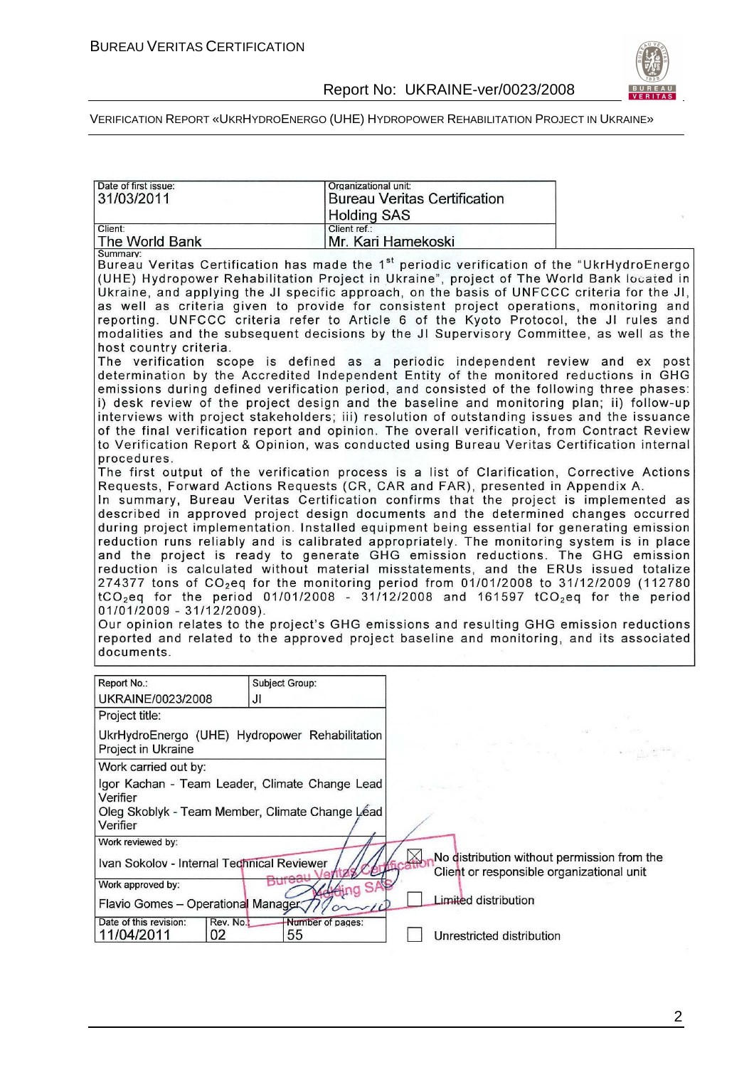| Date of first issue: 31/03/2011 | Organizational unit: Bureau Veritas Certification Holding SAS |
|---|---|
| Client: The World Bank | Client ref.: Mr. Kari Hamekoski |

Summary:

Bureau Veritas Certification has made the 1st periodic verification of the "UkrHydroEnergo (UHE) Hydropower Rehabilitation Project in Ukraine", project of The World Bank located in Ukraine, and applying the JI specific approach, on the basis of UNFCCC criteria for the JI, as well as criteria given to provide for consistent project operations, monitoring and reporting. UNFCCC criteria refer to Article 6 of the Kyoto Protocol, the JI rules and modalities and the subsequent decisions by the JI Supervisory Committee, as well as the host country criteria.

The verification scope is defined as a periodic independent review and ex post determination by the Accredited Independent Entity of the monitored reductions in GHG emissions during defined verification period, and consisted of the following three phases: i) desk review of the project design and the baseline and monitoring plan; ii) follow-up interviews with project stakeholders; iii) resolution of outstanding issues and the issuance of the final verification report and opinion. The overall verification, from Contract Review to Verification Report & Opinion, was conducted using Bureau Veritas Certification internal procedures.

The first output of the verification process is a list of Clarification, Corrective Actions Requests, Forward Actions Requests (CR, CAR and FAR), presented in Appendix A.

In summary, Bureau Veritas Certification confirms that the project is implemented as described in approved project design documents and the determined changes occurred during project implementation. Installed equipment being essential for generating emission reduction runs reliably and is calibrated appropriately. The monitoring system is in place and the project is ready to generate GHG emission reductions. The GHG emission reduction is calculated without material misstatements, and the ERUs issued totalize 274377 tons of $CO_2$eq for the monitoring period from 01/01/2008 to 31/12/2009 (112780 t$CO_2$eq for the period 01/01/2008 - 31/12/2008 and 161597 t$CO_2$eq for the period 01/01/2009 - 31/12/2009).

Our opinion relates to the project's GHG emissions and resulting GHG emission reductions reported and related to the approved project baseline and monitoring, and its associated documents.

| Report No.: UKRAINE/0023/2008 | Subject Group: JI | |
|---|---|---|
| Project title: UkrHydroEnergo (UHE) Hydropower Rehabilitation Project in Ukraine | | |
| Work carried out by: Igor Kachan - Team Leader, Climate Change Lead Verifier; Oleg Skoblyk - Team Member, Climate Change Lead Verifier | | |
| Work reviewed by: Ivan Sokolov - Internal Technical Reviewer | | |
| Work approved by: Flavio Gomes – Operational Manager | | |
| Date of this revision: 11/04/2011 | Rev. No.: 02 | Number of pages: 55 |

☒ No distribution without permission from the Client or responsible organizational unit

☐ Limited distribution

☐ Unrestricted distribution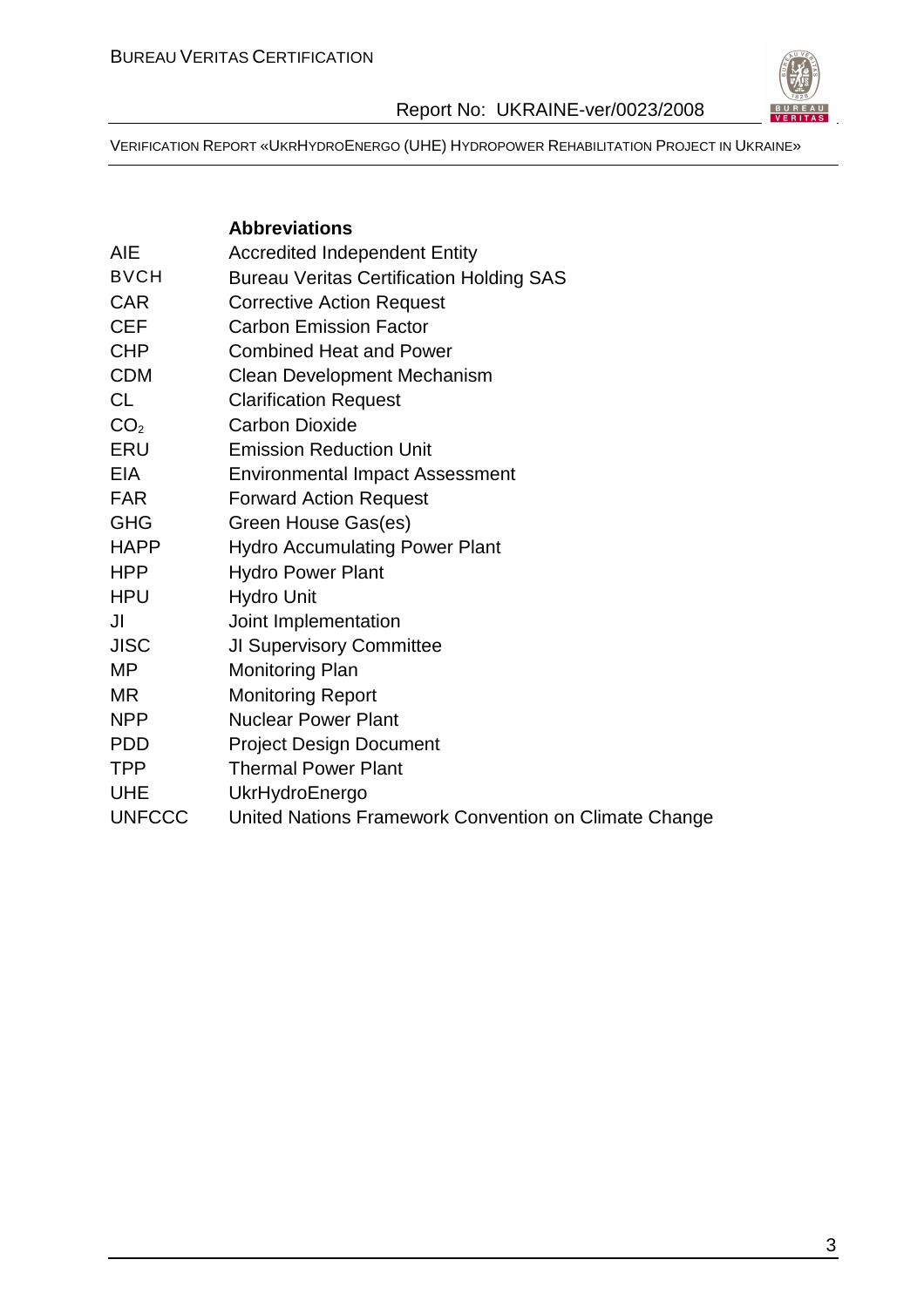## Abbreviations

| | |
|---|---|
| AIE | Accredited Independent Entity |
| BVCH | Bureau Veritas Certification Holding SAS |
| CAR | Corrective Action Request |
| CEF | Carbon Emission Factor |
| CHP | Combined Heat and Power |
| CDM | Clean Development Mechanism |
| CL | Clarification Request |
| $CO_2$ | Carbon Dioxide |
| ERU | Emission Reduction Unit |
| EIA | Environmental Impact Assessment |
| FAR | Forward Action Request |
| GHG | Green House Gas(es) |
| HAPP | Hydro Accumulating Power Plant |
| HPP | Hydro Power Plant |
| HPU | Hydro Unit |
| JI | Joint Implementation |
| JISC | JI Supervisory Committee |
| MP | Monitoring Plan |
| MR | Monitoring Report |
| NPP | Nuclear Power Plant |
| PDD | Project Design Document |
| TPP | Thermal Power Plant |
| UHE | UkrHydroEnergo |
| UNFCCC | United Nations Framework Convention on Climate Change |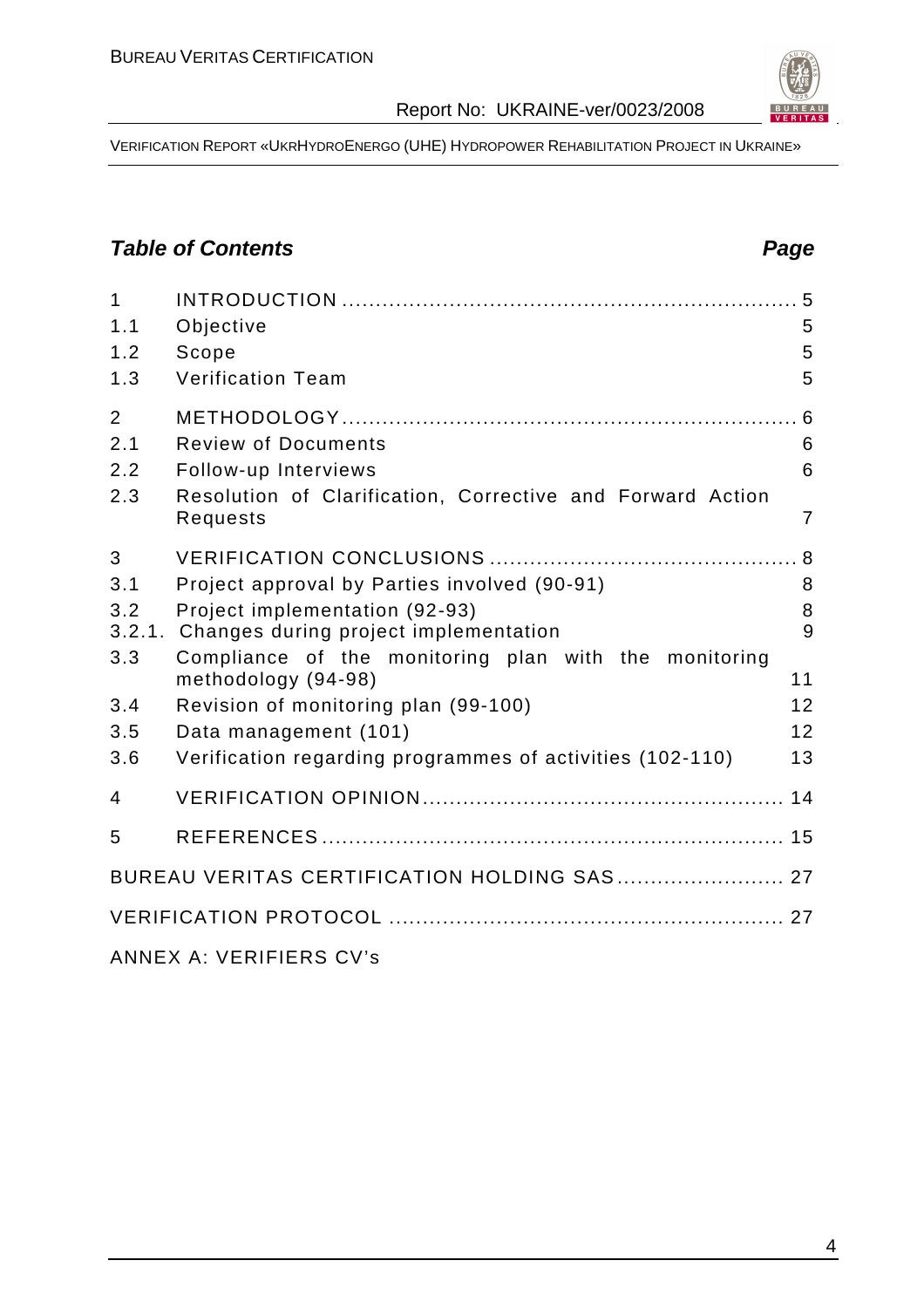## *Table of Contents* *Page*

| | | |
|---|---|---|
| 1 | INTRODUCTION | 5 |
| 1.1 | Objective | 5 |
| 1.2 | Scope | 5 |
| 1.3 | Verification Team | 5 |
| 2 | METHODOLOGY | 6 |
| 2.1 | Review of Documents | 6 |
| 2.2 | Follow-up Interviews | 6 |
| 2.3 | Resolution of Clarification, Corrective and Forward Action Requests | 7 |
| 3 | VERIFICATION CONCLUSIONS | 8 |
| 3.1 | Project approval by Parties involved (90-91) | 8 |
| 3.2 | Project implementation (92-93) | 8 |
| 3.2.1. | Changes during project implementation | 9 |
| 3.3 | Compliance of the monitoring plan with the monitoring methodology (94-98) | 11 |
| 3.4 | Revision of monitoring plan (99-100) | 12 |
| 3.5 | Data management (101) | 12 |
| 3.6 | Verification regarding programmes of activities (102-110) | 13 |
| 4 | VERIFICATION OPINION | 14 |
| 5 | REFERENCES | 15 |

BUREAU VERITAS CERTIFICATION HOLDING SAS ........................ 27

VERIFICATION PROTOCOL ........................................................ 27

ANNEX A: VERIFIERS CV's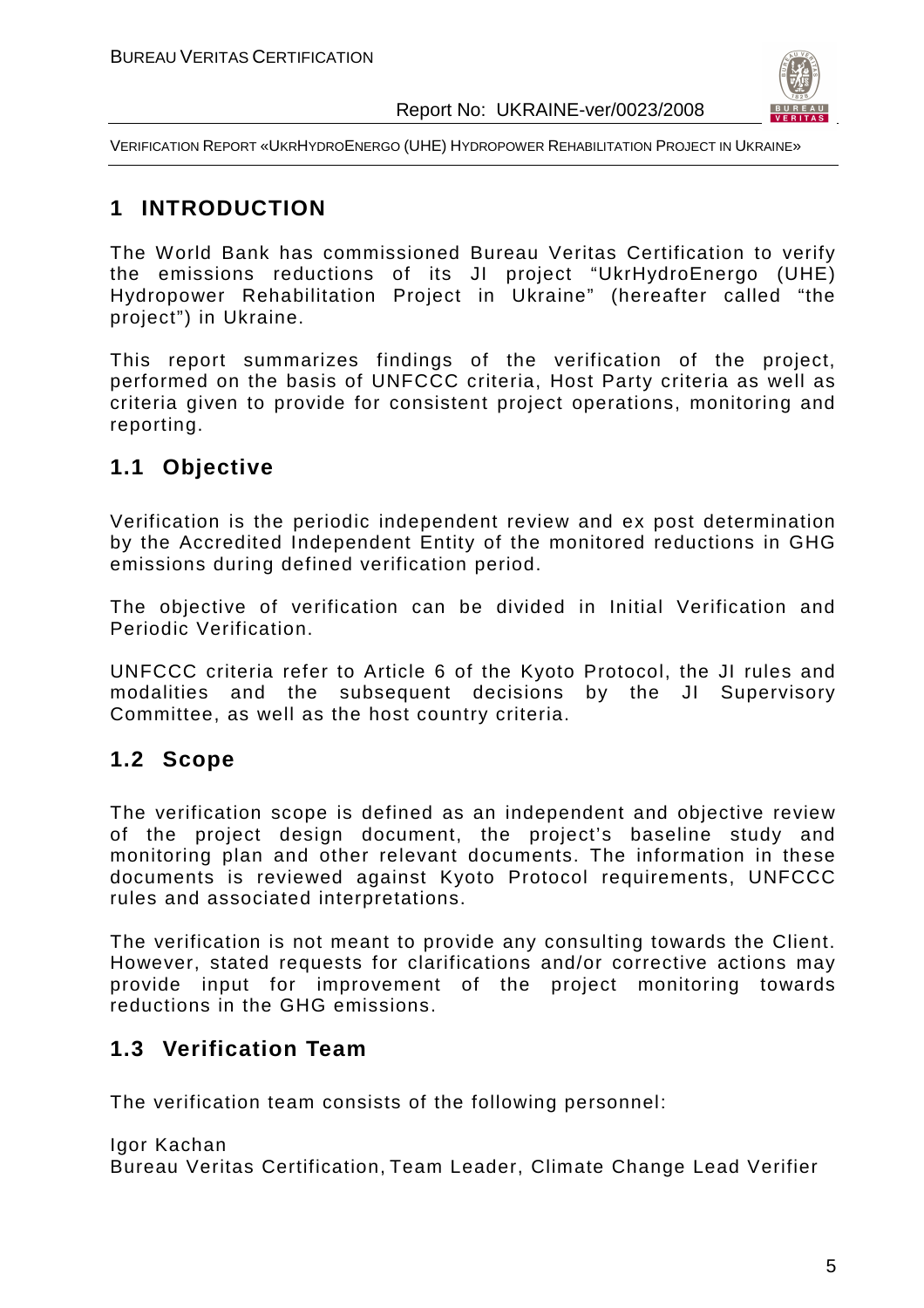# 1 INTRODUCTION

The World Bank has commissioned Bureau Veritas Certification to verify the emissions reductions of its JI project "UkrHydroEnergo (UHE) Hydropower Rehabilitation Project in Ukraine" (hereafter called "the project") in Ukraine.

This report summarizes findings of the verification of the project, performed on the basis of UNFCCC criteria, Host Party criteria as well as criteria given to provide for consistent project operations, monitoring and reporting.

## 1.1 Objective

Verification is the periodic independent review and ex post determination by the Accredited Independent Entity of the monitored reductions in GHG emissions during defined verification period.

The objective of verification can be divided in Initial Verification and Periodic Verification.

UNFCCC criteria refer to Article 6 of the Kyoto Protocol, the JI rules and modalities and the subsequent decisions by the JI Supervisory Committee, as well as the host country criteria.

## 1.2 Scope

The verification scope is defined as an independent and objective review of the project design document, the project's baseline study and monitoring plan and other relevant documents. The information in these documents is reviewed against Kyoto Protocol requirements, UNFCCC rules and associated interpretations.

The verification is not meant to provide any consulting towards the Client. However, stated requests for clarifications and/or corrective actions may provide input for improvement of the project monitoring towards reductions in the GHG emissions.

## 1.3 Verification Team

The verification team consists of the following personnel:

Igor Kachan
Bureau Veritas Certification, Team Leader, Climate Change Lead Verifier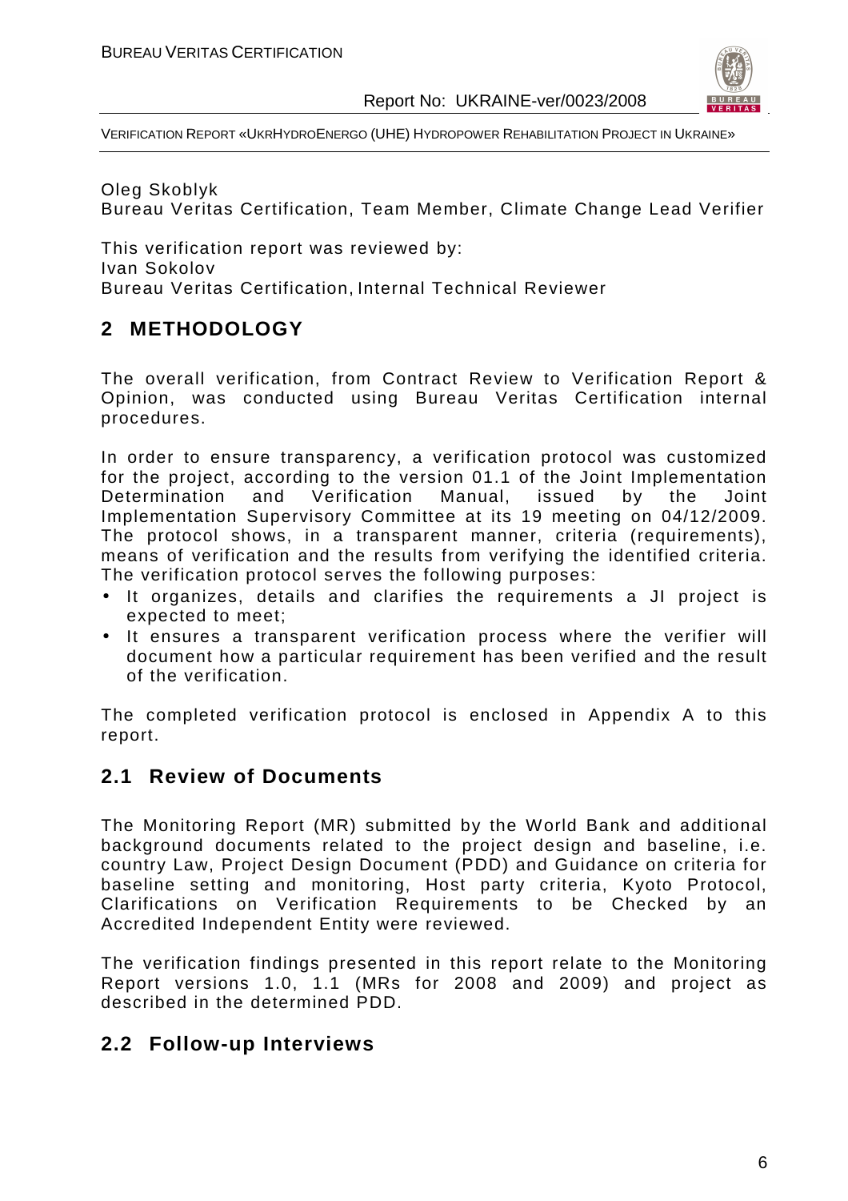Oleg Skoblyk
Bureau Veritas Certification, Team Member, Climate Change Lead Verifier

This verification report was reviewed by:
Ivan Sokolov
Bureau Veritas Certification, Internal Technical Reviewer

## 2 METHODOLOGY

The overall verification, from Contract Review to Verification Report & Opinion, was conducted using Bureau Veritas Certification internal procedures.

In order to ensure transparency, a verification protocol was customized for the project, according to the version 01.1 of the Joint Implementation Determination and Verification Manual, issued by the Joint Implementation Supervisory Committee at its 19 meeting on 04/12/2009. The protocol shows, in a transparent manner, criteria (requirements), means of verification and the results from verifying the identified criteria. The verification protocol serves the following purposes:

- It organizes, details and clarifies the requirements a JI project is expected to meet;
- It ensures a transparent verification process where the verifier will document how a particular requirement has been verified and the result of the verification.

The completed verification protocol is enclosed in Appendix A to this report.

### 2.1 Review of Documents

The Monitoring Report (MR) submitted by the World Bank and additional background documents related to the project design and baseline, i.e. country Law, Project Design Document (PDD) and Guidance on criteria for baseline setting and monitoring, Host party criteria, Kyoto Protocol, Clarifications on Verification Requirements to be Checked by an Accredited Independent Entity were reviewed.

The verification findings presented in this report relate to the Monitoring Report versions 1.0, 1.1 (MRs for 2008 and 2009) and project as described in the determined PDD.

### 2.2 Follow-up Interviews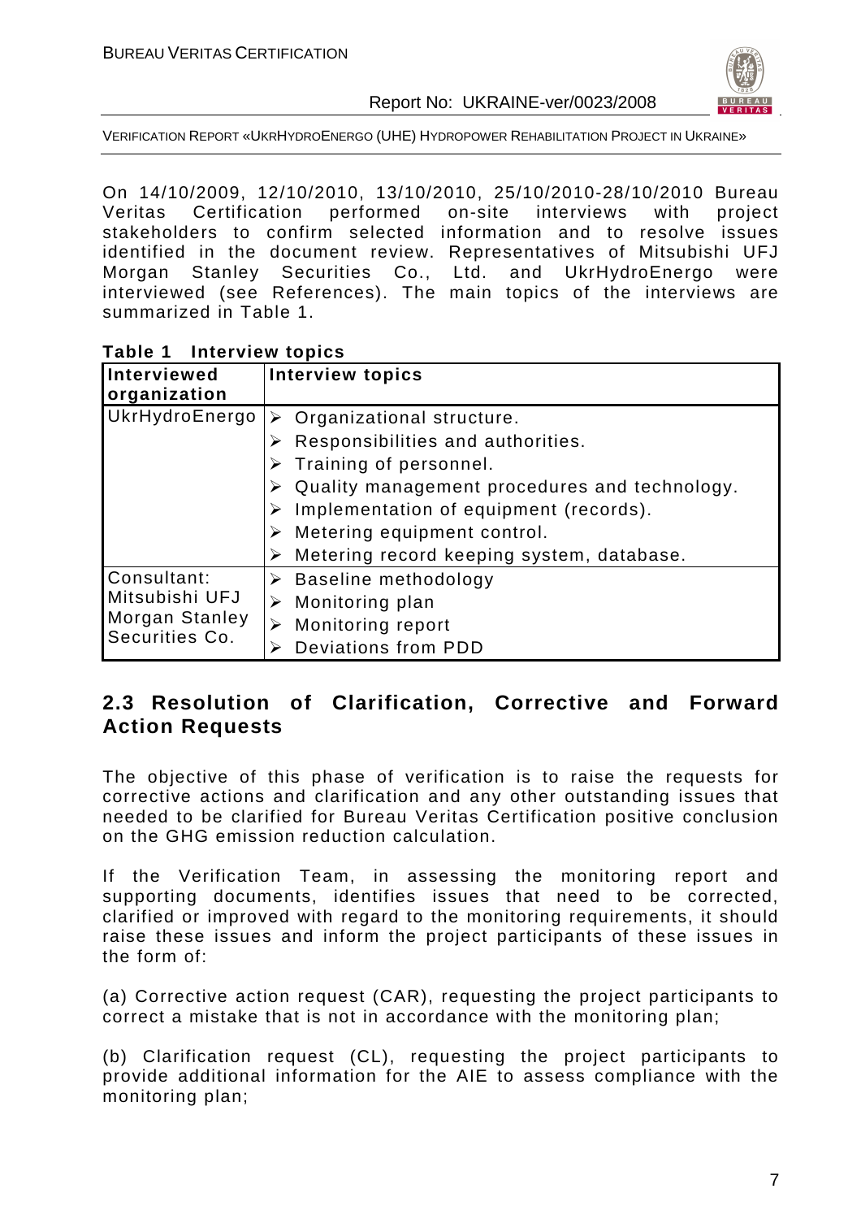On 14/10/2009, 12/10/2010, 13/10/2010, 25/10/2010-28/10/2010 Bureau Veritas Certification performed on-site interviews with project stakeholders to confirm selected information and to resolve issues identified in the document review. Representatives of Mitsubishi UFJ Morgan Stanley Securities Co., Ltd. and UkrHydroEnergo were interviewed (see References). The main topics of the interviews are summarized in Table 1.

**Table 1 Interview topics**

| Interviewed organization | Interview topics |
|---|---|
| UkrHydroEnergo | ➢ Organizational structure.<br>➢ Responsibilities and authorities.<br>➢ Training of personnel.<br>➢ Quality management procedures and technology.<br>➢ Implementation of equipment (records).<br>➢ Metering equipment control.<br>➢ Metering record keeping system, database. |
| Consultant: Mitsubishi UFJ Morgan Stanley Securities Co. | ➢ Baseline methodology<br>➢ Monitoring plan<br>➢ Monitoring report<br>➢ Deviations from PDD |

## 2.3 Resolution of Clarification, Corrective and Forward Action Requests

The objective of this phase of verification is to raise the requests for corrective actions and clarification and any other outstanding issues that needed to be clarified for Bureau Veritas Certification positive conclusion on the GHG emission reduction calculation.

If the Verification Team, in assessing the monitoring report and supporting documents, identifies issues that need to be corrected, clarified or improved with regard to the monitoring requirements, it should raise these issues and inform the project participants of these issues in the form of:

(a) Corrective action request (CAR), requesting the project participants to correct a mistake that is not in accordance with the monitoring plan;

(b) Clarification request (CL), requesting the project participants to provide additional information for the AIE to assess compliance with the monitoring plan;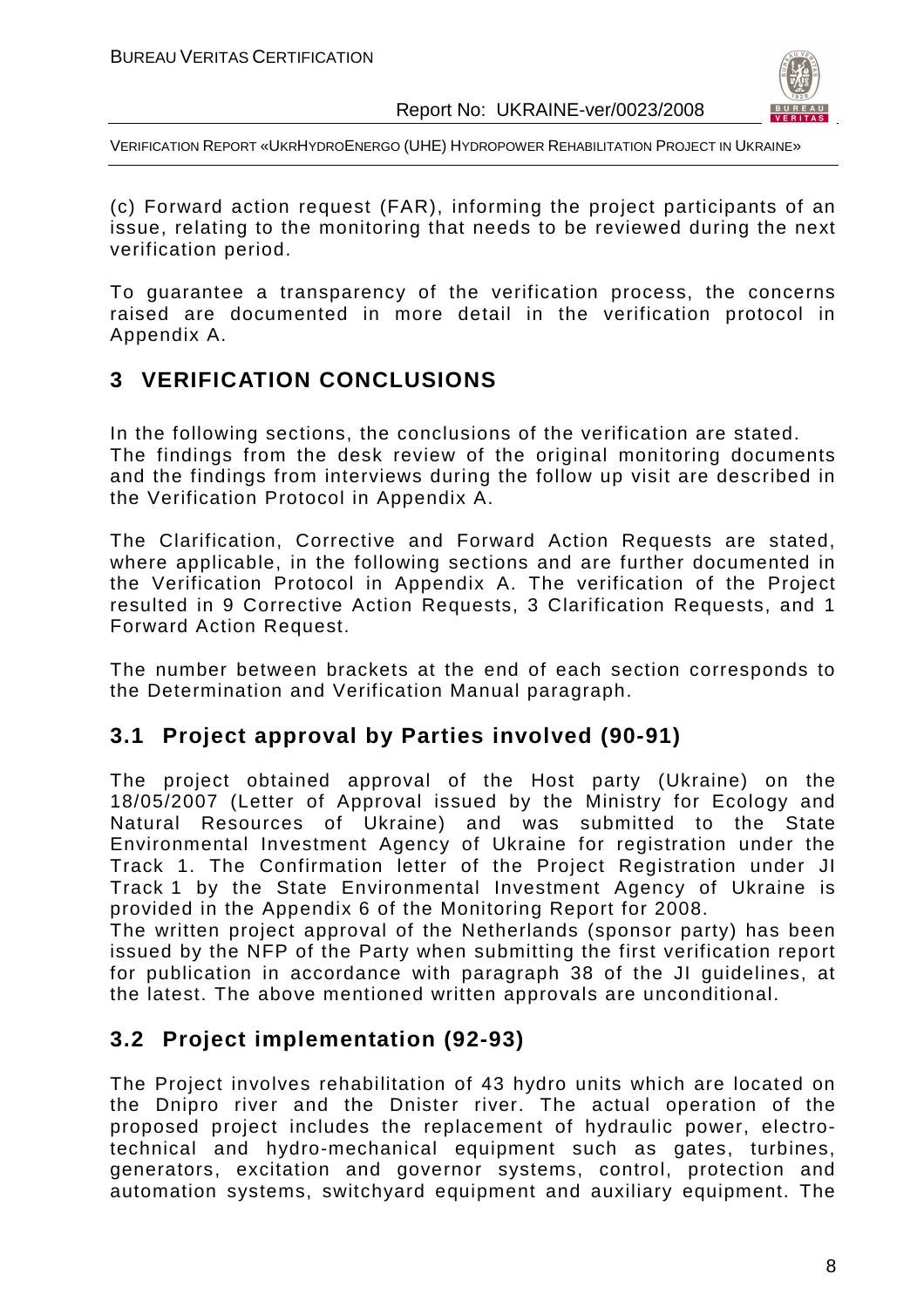(c) Forward action request (FAR), informing the project participants of an issue, relating to the monitoring that needs to be reviewed during the next verification period.

To guarantee a transparency of the verification process, the concerns raised are documented in more detail in the verification protocol in Appendix A.

# 3 VERIFICATION CONCLUSIONS

In the following sections, the conclusions of the verification are stated. The findings from the desk review of the original monitoring documents and the findings from interviews during the follow up visit are described in the Verification Protocol in Appendix A.

The Clarification, Corrective and Forward Action Requests are stated, where applicable, in the following sections and are further documented in the Verification Protocol in Appendix A. The verification of the Project resulted in 9 Corrective Action Requests, 3 Clarification Requests, and 1 Forward Action Request.

The number between brackets at the end of each section corresponds to the Determination and Verification Manual paragraph.

## 3.1 Project approval by Parties involved (90-91)

The project obtained approval of the Host party (Ukraine) on the 18/05/2007 (Letter of Approval issued by the Ministry for Ecology and Natural Resources of Ukraine) and was submitted to the State Environmental Investment Agency of Ukraine for registration under the Track 1. The Confirmation letter of the Project Registration under JI Track 1 by the State Environmental Investment Agency of Ukraine is provided in the Appendix 6 of the Monitoring Report for 2008.

The written project approval of the Netherlands (sponsor party) has been issued by the NFP of the Party when submitting the first verification report for publication in accordance with paragraph 38 of the JI guidelines, at the latest. The above mentioned written approvals are unconditional.

## 3.2 Project implementation (92-93)

The Project involves rehabilitation of 43 hydro units which are located on the Dnipro river and the Dnister river. The actual operation of the proposed project includes the replacement of hydraulic power, electro-technical and hydro-mechanical equipment such as gates, turbines, generators, excitation and governor systems, control, protection and automation systems, switchyard equipment and auxiliary equipment. The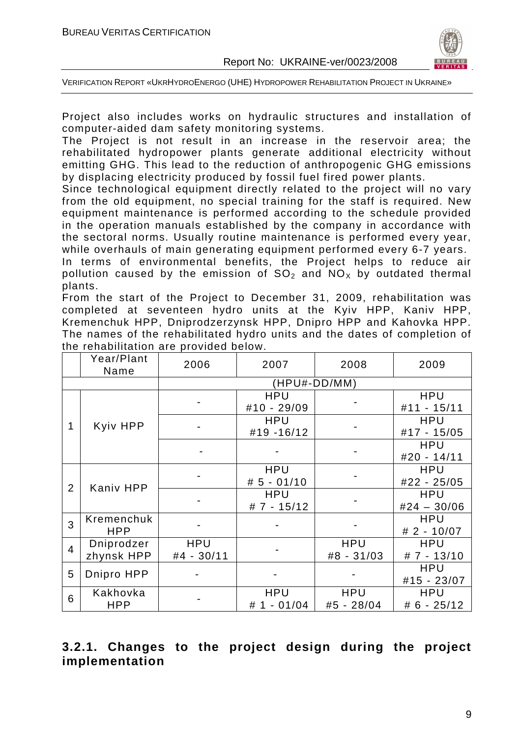Project also includes works on hydraulic structures and installation of computer-aided dam safety monitoring systems.

The Project is not result in an increase in the reservoir area; the rehabilitated hydropower plants generate additional electricity without emitting GHG. This lead to the reduction of anthropogenic GHG emissions by displacing electricity produced by fossil fuel fired power plants.

Since technological equipment directly related to the project will no vary from the old equipment, no special training for the staff is required. New equipment maintenance is performed according to the schedule provided in the operation manuals established by the company in accordance with the sectoral norms. Usually routine maintenance is performed every year, while overhauls of main generating equipment performed every 6-7 years.

In terms of environmental benefits, the Project helps to reduce air pollution caused by the emission of $SO_2$ and $NO_X$ by outdated thermal plants.

From the start of the Project to December 31, 2009, rehabilitation was completed at seventeen hydro units at the Kyiv HPP, Kaniv HPP, Kremenchuk HPP, Dniprodzerzynsk HPP, Dnipro HPP and Kahovka HPP. The names of the rehabilitated hydro units and the dates of completion of the rehabilitation are provided below.

| | Year/Plant Name | 2006 | 2007 | 2008 | 2009 |
|---|---|---|---|---|---|
| | | (HPU#-DD/MM) | | | |
| 1 | Kyiv HPP | - | HPU #10 - 29/09 | - | HPU #11 - 15/11 |
| | | - | HPU #19 -16/12 | - | HPU #17 - 15/05 |
| | | - | - | - | HPU #20 - 14/11 |
| 2 | Kaniv HPP | - | HPU # 5 - 01/10 | - | HPU #22 - 25/05 |
| | | - | HPU # 7 - 15/12 | - | HPU #24 – 30/06 |
| 3 | Kremenchuk HPP | - | - | - | HPU # 2 - 10/07 |
| 4 | Dniprodzer zhynsk HPP | HPU #4 - 30/11 | - | HPU #8 - 31/03 | HPU # 7 - 13/10 |
| 5 | Dnipro HPP | - | - | - | HPU #15 - 23/07 |
| 6 | Kakhovka HPP | - | HPU # 1 - 01/04 | HPU #5 - 28/04 | HPU # 6 - 25/12 |

### 3.2.1. Changes to the project design during the project implementation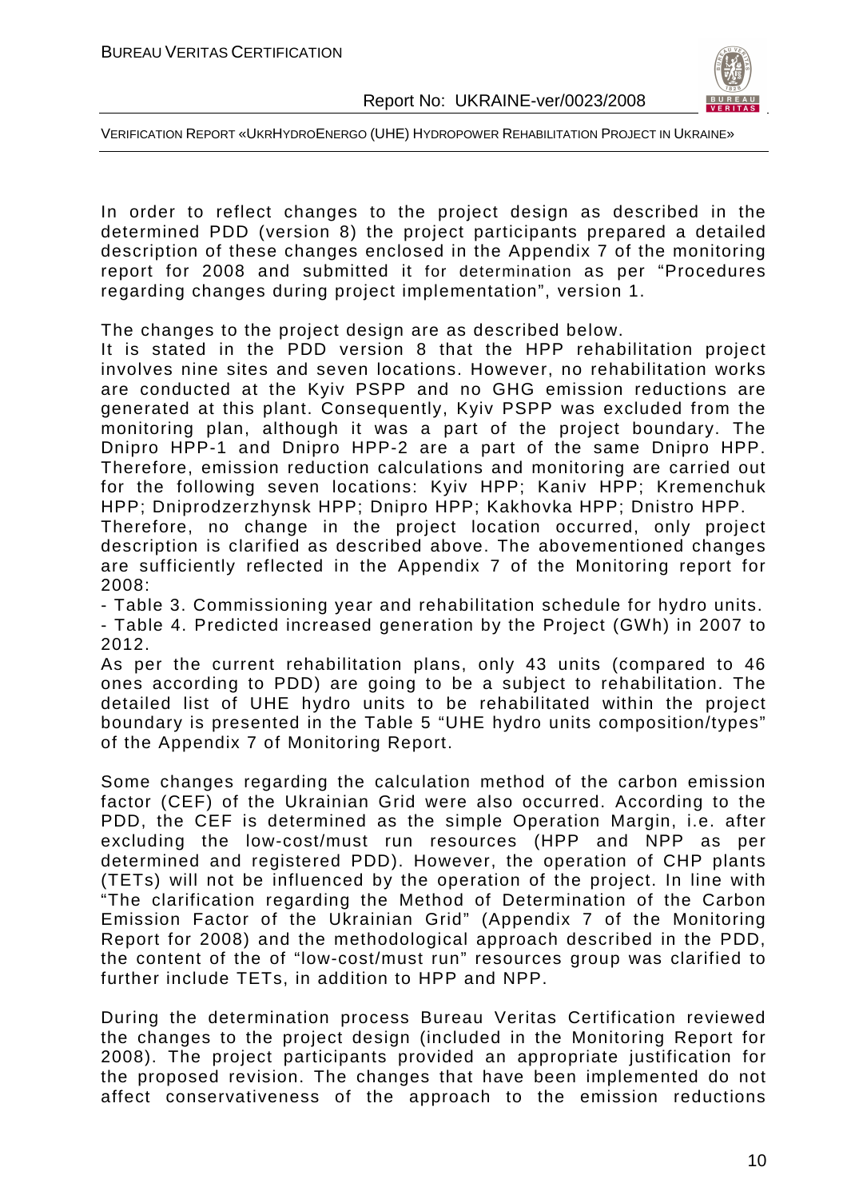In order to reflect changes to the project design as described in the determined PDD (version 8) the project participants prepared a detailed description of these changes enclosed in the Appendix 7 of the monitoring report for 2008 and submitted it for determination as per "Procedures regarding changes during project implementation", version 1.

The changes to the project design are as described below.

It is stated in the PDD version 8 that the HPP rehabilitation project involves nine sites and seven locations. However, no rehabilitation works are conducted at the Kyiv PSPP and no GHG emission reductions are generated at this plant. Consequently, Kyiv PSPP was excluded from the monitoring plan, although it was a part of the project boundary. The Dnipro HPP-1 and Dnipro HPP-2 are a part of the same Dnipro HPP. Therefore, emission reduction calculations and monitoring are carried out for the following seven locations: Kyiv HPP; Kaniv HPP; Kremenchuk HPP; Dniprodzerzhynsk HPP; Dnipro HPP; Kakhovka HPP; Dnistro HPP.

Therefore, no change in the project location occurred, only project description is clarified as described above. The abovementioned changes are sufficiently reflected in the Appendix 7 of the Monitoring report for 2008:

- Table 3. Commissioning year and rehabilitation schedule for hydro units.
- Table 4. Predicted increased generation by the Project (GWh) in 2007 to 2012.

As per the current rehabilitation plans, only 43 units (compared to 46 ones according to PDD) are going to be a subject to rehabilitation. The detailed list of UHE hydro units to be rehabilitated within the project boundary is presented in the Table 5 "UHE hydro units composition/types" of the Appendix 7 of Monitoring Report.

Some changes regarding the calculation method of the carbon emission factor (CEF) of the Ukrainian Grid were also occurred. According to the PDD, the CEF is determined as the simple Operation Margin, i.e. after excluding the low-cost/must run resources (HPP and NPP as per determined and registered PDD). However, the operation of CHP plants (TETs) will not be influenced by the operation of the project. In line with "The clarification regarding the Method of Determination of the Carbon Emission Factor of the Ukrainian Grid" (Appendix 7 of the Monitoring Report for 2008) and the methodological approach described in the PDD, the content of the of "low-cost/must run" resources group was clarified to further include TETs, in addition to HPP and NPP.

During the determination process Bureau Veritas Certification reviewed the changes to the project design (included in the Monitoring Report for 2008). The project participants provided an appropriate justification for the proposed revision. The changes that have been implemented do not affect conservativeness of the approach to the emission reductions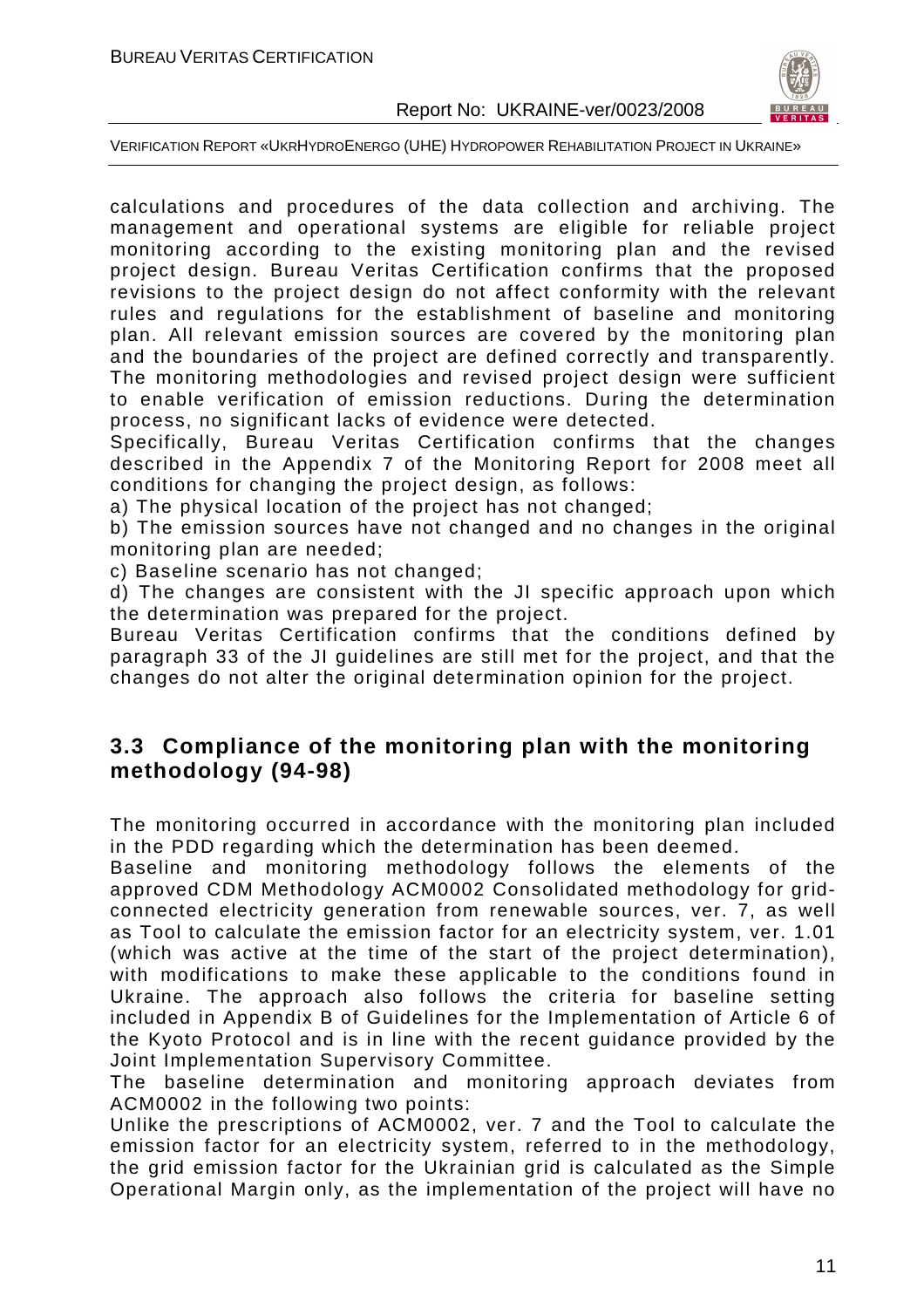calculations and procedures of the data collection and archiving. The management and operational systems are eligible for reliable project monitoring according to the existing monitoring plan and the revised project design. Bureau Veritas Certification confirms that the proposed revisions to the project design do not affect conformity with the relevant rules and regulations for the establishment of baseline and monitoring plan. All relevant emission sources are covered by the monitoring plan and the boundaries of the project are defined correctly and transparently. The monitoring methodologies and revised project design were sufficient to enable verification of emission reductions. During the determination process, no significant lacks of evidence were detected.

Specifically, Bureau Veritas Certification confirms that the changes described in the Appendix 7 of the Monitoring Report for 2008 meet all conditions for changing the project design, as follows:

a) The physical location of the project has not changed;

b) The emission sources have not changed and no changes in the original monitoring plan are needed;

c) Baseline scenario has not changed;

d) The changes are consistent with the JI specific approach upon which the determination was prepared for the project.

Bureau Veritas Certification confirms that the conditions defined by paragraph 33 of the JI guidelines are still met for the project, and that the changes do not alter the original determination opinion for the project.

## 3.3 Compliance of the monitoring plan with the monitoring methodology (94-98)

The monitoring occurred in accordance with the monitoring plan included in the PDD regarding which the determination has been deemed.

Baseline and monitoring methodology follows the elements of the approved CDM Methodology ACM0002 Consolidated methodology for grid-connected electricity generation from renewable sources, ver. 7, as well as Tool to calculate the emission factor for an electricity system, ver. 1.01 (which was active at the time of the start of the project determination), with modifications to make these applicable to the conditions found in Ukraine. The approach also follows the criteria for baseline setting included in Appendix B of Guidelines for the Implementation of Article 6 of the Kyoto Protocol and is in line with the recent guidance provided by the Joint Implementation Supervisory Committee.

The baseline determination and monitoring approach deviates from ACM0002 in the following two points:

Unlike the prescriptions of ACM0002, ver. 7 and the Tool to calculate the emission factor for an electricity system, referred to in the methodology, the grid emission factor for the Ukrainian grid is calculated as the Simple Operational Margin only, as the implementation of the project will have no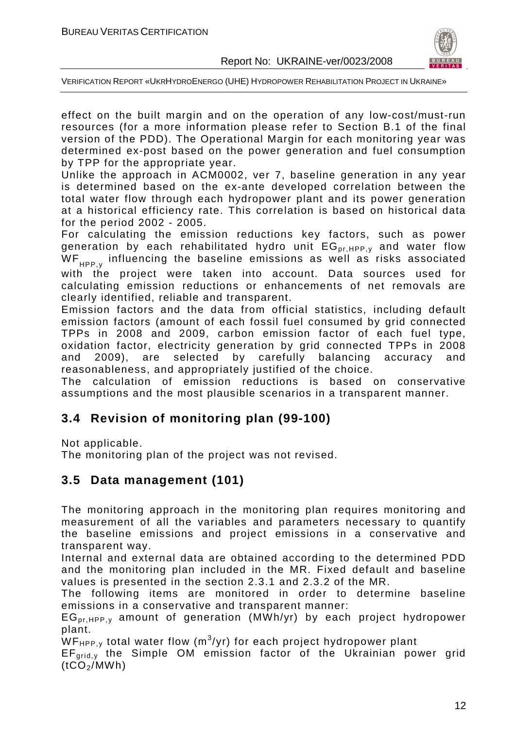effect on the built margin and on the operation of any low-cost/must-run resources (for a more information please refer to Section B.1 of the final version of the PDD). The Operational Margin for each monitoring year was determined ex-post based on the power generation and fuel consumption by TPP for the appropriate year.

Unlike the approach in ACM0002, ver 7, baseline generation in any year is determined based on the ex-ante developed correlation between the total water flow through each hydropower plant and its power generation at a historical efficiency rate. This correlation is based on historical data for the period 2002 - 2005.

For calculating the emission reductions key factors, such as power generation by each rehabilitated hydro unit $EG_{pr,HPP,y}$ and water flow $WF_{HPP,y}$ influencing the baseline emissions as well as risks associated with the project were taken into account. Data sources used for calculating emission reductions or enhancements of net removals are clearly identified, reliable and transparent.

Emission factors and the data from official statistics, including default emission factors (amount of each fossil fuel consumed by grid connected TPPs in 2008 and 2009, carbon emission factor of each fuel type, oxidation factor, electricity generation by grid connected TPPs in 2008 and 2009), are selected by carefully balancing accuracy and reasonableness, and appropriately justified of the choice.

The calculation of emission reductions is based on conservative assumptions and the most plausible scenarios in a transparent manner.

## 3.4 Revision of monitoring plan (99-100)

Not applicable.

The monitoring plan of the project was not revised.

## 3.5 Data management (101)

The monitoring approach in the monitoring plan requires monitoring and measurement of all the variables and parameters necessary to quantify the baseline emissions and project emissions in a conservative and transparent way.

Internal and external data are obtained according to the determined PDD and the monitoring plan included in the MR. Fixed default and baseline values is presented in the section 2.3.1 and 2.3.2 of the MR.

The following items are monitored in order to determine baseline emissions in a conservative and transparent manner:

$EG_{pr,HPP,y}$ amount of generation (MWh/yr) by each project hydropower plant.

$WF_{HPP,y}$ total water flow ($m^3$/yr) for each project hydropower plant

$EF_{grid,y}$ the Simple OM emission factor of the Ukrainian power grid ($tCO_2$/MWh)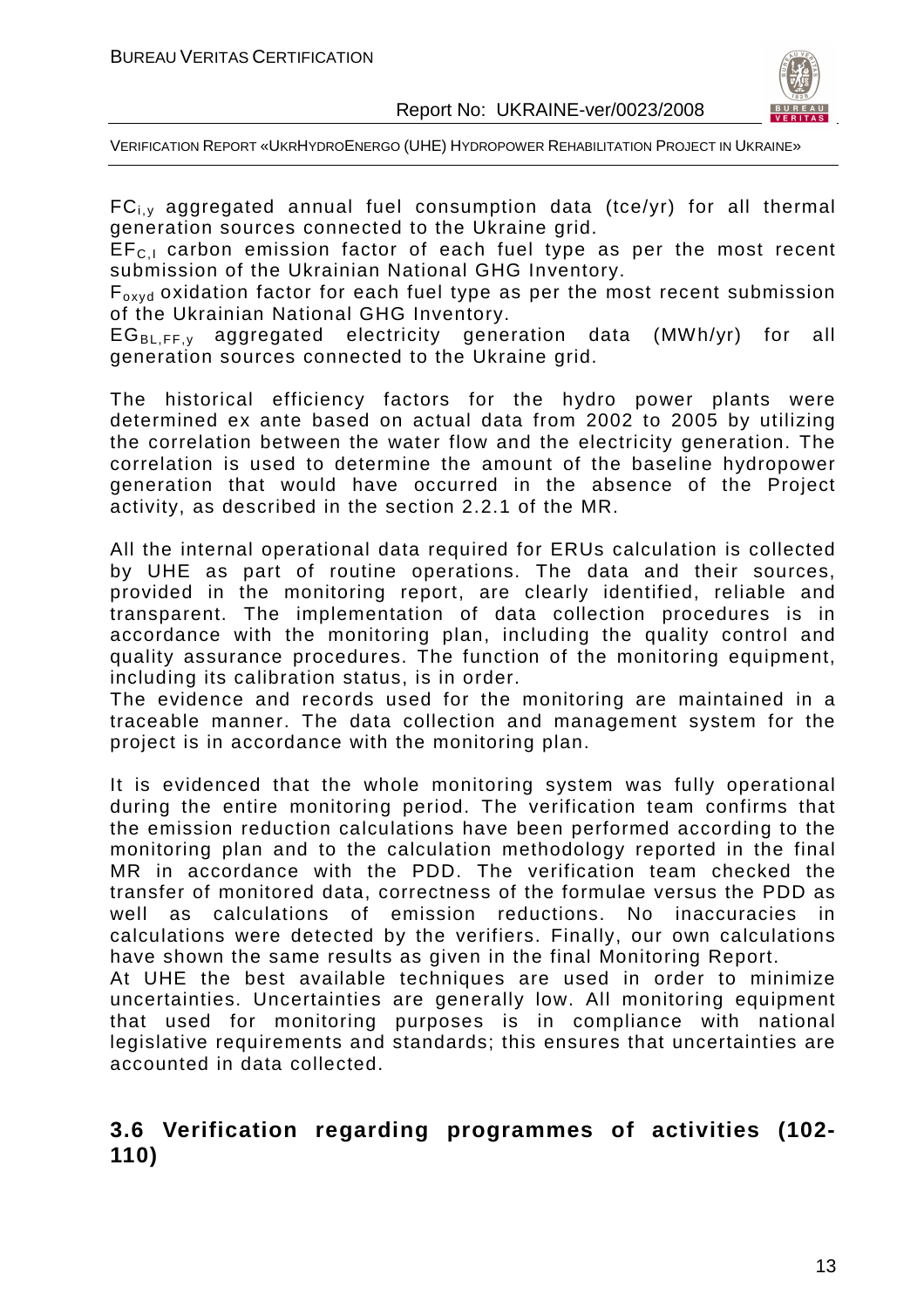$FC_{i,y}$ aggregated annual fuel consumption data (tce/yr) for all thermal generation sources connected to the Ukraine grid.

$EF_{C,I}$ carbon emission factor of each fuel type as per the most recent submission of the Ukrainian National GHG Inventory.

$F_{oxyd}$ oxidation factor for each fuel type as per the most recent submission of the Ukrainian National GHG Inventory.

$EG_{BL,FF,y}$ aggregated electricity generation data (MWh/yr) for all generation sources connected to the Ukraine grid.

The historical efficiency factors for the hydro power plants were determined ex ante based on actual data from 2002 to 2005 by utilizing the correlation between the water flow and the electricity generation. The correlation is used to determine the amount of the baseline hydropower generation that would have occurred in the absence of the Project activity, as described in the section 2.2.1 of the MR.

All the internal operational data required for ERUs calculation is collected by UHE as part of routine operations. The data and their sources, provided in the monitoring report, are clearly identified, reliable and transparent. The implementation of data collection procedures is in accordance with the monitoring plan, including the quality control and quality assurance procedures. The function of the monitoring equipment, including its calibration status, is in order.
The evidence and records used for the monitoring are maintained in a traceable manner. The data collection and management system for the project is in accordance with the monitoring plan.

It is evidenced that the whole monitoring system was fully operational during the entire monitoring period. The verification team confirms that the emission reduction calculations have been performed according to the monitoring plan and to the calculation methodology reported in the final MR in accordance with the PDD. The verification team checked the transfer of monitored data, correctness of the formulae versus the PDD as well as calculations of emission reductions. No inaccuracies in calculations were detected by the verifiers. Finally, our own calculations have shown the same results as given in the final Monitoring Report.
At UHE the best available techniques are used in order to minimize uncertainties. Uncertainties are generally low. All monitoring equipment that used for monitoring purposes is in compliance with national legislative requirements and standards; this ensures that uncertainties are accounted in data collected.

## 3.6 Verification regarding programmes of activities (102-110)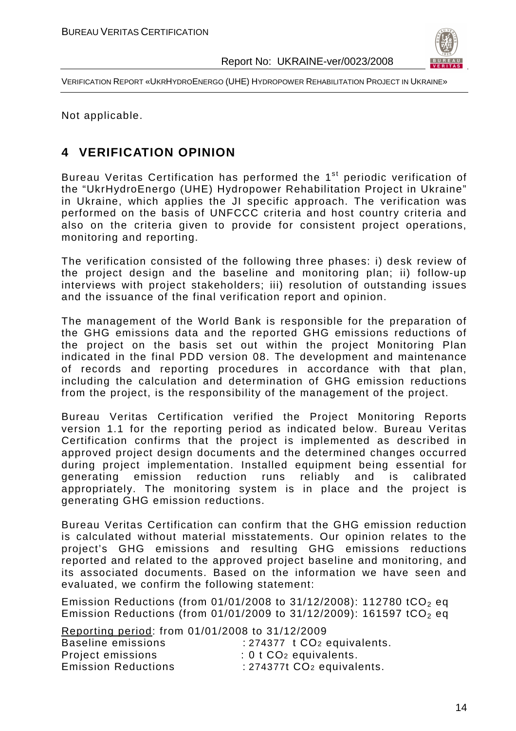Not applicable.

## 4 VERIFICATION OPINION

Bureau Veritas Certification has performed the 1st periodic verification of the "UkrHydroEnergo (UHE) Hydropower Rehabilitation Project in Ukraine" in Ukraine, which applies the JI specific approach. The verification was performed on the basis of UNFCCC criteria and host country criteria and also on the criteria given to provide for consistent project operations, monitoring and reporting.

The verification consisted of the following three phases: i) desk review of the project design and the baseline and monitoring plan; ii) follow-up interviews with project stakeholders; iii) resolution of outstanding issues and the issuance of the final verification report and opinion.

The management of the World Bank is responsible for the preparation of the GHG emissions data and the reported GHG emissions reductions of the project on the basis set out within the project Monitoring Plan indicated in the final PDD version 08. The development and maintenance of records and reporting procedures in accordance with that plan, including the calculation and determination of GHG emission reductions from the project, is the responsibility of the management of the project.

Bureau Veritas Certification verified the Project Monitoring Reports version 1.1 for the reporting period as indicated below. Bureau Veritas Certification confirms that the project is implemented as described in approved project design documents and the determined changes occurred during project implementation. Installed equipment being essential for generating emission reduction runs reliably and is calibrated appropriately. The monitoring system is in place and the project is generating GHG emission reductions.

Bureau Veritas Certification can confirm that the GHG emission reduction is calculated without material misstatements. Our opinion relates to the project's GHG emissions and resulting GHG emissions reductions reported and related to the approved project baseline and monitoring, and its associated documents. Based on the information we have seen and evaluated, we confirm the following statement:

Emission Reductions (from 01/01/2008 to 31/12/2008): 112780 $tCO_2$ eq
Emission Reductions (from 01/01/2009 to 31/12/2009): 161597 $tCO_2$ eq

Reporting period: from 01/01/2008 to 31/12/2009

Baseline emissions : 274377 t $CO_2$ equivalents.
Project emissions : 0 t $CO_2$ equivalents.
Emission Reductions : 274377t $CO_2$ equivalents.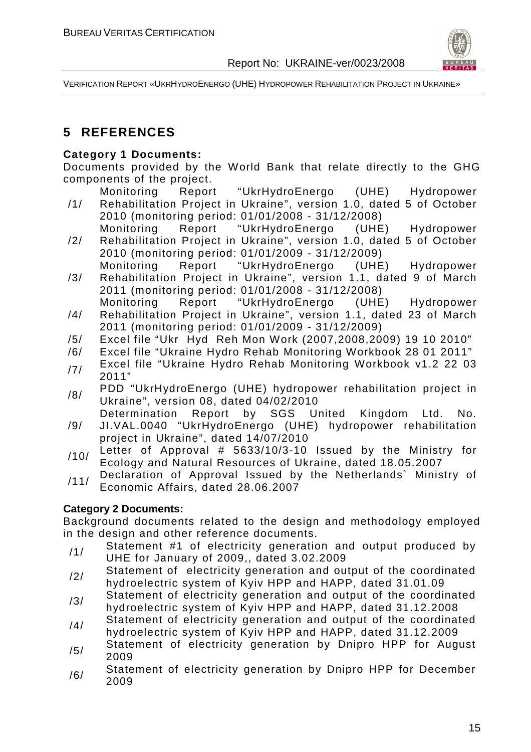# 5 REFERENCES

**Category 1 Documents:**

Documents provided by the World Bank that relate directly to the GHG components of the project.

/1/ Monitoring Report "UkrHydroEnergo (UHE) Hydropower Rehabilitation Project in Ukraine", version 1.0, dated 5 of October 2010 (monitoring period: 01/01/2008 - 31/12/2008)

/2/ Monitoring Report "UkrHydroEnergo (UHE) Hydropower Rehabilitation Project in Ukraine", version 1.0, dated 5 of October 2010 (monitoring period: 01/01/2009 - 31/12/2009)

/3/ Monitoring Report "UkrHydroEnergo (UHE) Hydropower Rehabilitation Project in Ukraine", version 1.1, dated 9 of March 2011 (monitoring period: 01/01/2008 - 31/12/2008)

/4/ Monitoring Report "UkrHydroEnergo (UHE) Hydropower Rehabilitation Project in Ukraine", version 1.1, dated 23 of March 2011 (monitoring period: 01/01/2009 - 31/12/2009)

/5/ Excel file "Ukr Hyd Reh Mon Work (2007,2008,2009) 19 10 2010"

/6/ Excel file "Ukraine Hydro Rehab Monitoring Workbook 28 01 2011"

/7/ Excel file "Ukraine Hydro Rehab Monitoring Workbook v1.2 22 03 2011"

/8/ PDD "UkrHydroEnergo (UHE) hydropower rehabilitation project in Ukraine", version 08, dated 04/02/2010

/9/ Determination Report by SGS United Kingdom Ltd. No. JI.VAL.0040 "UkrHydroEnergo (UHE) hydropower rehabilitation project in Ukraine", dated 14/07/2010

/10/ Letter of Approval # 5633/10/3-10 Issued by the Ministry for Ecology and Natural Resources of Ukraine, dated 18.05.2007

/11/ Declaration of Approval Issued by the Netherlands` Ministry of Economic Affairs, dated 28.06.2007

**Category 2 Documents:**

Background documents related to the design and methodology employed in the design and other reference documents.

/1/ Statement #1 of electricity generation and output produced by UHE for January of 2009,, dated 3.02.2009

/2/ Statement of electricity generation and output of the coordinated hydroelectric system of Kyiv HPP and HAPP, dated 31.01.09

/3/ Statement of electricity generation and output of the coordinated hydroelectric system of Kyiv HPP and HAPP, dated 31.12.2008

/4/ Statement of electricity generation and output of the coordinated hydroelectric system of Kyiv HPP and HAPP, dated 31.12.2009

/5/ Statement of electricity generation by Dnipro HPP for August 2009

/6/ Statement of electricity generation by Dnipro HPP for December 2009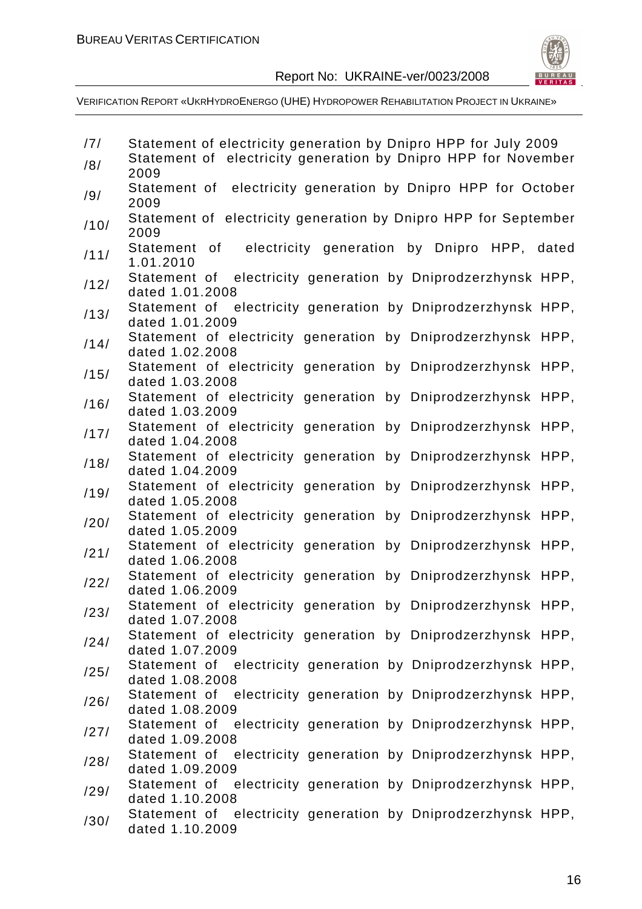/7/ Statement of electricity generation by Dnipro HPP for July 2009

/8/ Statement of electricity generation by Dnipro HPP for November 2009

/9/ Statement of electricity generation by Dnipro HPP for October 2009

/10/ Statement of electricity generation by Dnipro HPP for September 2009

/11/ Statement of electricity generation by Dnipro HPP, dated 1.01.2010

/12/ Statement of electricity generation by Dniprodzerzhynsk HPP, dated 1.01.2008

/13/ Statement of electricity generation by Dniprodzerzhynsk HPP, dated 1.01.2009

/14/ Statement of electricity generation by Dniprodzerzhynsk HPP, dated 1.02.2008

/15/ Statement of electricity generation by Dniprodzerzhynsk HPP, dated 1.03.2008

/16/ Statement of electricity generation by Dniprodzerzhynsk HPP, dated 1.03.2009

/17/ Statement of electricity generation by Dniprodzerzhynsk HPP, dated 1.04.2008

/18/ Statement of electricity generation by Dniprodzerzhynsk HPP, dated 1.04.2009

/19/ Statement of electricity generation by Dniprodzerzhynsk HPP, dated 1.05.2008

/20/ Statement of electricity generation by Dniprodzerzhynsk HPP, dated 1.05.2009

/21/ Statement of electricity generation by Dniprodzerzhynsk HPP, dated 1.06.2008

/22/ Statement of electricity generation by Dniprodzerzhynsk HPP, dated 1.06.2009

/23/ Statement of electricity generation by Dniprodzerzhynsk HPP, dated 1.07.2008

/24/ Statement of electricity generation by Dniprodzerzhynsk HPP, dated 1.07.2009

/25/ Statement of electricity generation by Dniprodzerzhynsk HPP, dated 1.08.2008

/26/ Statement of electricity generation by Dniprodzerzhynsk HPP, dated 1.08.2009

/27/ Statement of electricity generation by Dniprodzerzhynsk HPP, dated 1.09.2008

/28/ Statement of electricity generation by Dniprodzerzhynsk HPP, dated 1.09.2009

/29/ Statement of electricity generation by Dniprodzerzhynsk HPP, dated 1.10.2008

/30/ Statement of electricity generation by Dniprodzerzhynsk HPP, dated 1.10.2009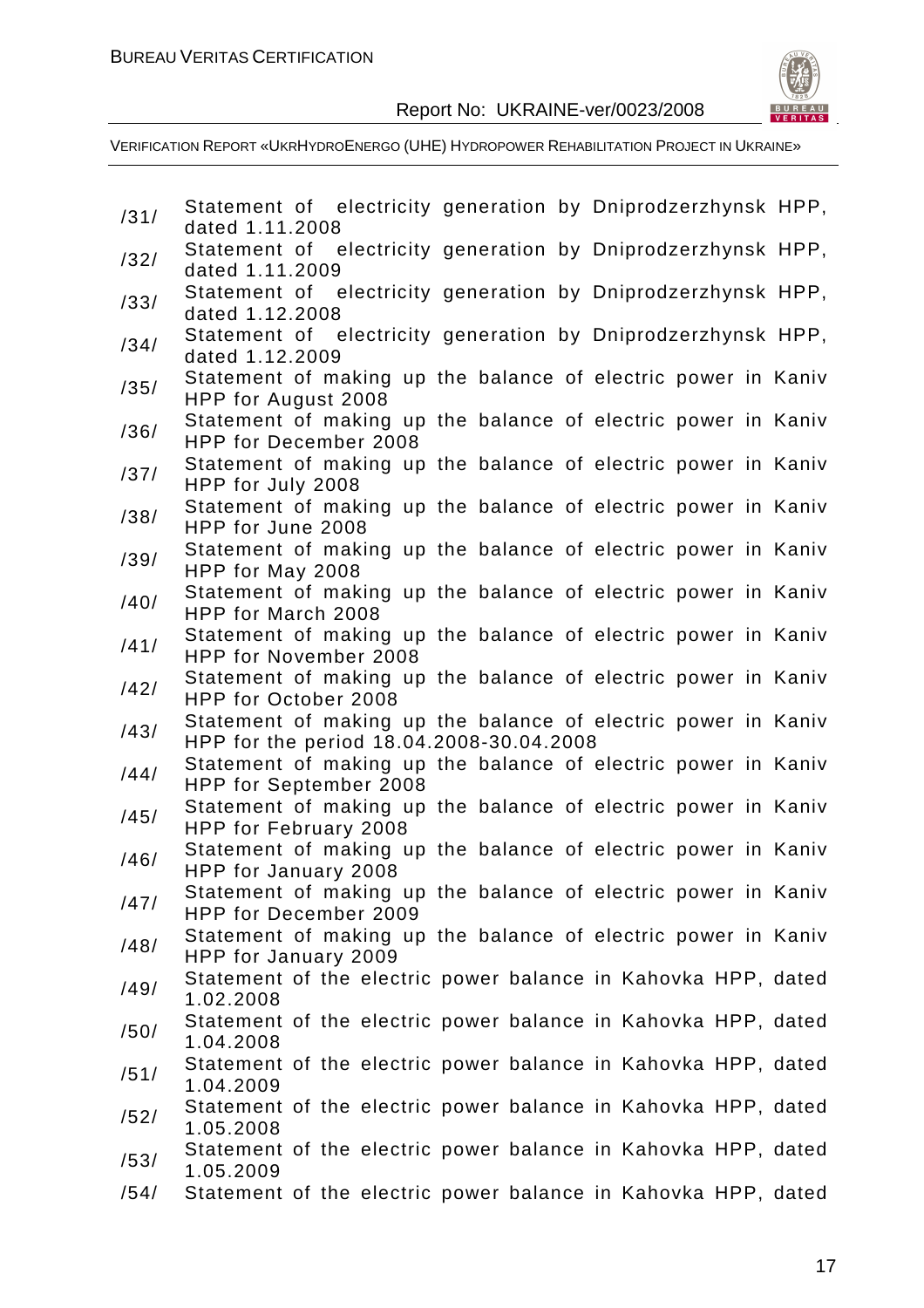/31/ Statement of electricity generation by Dniprodzerzhynsk HPP, dated 1.11.2008

/32/ Statement of electricity generation by Dniprodzerzhynsk HPP, dated 1.11.2009

/33/ Statement of electricity generation by Dniprodzerzhynsk HPP, dated 1.12.2008

/34/ Statement of electricity generation by Dniprodzerzhynsk HPP, dated 1.12.2009

/35/ Statement of making up the balance of electric power in Kaniv HPP for August 2008

/36/ Statement of making up the balance of electric power in Kaniv HPP for December 2008

/37/ Statement of making up the balance of electric power in Kaniv HPP for July 2008

/38/ Statement of making up the balance of electric power in Kaniv HPP for June 2008

/39/ Statement of making up the balance of electric power in Kaniv HPP for May 2008

/40/ Statement of making up the balance of electric power in Kaniv HPP for March 2008

/41/ Statement of making up the balance of electric power in Kaniv HPP for November 2008

/42/ Statement of making up the balance of electric power in Kaniv HPP for October 2008

/43/ Statement of making up the balance of electric power in Kaniv HPP for the period 18.04.2008-30.04.2008

/44/ Statement of making up the balance of electric power in Kaniv HPP for September 2008

/45/ Statement of making up the balance of electric power in Kaniv HPP for February 2008

/46/ Statement of making up the balance of electric power in Kaniv HPP for January 2008

/47/ Statement of making up the balance of electric power in Kaniv HPP for December 2009

/48/ Statement of making up the balance of electric power in Kaniv HPP for January 2009

/49/ Statement of the electric power balance in Kahovka HPP, dated 1.02.2008

/50/ Statement of the electric power balance in Kahovka HPP, dated 1.04.2008

/51/ Statement of the electric power balance in Kahovka HPP, dated 1.04.2009

/52/ Statement of the electric power balance in Kahovka HPP, dated 1.05.2008

/53/ Statement of the electric power balance in Kahovka HPP, dated 1.05.2009

/54/ Statement of the electric power balance in Kahovka HPP, dated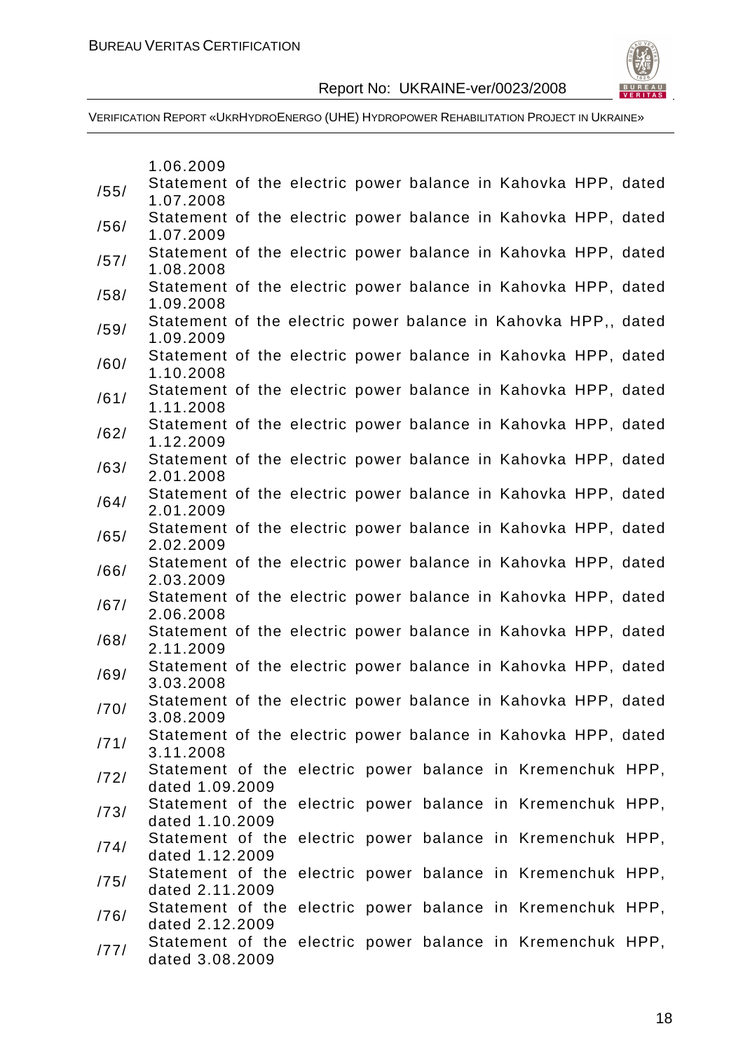1.06.2009

| | |
|---|---|
| /55/ | Statement of the electric power balance in Kahovka HPP, dated 1.07.2008 |
| /56/ | Statement of the electric power balance in Kahovka HPP, dated 1.07.2009 |
| /57/ | Statement of the electric power balance in Kahovka HPP, dated 1.08.2008 |
| /58/ | Statement of the electric power balance in Kahovka HPP, dated 1.09.2008 |
| /59/ | Statement of the electric power balance in Kahovka HPP,, dated 1.09.2009 |
| /60/ | Statement of the electric power balance in Kahovka HPP, dated 1.10.2008 |
| /61/ | Statement of the electric power balance in Kahovka HPP, dated 1.11.2008 |
| /62/ | Statement of the electric power balance in Kahovka HPP, dated 1.12.2009 |
| /63/ | Statement of the electric power balance in Kahovka HPP, dated 2.01.2008 |
| /64/ | Statement of the electric power balance in Kahovka HPP, dated 2.01.2009 |
| /65/ | Statement of the electric power balance in Kahovka HPP, dated 2.02.2009 |
| /66/ | Statement of the electric power balance in Kahovka HPP, dated 2.03.2009 |
| /67/ | Statement of the electric power balance in Kahovka HPP, dated 2.06.2008 |
| /68/ | Statement of the electric power balance in Kahovka HPP, dated 2.11.2009 |
| /69/ | Statement of the electric power balance in Kahovka HPP, dated 3.03.2008 |
| /70/ | Statement of the electric power balance in Kahovka HPP, dated 3.08.2009 |
| /71/ | Statement of the electric power balance in Kahovka HPP, dated 3.11.2008 |
| /72/ | Statement of the electric power balance in Kremenchuk HPP, dated 1.09.2009 |
| /73/ | Statement of the electric power balance in Kremenchuk HPP, dated 1.10.2009 |
| /74/ | Statement of the electric power balance in Kremenchuk HPP, dated 1.12.2009 |
| /75/ | Statement of the electric power balance in Kremenchuk HPP, dated 2.11.2009 |
| /76/ | Statement of the electric power balance in Kremenchuk HPP, dated 2.12.2009 |
| /77/ | Statement of the electric power balance in Kremenchuk HPP, dated 3.08.2009 |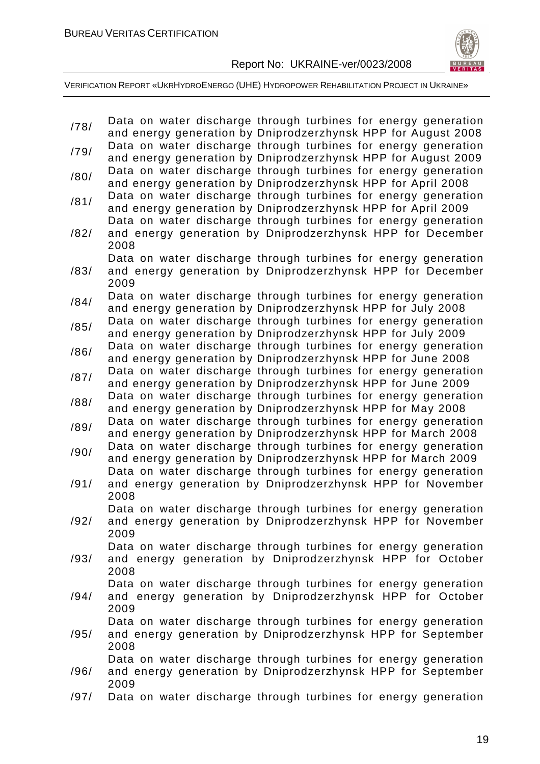/78/ Data on water discharge through turbines for energy generation and energy generation by Dniprodzerzhynsk HPP for August 2008

/79/ Data on water discharge through turbines for energy generation and energy generation by Dniprodzerzhynsk HPP for August 2009

/80/ Data on water discharge through turbines for energy generation and energy generation by Dniprodzerzhynsk HPP for April 2008

/81/ Data on water discharge through turbines for energy generation and energy generation by Dniprodzerzhynsk HPP for April 2009

/82/ Data on water discharge through turbines for energy generation and energy generation by Dniprodzerzhynsk HPP for December 2008

/83/ Data on water discharge through turbines for energy generation and energy generation by Dniprodzerzhynsk HPP for December 2009

/84/ Data on water discharge through turbines for energy generation and energy generation by Dniprodzerzhynsk HPP for July 2008

/85/ Data on water discharge through turbines for energy generation and energy generation by Dniprodzerzhynsk HPP for July 2009

/86/ Data on water discharge through turbines for energy generation and energy generation by Dniprodzerzhynsk HPP for June 2008

/87/ Data on water discharge through turbines for energy generation and energy generation by Dniprodzerzhynsk HPP for June 2009

/88/ Data on water discharge through turbines for energy generation and energy generation by Dniprodzerzhynsk HPP for May 2008

/89/ Data on water discharge through turbines for energy generation and energy generation by Dniprodzerzhynsk HPP for March 2008

/90/ Data on water discharge through turbines for energy generation and energy generation by Dniprodzerzhynsk HPP for March 2009

/91/ Data on water discharge through turbines for energy generation and energy generation by Dniprodzerzhynsk HPP for November 2008

/92/ Data on water discharge through turbines for energy generation and energy generation by Dniprodzerzhynsk HPP for November 2009

/93/ Data on water discharge through turbines for energy generation and energy generation by Dniprodzerzhynsk HPP for October 2008

/94/ Data on water discharge through turbines for energy generation and energy generation by Dniprodzerzhynsk HPP for October 2009

/95/ Data on water discharge through turbines for energy generation and energy generation by Dniprodzerzhynsk HPP for September 2008

/96/ Data on water discharge through turbines for energy generation and energy generation by Dniprodzerzhynsk HPP for September 2009

/97/ Data on water discharge through turbines for energy generation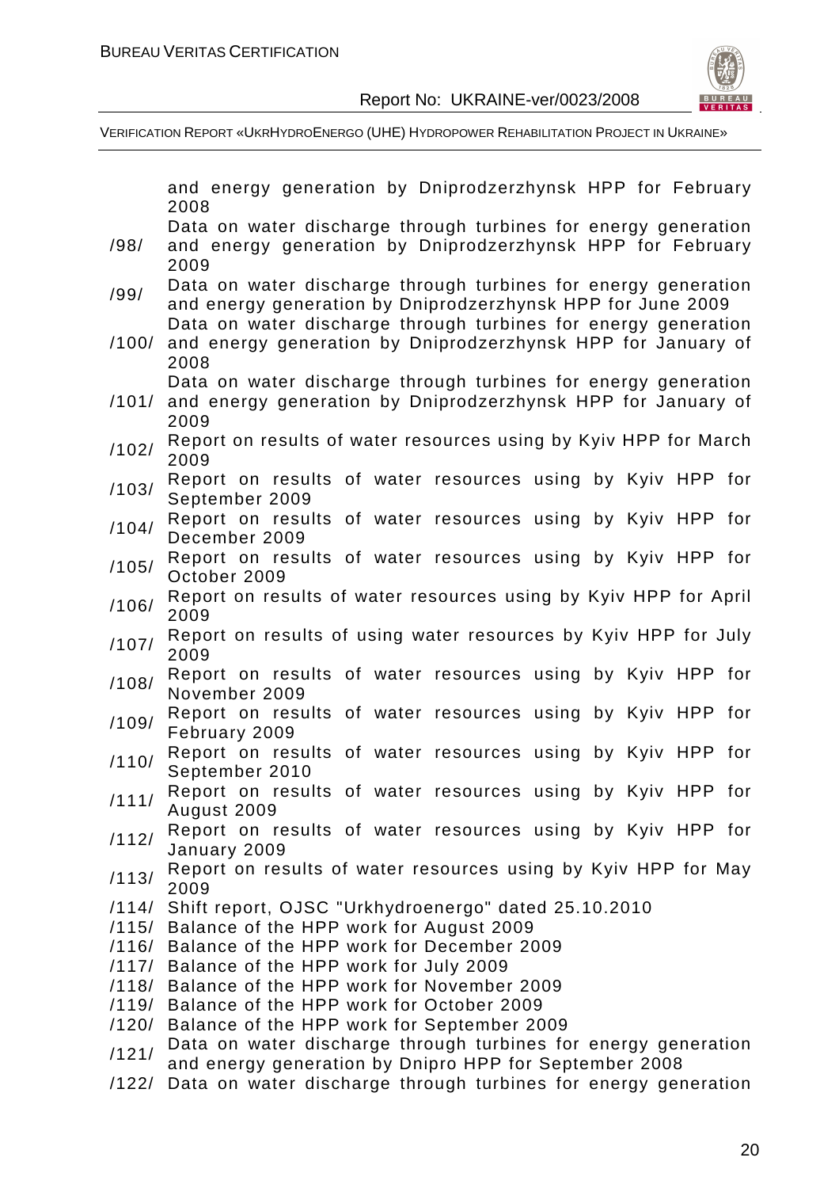| | |
|---|---|
| | and energy generation by Dniprodzerzhynsk HPP for February 2008 |
| /98/ | Data on water discharge through turbines for energy generation and energy generation by Dniprodzerzhynsk HPP for February 2009 |
| /99/ | Data on water discharge through turbines for energy generation and energy generation by Dniprodzerzhynsk HPP for June 2009 |
| /100/ | Data on water discharge through turbines for energy generation and energy generation by Dniprodzerzhynsk HPP for January of 2008 |
| /101/ | Data on water discharge through turbines for energy generation and energy generation by Dniprodzerzhynsk HPP for January of 2009 |
| /102/ | Report on results of water resources using by Kyiv HPP for March 2009 |
| /103/ | Report on results of water resources using by Kyiv HPP for September 2009 |
| /104/ | Report on results of water resources using by Kyiv HPP for December 2009 |
| /105/ | Report on results of water resources using by Kyiv HPP for October 2009 |
| /106/ | Report on results of water resources using by Kyiv HPP for April 2009 |
| /107/ | Report on results of using water resources by Kyiv HPP for July 2009 |
| /108/ | Report on results of water resources using by Kyiv HPP for November 2009 |
| /109/ | Report on results of water resources using by Kyiv HPP for February 2009 |
| /110/ | Report on results of water resources using by Kyiv HPP for September 2010 |
| /111/ | Report on results of water resources using by Kyiv HPP for August 2009 |
| /112/ | Report on results of water resources using by Kyiv HPP for January 2009 |
| /113/ | Report on results of water resources using by Kyiv HPP for May 2009 |
| /114/ | Shift report, OJSC "Urkhydroenergo" dated 25.10.2010 |
| /115/ | Balance of the HPP work for August 2009 |
| /116/ | Balance of the HPP work for December 2009 |
| /117/ | Balance of the HPP work for July 2009 |
| /118/ | Balance of the HPP work for November 2009 |
| /119/ | Balance of the HPP work for October 2009 |
| /120/ | Balance of the HPP work for September 2009 |
| /121/ | Data on water discharge through turbines for energy generation and energy generation by Dnipro HPP for September 2008 |
| /122/ | Data on water discharge through turbines for energy generation |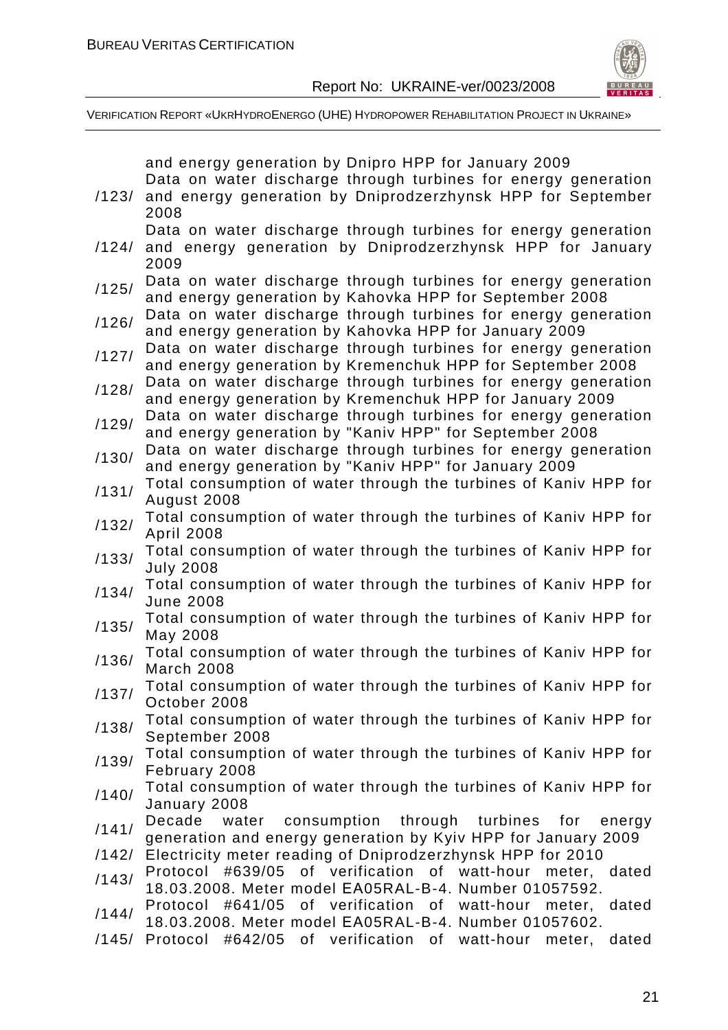| | |
|---|---|
| | and energy generation by Dnipro HPP for January 2009 |
| /123/ | Data on water discharge through turbines for energy generation and energy generation by Dniprodzerzhynsk HPP for September 2008 |
| /124/ | Data on water discharge through turbines for energy generation and energy generation by Dniprodzerzhynsk HPP for January 2009 |
| /125/ | Data on water discharge through turbines for energy generation and energy generation by Kahovka HPP for September 2008 |
| /126/ | Data on water discharge through turbines for energy generation and energy generation by Kahovka HPP for January 2009 |
| /127/ | Data on water discharge through turbines for energy generation and energy generation by Kremenchuk HPP for September 2008 |
| /128/ | Data on water discharge through turbines for energy generation and energy generation by Kremenchuk HPP for January 2009 |
| /129/ | Data on water discharge through turbines for energy generation and energy generation by "Kaniv HPP" for September 2008 |
| /130/ | Data on water discharge through turbines for energy generation and energy generation by "Kaniv HPP" for January 2009 |
| /131/ | Total consumption of water through the turbines of Kaniv HPP for August 2008 |
| /132/ | Total consumption of water through the turbines of Kaniv HPP for April 2008 |
| /133/ | Total consumption of water through the turbines of Kaniv HPP for July 2008 |
| /134/ | Total consumption of water through the turbines of Kaniv HPP for June 2008 |
| /135/ | Total consumption of water through the turbines of Kaniv HPP for May 2008 |
| /136/ | Total consumption of water through the turbines of Kaniv HPP for March 2008 |
| /137/ | Total consumption of water through the turbines of Kaniv HPP for October 2008 |
| /138/ | Total consumption of water through the turbines of Kaniv HPP for September 2008 |
| /139/ | Total consumption of water through the turbines of Kaniv HPP for February 2008 |
| /140/ | Total consumption of water through the turbines of Kaniv HPP for January 2008 |
| /141/ | Decade water consumption through turbines for energy generation and energy generation by Kyiv HPP for January 2009 |
| /142/ | Electricity meter reading of Dniprodzerzhynsk HPP for 2010 |
| /143/ | Protocol #639/05 of verification of watt-hour meter, dated 18.03.2008. Meter model EA05RAL-B-4. Number 01057592. |
| /144/ | Protocol #641/05 of verification of watt-hour meter, dated 18.03.2008. Meter model EA05RAL-B-4. Number 01057602. |
| /145/ | Protocol #642/05 of verification of watt-hour meter, dated |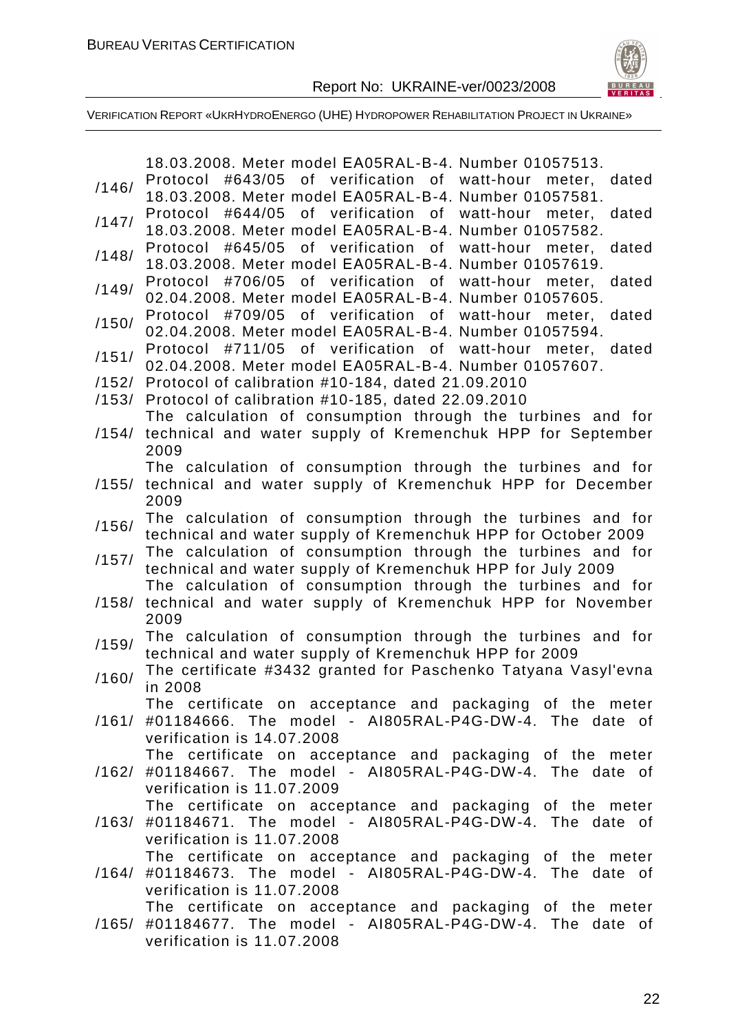18.03.2008. Meter model EA05RAL-B-4. Number 01057513.

| | |
|---|---|
| /146/ | Protocol #643/05 of verification of watt-hour meter, dated 18.03.2008. Meter model EA05RAL-B-4. Number 01057581. |
| /147/ | Protocol #644/05 of verification of watt-hour meter, dated 18.03.2008. Meter model EA05RAL-B-4. Number 01057582. |
| /148/ | Protocol #645/05 of verification of watt-hour meter, dated 18.03.2008. Meter model EA05RAL-B-4. Number 01057619. |
| /149/ | Protocol #706/05 of verification of watt-hour meter, dated 02.04.2008. Meter model EA05RAL-B-4. Number 01057605. |
| /150/ | Protocol #709/05 of verification of watt-hour meter, dated 02.04.2008. Meter model EA05RAL-B-4. Number 01057594. |
| /151/ | Protocol #711/05 of verification of watt-hour meter, dated 02.04.2008. Meter model EA05RAL-B-4. Number 01057607. |
| /152/ | Protocol of calibration #10-184, dated 21.09.2010 |
| /153/ | Protocol of calibration #10-185, dated 22.09.2010 |
| /154/ | The calculation of consumption through the turbines and for technical and water supply of Kremenchuk HPP for September 2009 |
| /155/ | The calculation of consumption through the turbines and for technical and water supply of Kremenchuk HPP for December 2009 |
| /156/ | The calculation of consumption through the turbines and for technical and water supply of Kremenchuk HPP for October 2009 |
| /157/ | The calculation of consumption through the turbines and for technical and water supply of Kremenchuk HPP for July 2009 |
| /158/ | The calculation of consumption through the turbines and for technical and water supply of Kremenchuk HPP for November 2009 |
| /159/ | The calculation of consumption through the turbines and for technical and water supply of Kremenchuk HPP for 2009 |
| /160/ | The certificate #3432 granted for Paschenko Tatyana Vasyl'evna in 2008 |
| /161/ | The certificate on acceptance and packaging of the meter #01184666. The model - AI805RAL-P4G-DW-4. The date of verification is 14.07.2008 |
| /162/ | The certificate on acceptance and packaging of the meter #01184667. The model - AI805RAL-P4G-DW-4. The date of verification is 11.07.2009 |
| /163/ | The certificate on acceptance and packaging of the meter #01184671. The model - AI805RAL-P4G-DW-4. The date of verification is 11.07.2008 |
| /164/ | The certificate on acceptance and packaging of the meter #01184673. The model - AI805RAL-P4G-DW-4. The date of verification is 11.07.2008 |
| /165/ | The certificate on acceptance and packaging of the meter #01184677. The model - AI805RAL-P4G-DW-4. The date of verification is 11.07.2008 |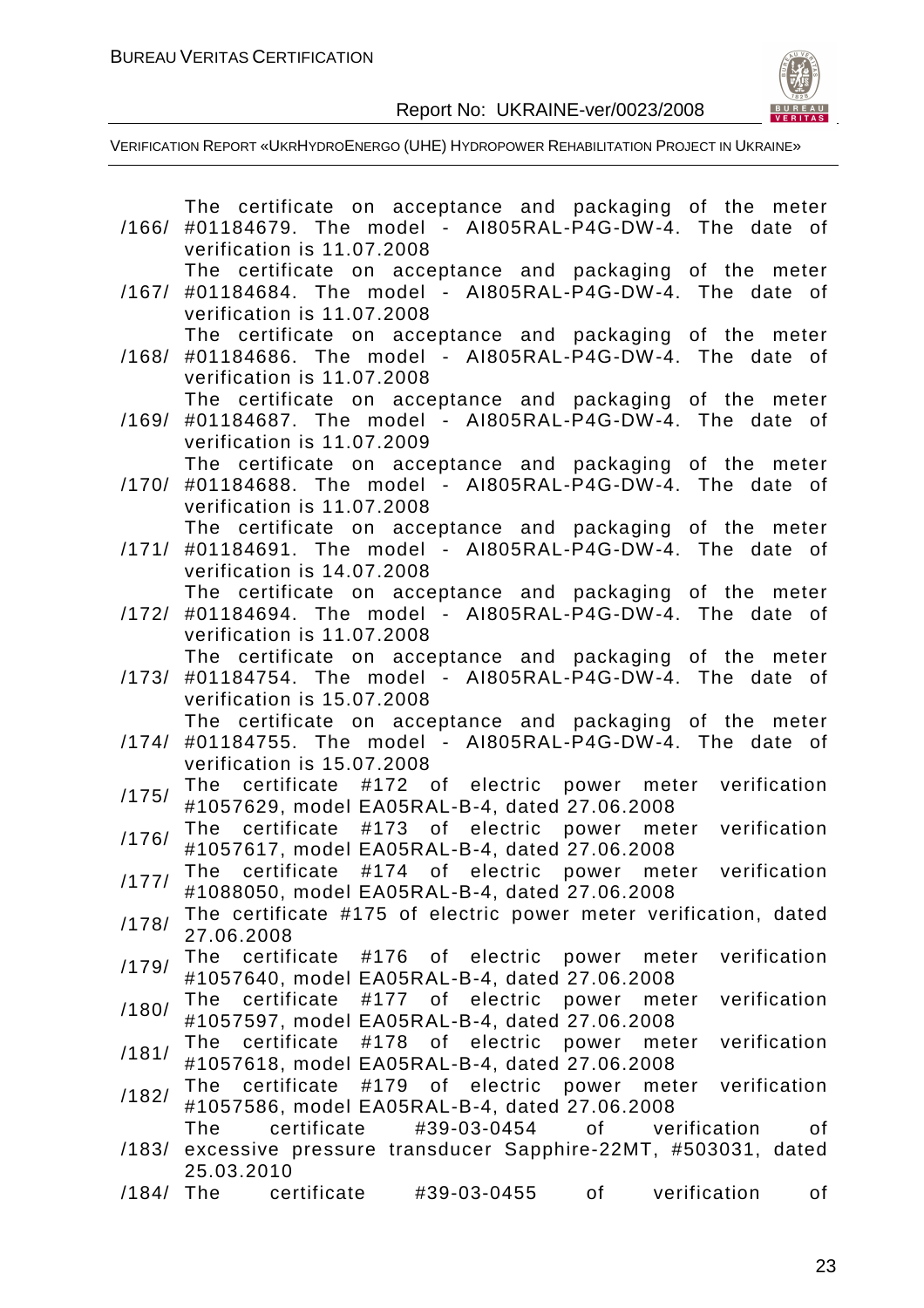| | |
|---|---|
| /166/ | The certificate on acceptance and packaging of the meter #01184679. The model - AI805RAL-P4G-DW-4. The date of verification is 11.07.2008 |
| /167/ | The certificate on acceptance and packaging of the meter #01184684. The model - AI805RAL-P4G-DW-4. The date of verification is 11.07.2008 |
| /168/ | The certificate on acceptance and packaging of the meter #01184686. The model - AI805RAL-P4G-DW-4. The date of verification is 11.07.2008 |
| /169/ | The certificate on acceptance and packaging of the meter #01184687. The model - AI805RAL-P4G-DW-4. The date of verification is 11.07.2009 |
| /170/ | The certificate on acceptance and packaging of the meter #01184688. The model - AI805RAL-P4G-DW-4. The date of verification is 11.07.2008 |
| /171/ | The certificate on acceptance and packaging of the meter #01184691. The model - AI805RAL-P4G-DW-4. The date of verification is 14.07.2008 |
| /172/ | The certificate on acceptance and packaging of the meter #01184694. The model - AI805RAL-P4G-DW-4. The date of verification is 11.07.2008 |
| /173/ | The certificate on acceptance and packaging of the meter #01184754. The model - AI805RAL-P4G-DW-4. The date of verification is 15.07.2008 |
| /174/ | The certificate on acceptance and packaging of the meter #01184755. The model - AI805RAL-P4G-DW-4. The date of verification is 15.07.2008 |
| /175/ | The certificate #172 of electric power meter verification #1057629, model EA05RAL-B-4, dated 27.06.2008 |
| /176/ | The certificate #173 of electric power meter verification #1057617, model EA05RAL-B-4, dated 27.06.2008 |
| /177/ | The certificate #174 of electric power meter verification #1088050, model EA05RAL-B-4, dated 27.06.2008 |
| /178/ | The certificate #175 of electric power meter verification, dated 27.06.2008 |
| /179/ | The certificate #176 of electric power meter verification #1057640, model EA05RAL-B-4, dated 27.06.2008 |
| /180/ | The certificate #177 of electric power meter verification #1057597, model EA05RAL-B-4, dated 27.06.2008 |
| /181/ | The certificate #178 of electric power meter verification #1057618, model EA05RAL-B-4, dated 27.06.2008 |
| /182/ | The certificate #179 of electric power meter verification #1057586, model EA05RAL-B-4, dated 27.06.2008 |
| /183/ | The certificate #39-03-0454 of verification of excessive pressure transducer Sapphire-22MT, #503031, dated 25.03.2010 |
| /184/ | The certificate #39-03-0455 of verification of |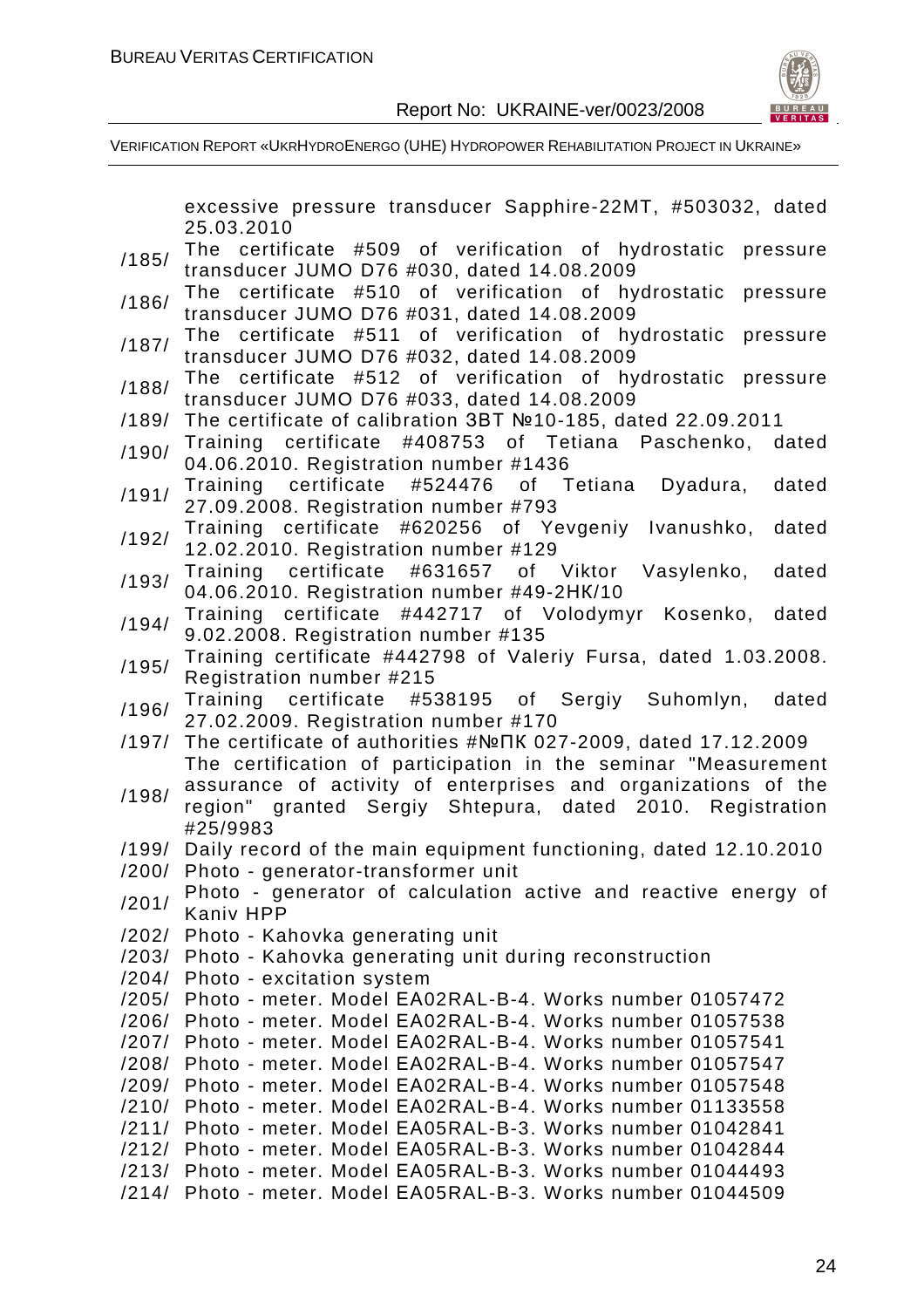| | |
|---|---|
| | excessive pressure transducer Sapphire-22MT, #503032, dated 25.03.2010 |
| /185/ | The certificate #509 of verification of hydrostatic pressure transducer JUMO D76 #030, dated 14.08.2009 |
| /186/ | The certificate #510 of verification of hydrostatic pressure transducer JUMO D76 #031, dated 14.08.2009 |
| /187/ | The certificate #511 of verification of hydrostatic pressure transducer JUMO D76 #032, dated 14.08.2009 |
| /188/ | The certificate #512 of verification of hydrostatic pressure transducer JUMO D76 #033, dated 14.08.2009 |
| /189/ | The certificate of calibration ЗВТ №10-185, dated 22.09.2011 |
| /190/ | Training certificate #408753 of Tetiana Paschenko, dated 04.06.2010. Registration number #1436 |
| /191/ | Training certificate #524476 of Tetiana Dyadura, dated 27.09.2008. Registration number #793 |
| /192/ | Training certificate #620256 of Yevgeniy Ivanushko, dated 12.02.2010. Registration number #129 |
| /193/ | Training certificate #631657 of Viktor Vasylenko, dated 04.06.2010. Registration number #49-2НК/10 |
| /194/ | Training certificate #442717 of Volodymyr Kosenko, dated 9.02.2008. Registration number #135 |
| /195/ | Training certificate #442798 of Valeriy Fursa, dated 1.03.2008. Registration number #215 |
| /196/ | Training certificate #538195 of Sergiy Suhomlyn, dated 27.02.2009. Registration number #170 |
| /197/ | The certificate of authorities #№ПК 027-2009, dated 17.12.2009 |
| /198/ | The certification of participation in the seminar "Measurement assurance of activity of enterprises and organizations of the region" granted Sergiy Shtepura, dated 2010. Registration #25/9983 |
| /199/ | Daily record of the main equipment functioning, dated 12.10.2010 |
| /200/ | Photo - generator-transformer unit |
| /201/ | Photo - generator of calculation active and reactive energy of Kaniv HPP |
| /202/ | Photo - Kahovka generating unit |
| /203/ | Photo - Kahovka generating unit during reconstruction |
| /204/ | Photo - excitation system |
| /205/ | Photo - meter. Model EA02RAL-B-4. Works number 01057472 |
| /206/ | Photo - meter. Model EA02RAL-B-4. Works number 01057538 |
| /207/ | Photo - meter. Model EA02RAL-B-4. Works number 01057541 |
| /208/ | Photo - meter. Model EA02RAL-B-4. Works number 01057547 |
| /209/ | Photo - meter. Model EA02RAL-B-4. Works number 01057548 |
| /210/ | Photo - meter. Model EA02RAL-B-4. Works number 01133558 |
| /211/ | Photo - meter. Model EA05RAL-B-3. Works number 01042841 |
| /212/ | Photo - meter. Model EA05RAL-B-3. Works number 01042844 |
| /213/ | Photo - meter. Model EA05RAL-B-3. Works number 01044493 |
| /214/ | Photo - meter. Model EA05RAL-B-3. Works number 01044509 |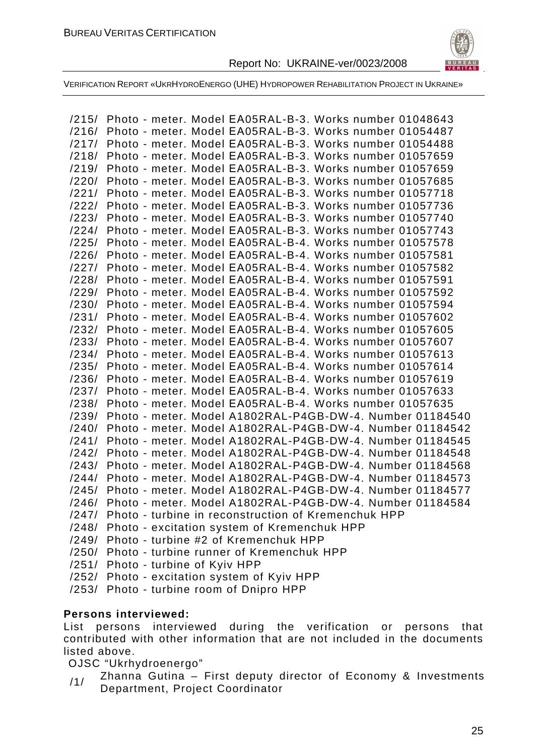/215/ Photo - meter. Model EA05RAL-B-3. Works number 01048643
/216/ Photo - meter. Model EA05RAL-B-3. Works number 01054487
/217/ Photo - meter. Model EA05RAL-B-3. Works number 01054488
/218/ Photo - meter. Model EA05RAL-B-3. Works number 01057659
/219/ Photo - meter. Model EA05RAL-B-3. Works number 01057659
/220/ Photo - meter. Model EA05RAL-B-3. Works number 01057685
/221/ Photo - meter. Model EA05RAL-B-3. Works number 01057718
/222/ Photo - meter. Model EA05RAL-B-3. Works number 01057736
/223/ Photo - meter. Model EA05RAL-B-3. Works number 01057740
/224/ Photo - meter. Model EA05RAL-B-3. Works number 01057743
/225/ Photo - meter. Model EA05RAL-B-4. Works number 01057578
/226/ Photo - meter. Model EA05RAL-B-4. Works number 01057581
/227/ Photo - meter. Model EA05RAL-B-4. Works number 01057582
/228/ Photo - meter. Model EA05RAL-B-4. Works number 01057591
/229/ Photo - meter. Model EA05RAL-B-4. Works number 01057592
/230/ Photo - meter. Model EA05RAL-B-4. Works number 01057594
/231/ Photo - meter. Model EA05RAL-B-4. Works number 01057602
/232/ Photo - meter. Model EA05RAL-B-4. Works number 01057605
/233/ Photo - meter. Model EA05RAL-B-4. Works number 01057607
/234/ Photo - meter. Model EA05RAL-B-4. Works number 01057613
/235/ Photo - meter. Model EA05RAL-B-4. Works number 01057614
/236/ Photo - meter. Model EA05RAL-B-4. Works number 01057619
/237/ Photo - meter. Model EA05RAL-B-4. Works number 01057633
/238/ Photo - meter. Model EA05RAL-B-4. Works number 01057635
/239/ Photo - meter. Model A1802RAL-P4GB-DW-4. Number 01184540
/240/ Photo - meter. Model A1802RAL-P4GB-DW-4. Number 01184542
/241/ Photo - meter. Model A1802RAL-P4GB-DW-4. Number 01184545
/242/ Photo - meter. Model A1802RAL-P4GB-DW-4. Number 01184548
/243/ Photo - meter. Model A1802RAL-P4GB-DW-4. Number 01184568
/244/ Photo - meter. Model A1802RAL-P4GB-DW-4. Number 01184573
/245/ Photo - meter. Model A1802RAL-P4GB-DW-4. Number 01184577
/246/ Photo - meter. Model A1802RAL-P4GB-DW-4. Number 01184584
/247/ Photo - turbine in reconstruction of Kremenchuk HPP
/248/ Photo - excitation system of Kremenchuk HPP
/249/ Photo - turbine #2 of Kremenchuk HPP
/250/ Photo - turbine runner of Kremenchuk HPP
/251/ Photo - turbine of Kyiv HPP
/252/ Photo - excitation system of Kyiv HPP
/253/ Photo - turbine room of Dnipro HPP

**Persons interviewed:**

List persons interviewed during the verification or persons that contributed with other information that are not included in the documents listed above.

OJSC "Ukrhydroenergo"

/1/ Zhanna Gutina – First deputy director of Economy & Investments Department, Project Coordinator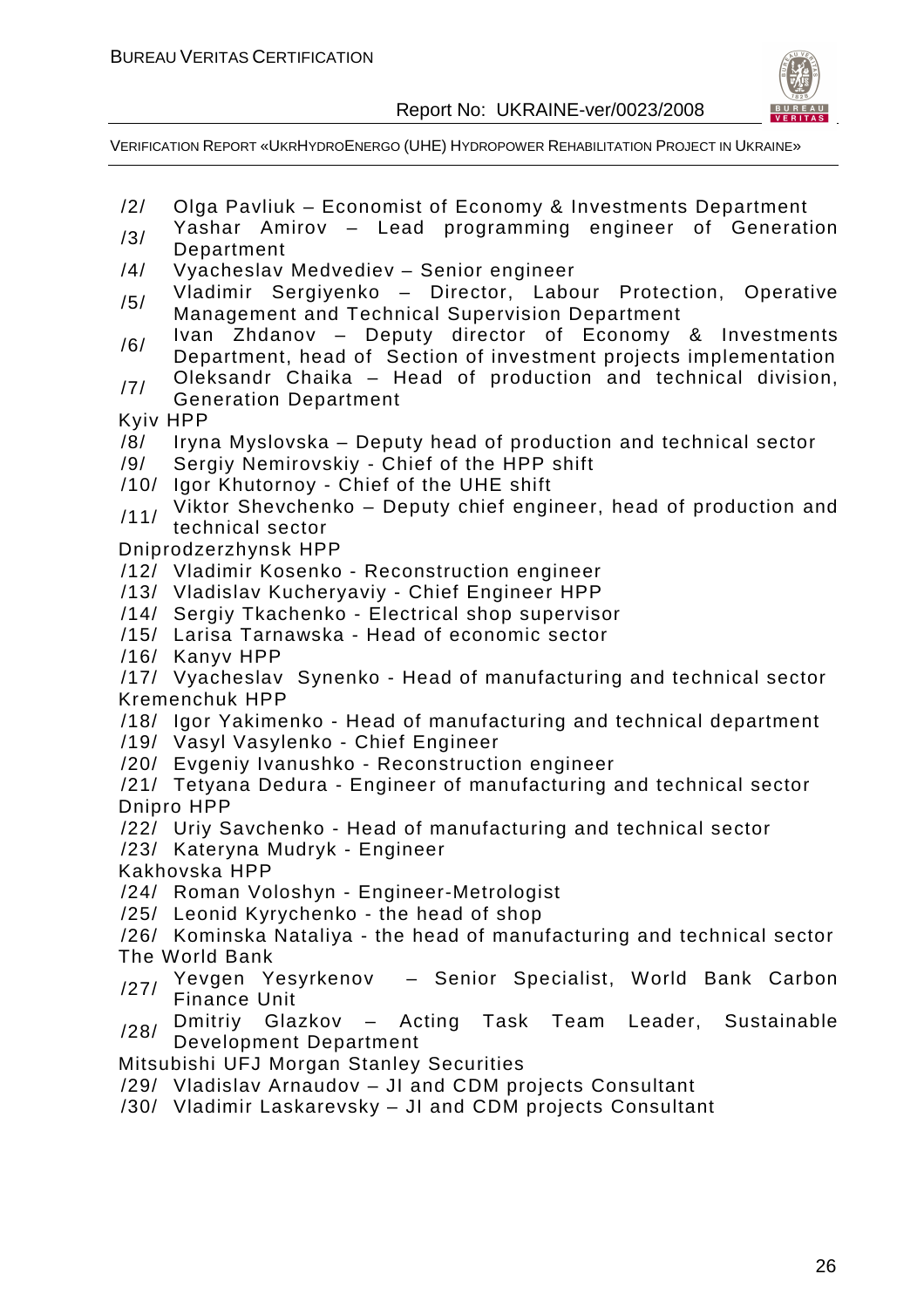/2/ Olga Pavliuk – Economist of Economy & Investments Department
/3/ Yashar Amirov – Lead programming engineer of Generation Department
/4/ Vyacheslav Medvediev – Senior engineer
/5/ Vladimir Sergiyenko – Director, Labour Protection, Operative Management and Technical Supervision Department
/6/ Ivan Zhdanov – Deputy director of Economy & Investments Department, head of Section of investment projects implementation
/7/ Oleksandr Chaika – Head of production and technical division, Generation Department

Kyiv HPP
/8/ Iryna Myslovska – Deputy head of production and technical sector
/9/ Sergiy Nemirovskiy - Chief of the HPP shift
/10/ Igor Khutornoy - Chief of the UHE shift
/11/ Viktor Shevchenko – Deputy chief engineer, head of production and technical sector

Dniprodzerzhynsk HPP
/12/ Vladimir Kosenko - Reconstruction engineer
/13/ Vladislav Kucheryaviy - Chief Engineer HPP
/14/ Sergiy Tkachenko - Electrical shop supervisor
/15/ Larisa Tarnawska - Head of economic sector
/16/ Kanyv HPP
/17/ Vyacheslav Synenko - Head of manufacturing and technical sector

Kremenchuk HPP
/18/ Igor Yakimenko - Head of manufacturing and technical department
/19/ Vasyl Vasylenko - Chief Engineer
/20/ Evgeniy Ivanushko - Reconstruction engineer
/21/ Tetyana Dedura - Engineer of manufacturing and technical sector

Dnipro HPP
/22/ Uriy Savchenko - Head of manufacturing and technical sector
/23/ Kateryna Mudryk - Engineer

Kakhovska HPP
/24/ Roman Voloshyn - Engineer-Metrologist
/25/ Leonid Kyrychenko - the head of shop
/26/ Kominska Nataliya - the head of manufacturing and technical sector

The World Bank
/27/ Yevgen Yesyrkenov – Senior Specialist, World Bank Carbon Finance Unit
/28/ Dmitriy Glazkov – Acting Task Team Leader, Sustainable Development Department

Mitsubishi UFJ Morgan Stanley Securities
/29/ Vladislav Arnaudov – JI and CDM projects Consultant
/30/ Vladimir Laskarevsky – JI and CDM projects Consultant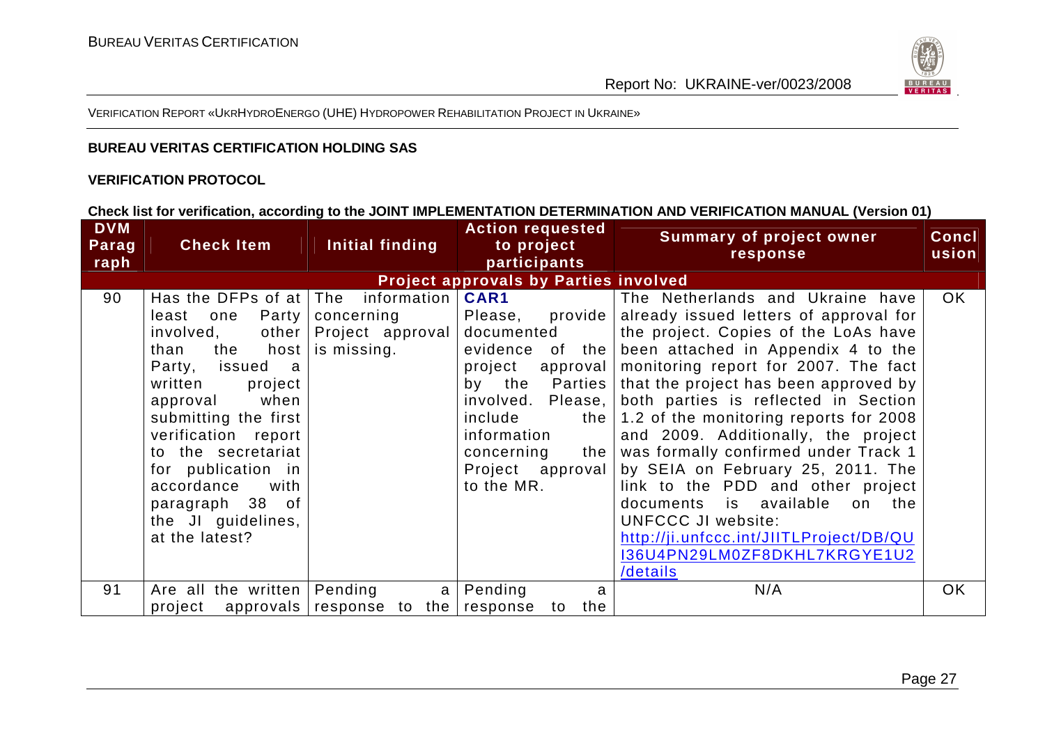VERIFICATION REPORT «UKRHYDROENERGO (UHE) HYDROPOWER REHABILITATION PROJECT IN UKRAINE»

**BUREAU VERITAS CERTIFICATION HOLDING SAS**

**VERIFICATION PROTOCOL**

**Check list for verification, according to the JOINT IMPLEMENTATION DETERMINATION AND VERIFICATION MANUAL (Version 01)**

| DVM Paragraph | Check Item | Initial finding | Action requested to project participants | Summary of project owner response | Conclusion |
|---|---|---|---|---|---|
| **Project approvals by Parties involved** | | | | | |
| 90 | Has the DFPs of at least one Party involved, other than the host Party, issued a written project approval when submitting the first verification report to the secretariat for publication in accordance with paragraph 38 of the JI guidelines, at the latest? | The information concerning Project approval is missing. | **CAR1** Please, provide documented evidence of the project approval by the Parties involved. Please, include the information concerning the Project approval to the MR. | The Netherlands and Ukraine have already issued letters of approval for the project. Copies of the LoAs have been attached in Appendix 4 to the monitoring report for 2007. The fact that the project has been approved by both parties is reflected in Section 1.2 of the monitoring reports for 2008 and 2009. Additionally, the project was formally confirmed under Track 1 by SEIA on February 25, 2011. The link to the PDD and other project documents is available on the UNFCCC JI website: http://ji.unfccc.int/JIITLProject/DB/QUI36U4PN29LM0ZF8DKHL7KRGYE1U2/details | OK |
| 91 | Are all the written project approvals | Pending a response to the | Pending a response to the | N/A | OK |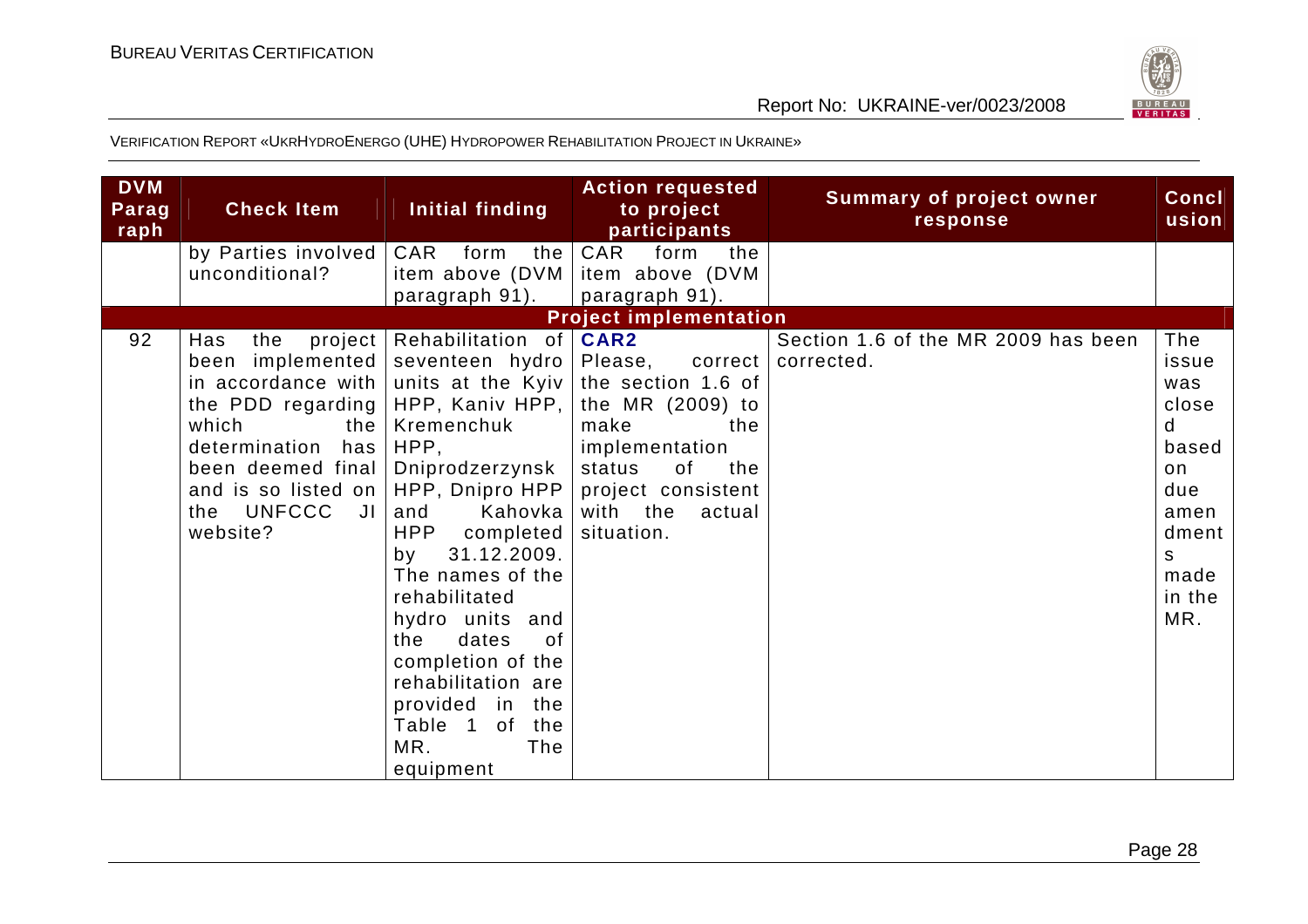VERIFICATION REPORT «UKRHYDROENERGO (UHE) HYDROPOWER REHABILITATION PROJECT IN UKRAINE»

| DVM Paragraph | Check Item | Initial finding | Action requested to project participants | Summary of project owner response | Conclusion |
|---|---|---|---|---|---|
| | by Parties involved unconditional? | CAR form the item above (DVM paragraph 91). | CAR form the item above (DVM paragraph 91). | | |
| **Project implementation** | | | | | |
| 92 | Has the project been implemented in accordance with the PDD regarding which the determination has been deemed final and is so listed on the UNFCCC JI website? | Rehabilitation of seventeen hydro units at the Kyiv HPP, Kaniv HPP, Kremenchuk HPP, Dniprodzerzynsk HPP, Dnipro HPP and Kahovka HPP completed by 31.12.2009. The names of the rehabilitated hydro units and the dates of completion of the rehabilitation are provided in the Table 1 of the MR. The equipment | **CAR2** Please, correct the section 1.6 of the MR (2009) to make the implementation status of the project consistent with the actual situation. | Section 1.6 of the MR 2009 has been corrected. | The issue was closed based on due amendments made in the MR. |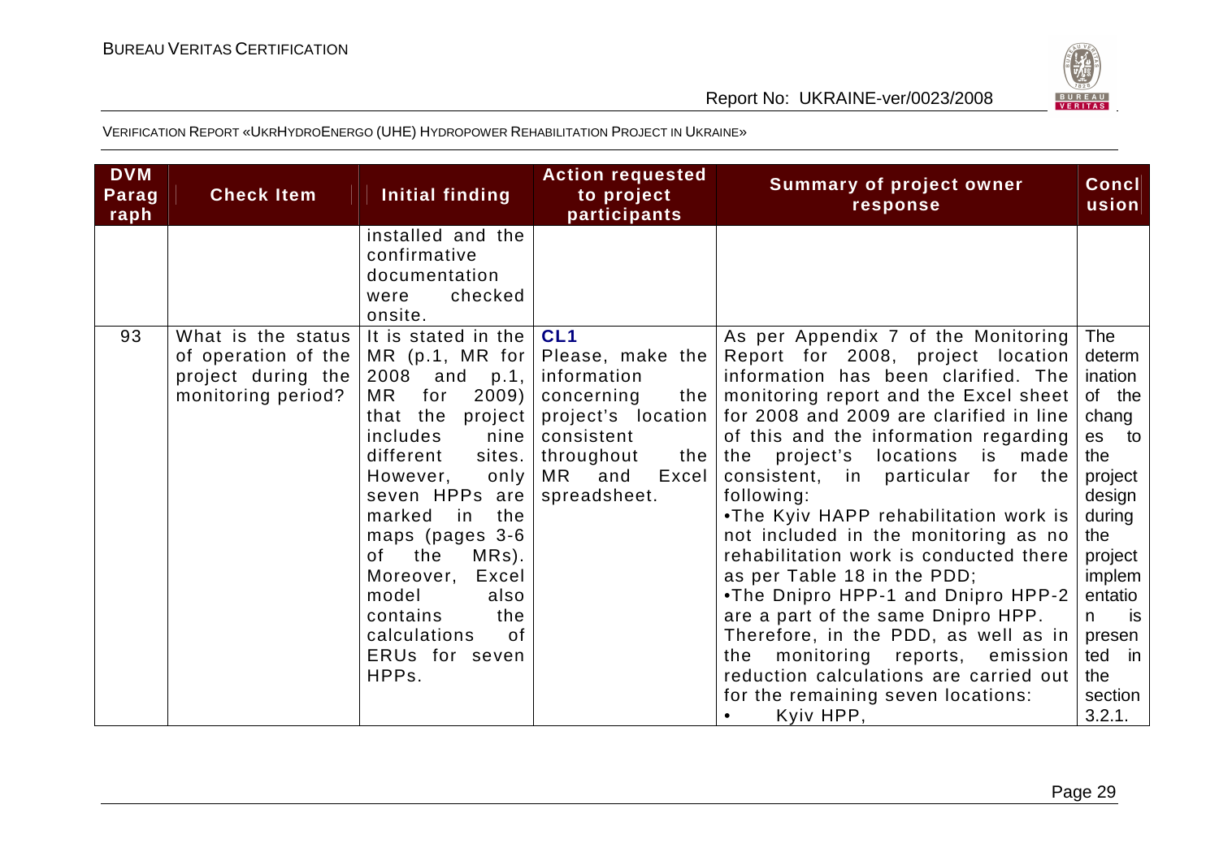| DVM Paragraph | Check Item | Initial finding | Action requested to project participants | Summary of project owner response | Conclusion |
|---|---|---|---|---|---|
| | | installed and the confirmative documentation were checked onsite. | | | |
| 93 | What is the status of operation of the project during the monitoring period? | It is stated in the MR (p.1, MR for 2008 and p.1, MR for 2009) that the project includes nine different sites. However, only seven HPPs are marked in the maps (pages 3-6 of the MRs). Moreover, Excel model also contains the calculations of ERUs for seven HPPs. | **CL1** Please, make the information concerning the project's location consistent throughout the MR and Excel spreadsheet. | As per Appendix 7 of the Monitoring Report for 2008, project location information has been clarified. The monitoring report and the Excel sheet for 2008 and 2009 are clarified in line of this and the information regarding the project's locations is made consistent, in particular for the following:<br>•The Kyiv HAPP rehabilitation work is not included in the monitoring as no rehabilitation work is conducted there as per Table 18 in the PDD;<br>•The Dnipro HPP-1 and Dnipro HPP-2 are a part of the same Dnipro HPP. Therefore, in the PDD, as well as in the monitoring reports, emission reduction calculations are carried out for the remaining seven locations:<br>• Kyiv HPP, | The determination of the changes to the project design during the project implementation is presented in the section 3.2.1. |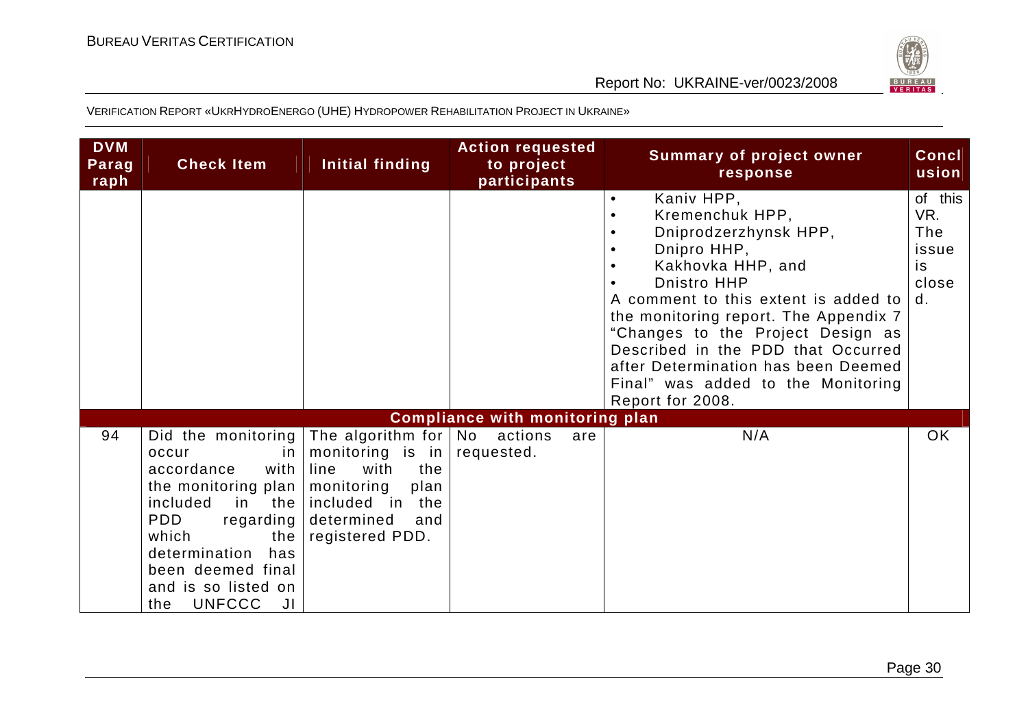VERIFICATION REPORT «UKRHYDROENERGO (UHE) HYDROPOWER REHABILITATION PROJECT IN UKRAINE»

| DVM Paragraph | Check Item | Initial finding | Action requested to project participants | Summary of project owner response | Conclusion |
|---|---|---|---|---|---|
| | | | | • Kaniv HPP,<br>• Kremenchuk HPP,<br>• Dniprodzerzhynsk HPP,<br>• Dnipro HHP,<br>• Kakhovka HHP, and<br>• Dnistro HHP<br>A comment to this extent is added to the monitoring report. The Appendix 7 "Changes to the Project Design as Described in the PDD that Occurred after Determination has been Deemed Final" was added to the Monitoring Report for 2008. | of this VR. The issue is closed. |
| **Compliance with monitoring plan** | | | | | |
| 94 | Did the monitoring occur in accordance with the monitoring plan included in the PDD regarding which the determination has been deemed final and is so listed on the UNFCCC JI | The algorithm for monitoring is in line with the monitoring plan included in the determined and registered PDD. | No actions are requested. | N/A | OK |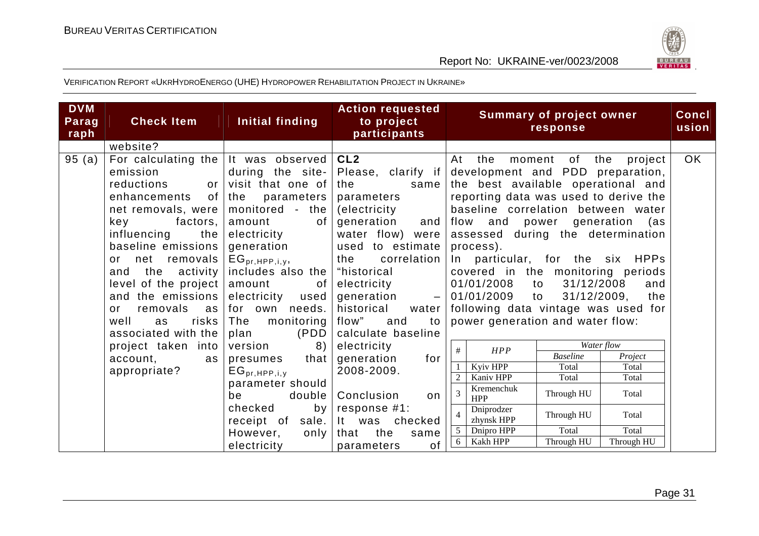VERIFICATION REPORT «UKRHYDROENERGO (UHE) HYDROPOWER REHABILITATION PROJECT IN UKRAINE»

| DVM Paragraph | Check Item | Initial finding | Action requested to project participants | Summary of project owner response | Conclusion |
|---|---|---|---|---|---|
| | website? | | | | |
| 95 (a) | For calculating the emission reductions or enhancements of net removals, were key factors, influencing the baseline emissions or net removals and the activity level of the project and the emissions or removals as well as risks associated with the project taken into account, as appropriate? | It was observed during the site-visit that one of the parameters monitored - the amount of electricity generation $EG_{pr,HPP,i,y}$, includes also the amount of electricity used for own needs. The monitoring plan (PDD version 8) presumes that $EG_{pr,HPP,i,y}$ parameter should be double checked by receipt of sale. However, only electricity | **CL2**<br>Please, clarify if the same parameters (electricity generation and water flow) were used to estimate the correlation "historical electricity generation – historical water flow" and to calculate baseline electricity generation for 2008-2009.<br><br>Conclusion on response #1:<br>It was checked that the same parameters of | At the moment of the project development and PDD preparation, the best available operational and reporting data was used to derive the baseline correlation between water flow and power generation (as assessed during the determination process).<br>In particular, for the six HPPs covered in the monitoring periods 01/01/2008 to 31/12/2008 and 01/01/2009 to 31/12/2009, the following data vintage was used for power generation and water flow:<br><br>\| # \| HPP \| Water flow Baseline \| Water flow Project \|<br>\|---\|---\|---\|---\|<br>\| 1 \| Kyiv HPP \| Total \| Total \|<br>\| 2 \| Kaniv HPP \| Total \| Total \|<br>\| 3 \| Kremenchuk HPP \| Through HU \| Total \|<br>\| 4 \| Dniprodzerzhynsk HPP \| Through HU \| Total \|<br>\| 5 \| Dnipro HPP \| Total \| Total \|<br>\| 6 \| Kakh HPP \| Through HU \| Through HU \| | OK |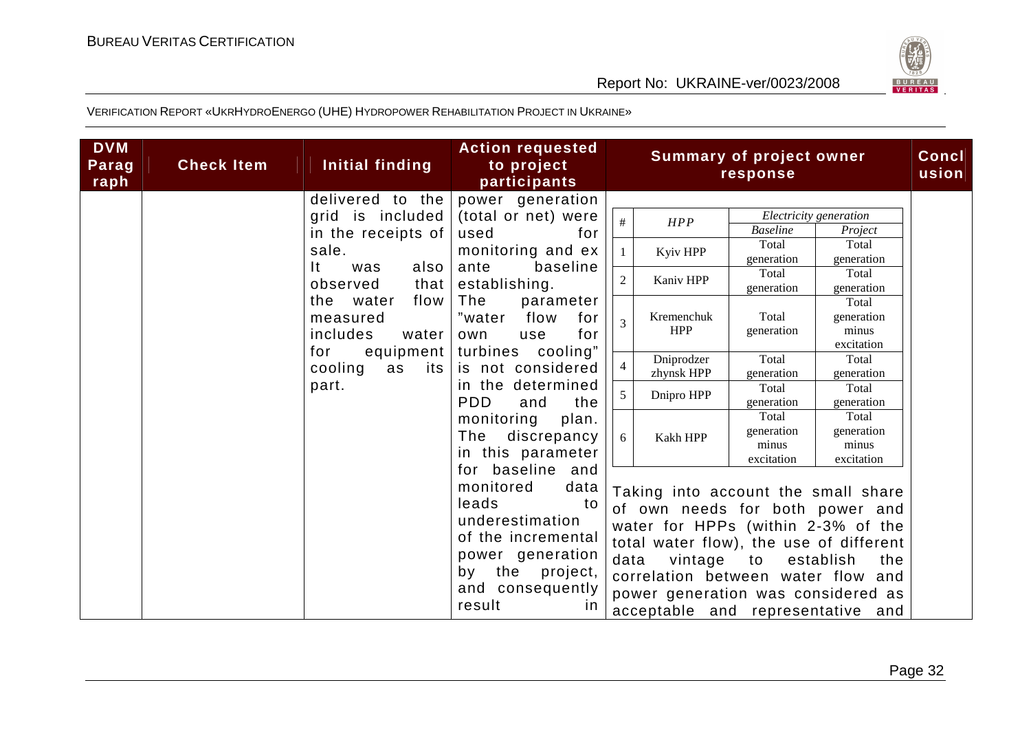| DVM Paragraph | Check Item | Initial finding | Action requested to project participants | Summary of project owner response | Conclusion |
|---|---|---|---|---|---|
| | | delivered to the grid is included in the receipts of sale. It was also observed that the water flow measured includes water for equipment cooling as its part. | power generation (total or net) were used for monitoring and ex ante baseline establishing. The parameter "water flow for own use for turbines cooling" is not considered in the determined PDD and the monitoring plan. The discrepancy in this parameter for baseline and monitored data leads to underestimation of the incremental power generation by the project, and consequently result in | <table><tr><th>#</th><th>HPP</th><th colspan="2">Electricity generation</th></tr><tr><th></th><th></th><th>Baseline</th><th>Project</th></tr><tr><td>1</td><td>Kyiv HPP</td><td>Total generation</td><td>Total generation</td></tr><tr><td>2</td><td>Kaniv HPP</td><td>Total generation</td><td>Total generation</td></tr><tr><td>3</td><td>Kremenchuk HPP</td><td>Total generation</td><td>Total generation minus excitation</td></tr><tr><td>4</td><td>Dniprodzerzhynsk HPP</td><td>Total generation</td><td>Total generation</td></tr><tr><td>5</td><td>Dnipro HPP</td><td>Total generation</td><td>Total generation</td></tr><tr><td>6</td><td>Kakh HPP</td><td>Total generation minus excitation</td><td>Total generation minus excitation</td></tr></table> Taking into account the small share of own needs for both power and water for HPPs (within 2-3% of the total water flow), the use of different data vintage to establish the correlation between water flow and power generation was considered as acceptable and representative and | |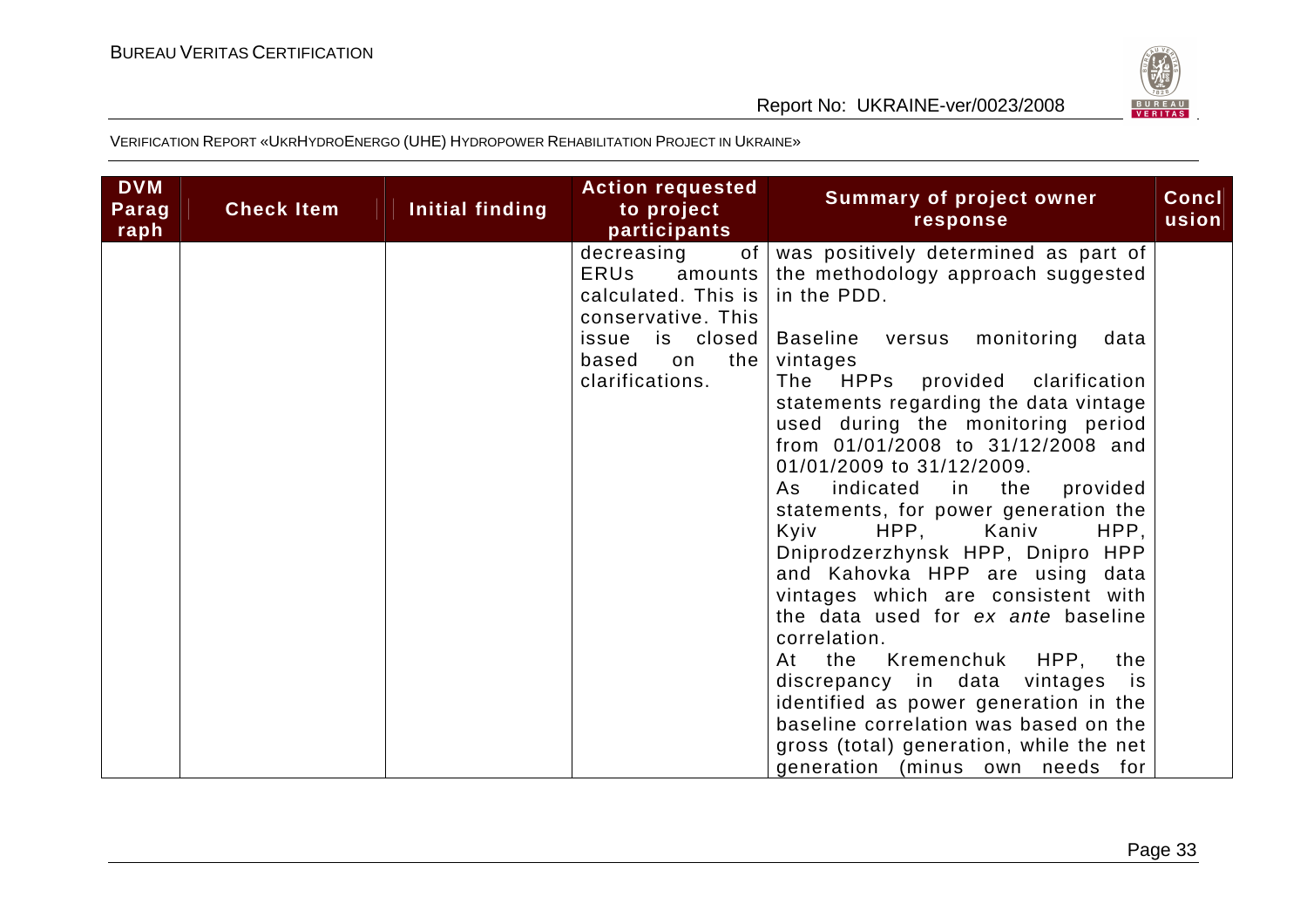VERIFICATION REPORT «UKRHYDROENERGO (UHE) HYDROPOWER REHABILITATION PROJECT IN UKRAINE»

| DVM Paragraph | Check Item | Initial finding | Action requested to project participants | Summary of project owner response | Conclusion |
|---|---|---|---|---|---|
| | | | decreasing of ERUs amounts calculated. This is conservative. This issue is closed based on the clarifications. | was positively determined as part of the methodology approach suggested in the PDD.<br><br>Baseline versus monitoring data vintages<br>The HPPs provided clarification statements regarding the data vintage used during the monitoring period from 01/01/2008 to 31/12/2008 and 01/01/2009 to 31/12/2009.<br>As indicated in the provided statements, for power generation the Kyiv HPP, Kaniv HPP, Dniprodzerzhynsk HPP, Dnipro HPP and Kahovka HPP are using data vintages which are consistent with the data used for *ex ante* baseline correlation.<br>At the Kremenchuk HPP, the discrepancy in data vintages is identified as power generation in the baseline correlation was based on the gross (total) generation, while the net generation (minus own needs for | |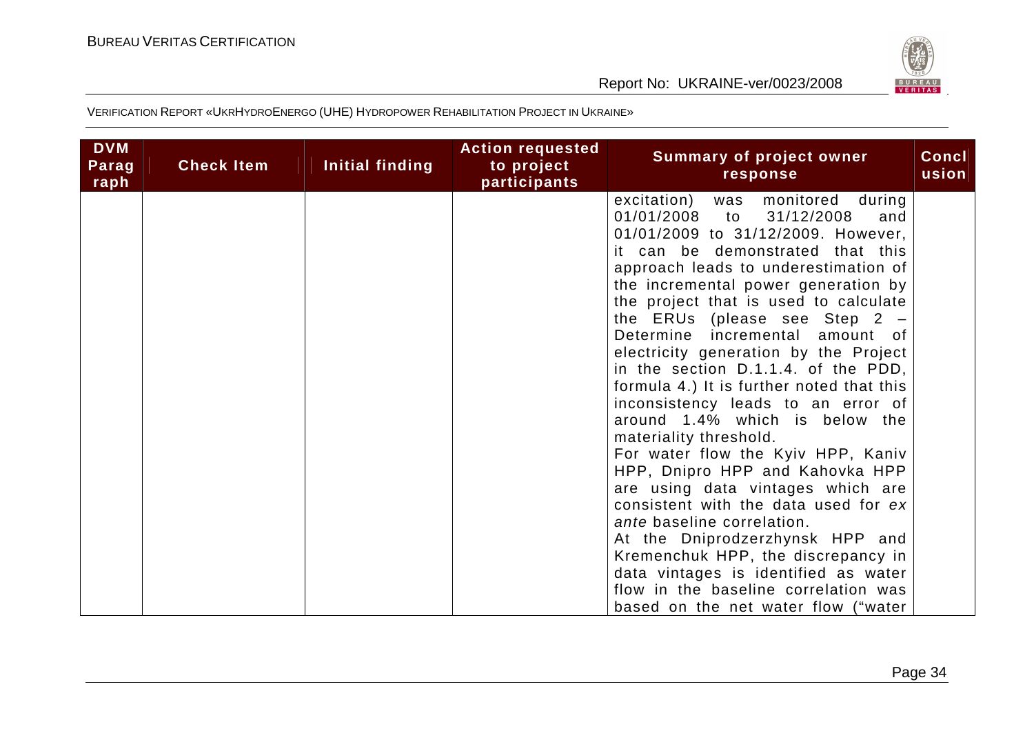VERIFICATION REPORT «UKRHYDROENERGO (UHE) HYDROPOWER REHABILITATION PROJECT IN UKRAINE»

| DVM Paragraph | Check Item | Initial finding | Action requested to project participants | Summary of project owner response | Conclusion |
|---|---|---|---|---|---|
| | | | | excitation) was monitored during 01/01/2008 to 31/12/2008 and 01/01/2009 to 31/12/2009. However, it can be demonstrated that this approach leads to underestimation of the incremental power generation by the project that is used to calculate the ERUs (please see Step 2 – Determine incremental amount of electricity generation by the Project in the section D.1.1.4. of the PDD, formula 4.) It is further noted that this inconsistency leads to an error of around 1.4% which is below the materiality threshold.<br>For water flow the Kyiv HPP, Kaniv HPP, Dnipro HPP and Kahovka HPP are using data vintages which are consistent with the data used for *ex ante* baseline correlation.<br>At the Dniprodzerzhynsk HPP and Kremenchuk HPP, the discrepancy in data vintages is identified as water flow in the baseline correlation was based on the net water flow ("water | |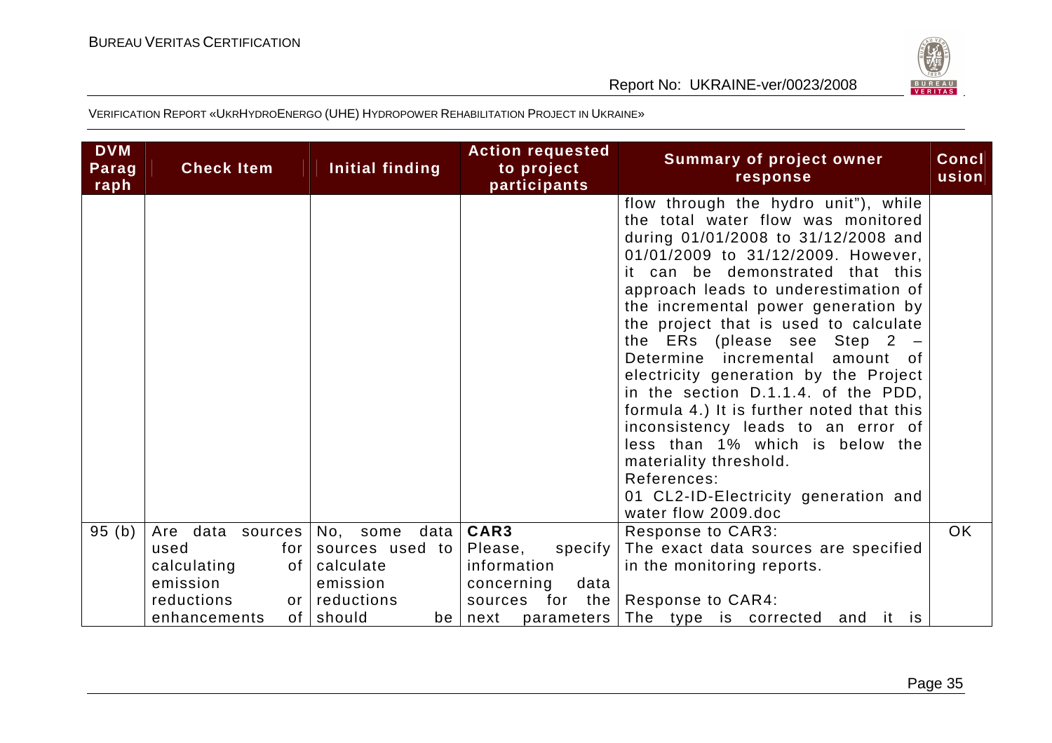VERIFICATION REPORT «UKRHYDROENERGO (UHE) HYDROPOWER REHABILITATION PROJECT IN UKRAINE»

| DVM Paragraph | Check Item | Initial finding | Action requested to project participants | Summary of project owner response | Conclusion |
|---|---|---|---|---|---|
| | | | | flow through the hydro unit"), while the total water flow was monitored during 01/01/2008 to 31/12/2008 and 01/01/2009 to 31/12/2009. However, it can be demonstrated that this approach leads to underestimation of the incremental power generation by the project that is used to calculate the ERs (please see Step 2 – Determine incremental amount of electricity generation by the Project in the section D.1.1.4. of the PDD, formula 4.) It is further noted that this inconsistency leads to an error of less than 1% which is below the materiality threshold.<br>References:<br>01 CL2-ID-Electricity generation and water flow 2009.doc | |
| 95 (b) | Are data sources used for calculating emission reductions or enhancements of | No, some data sources used to calculate emission reductions should be | **CAR3**<br>Please, specify information concerning data sources for the next parameters | Response to CAR3:<br>The exact data sources are specified in the monitoring reports.<br><br>Response to CAR4:<br>The type is corrected and it is | OK |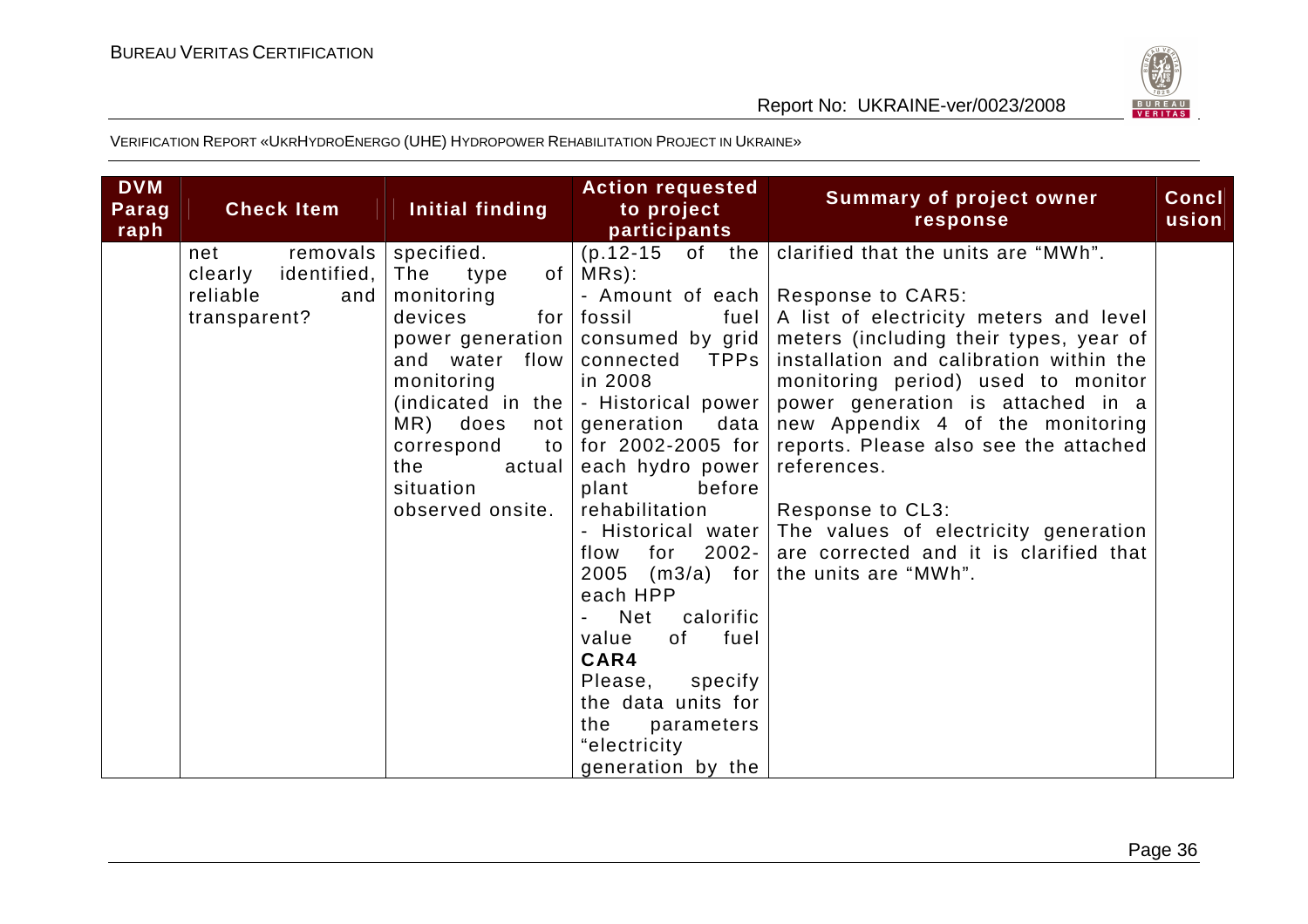VERIFICATION REPORT «UKRHYDROENERGO (UHE) HYDROPOWER REHABILITATION PROJECT IN UKRAINE»

| DVM Paragraph | Check Item | Initial finding | Action requested to project participants | Summary of project owner response | Conclusion |
|---|---|---|---|---|---|
| | net removals clearly identified, reliable and transparent? | specified. The type of monitoring devices for power generation and water flow monitoring (indicated in the MR) does not correspond to the actual situation observed onsite. | (p.12-15 of the MRs):<br>- Amount of each fossil fuel consumed by grid connected TPPs in 2008<br>- Historical power generation data for 2002-2005 for each hydro power plant before rehabilitation<br>- Historical water flow for 2002-2005 (m3/a) for each HPP<br>- Net calorific value of fuel<br>**CAR4**<br>Please, specify the data units for the parameters "electricity generation by the | clarified that the units are "MWh".<br><br>Response to CAR5:<br>A list of electricity meters and level meters (including their types, year of installation and calibration within the monitoring period) used to monitor power generation is attached in a new Appendix 4 of the monitoring reports. Please also see the attached references.<br><br>Response to CL3:<br>The values of electricity generation are corrected and it is clarified that the units are "MWh". | |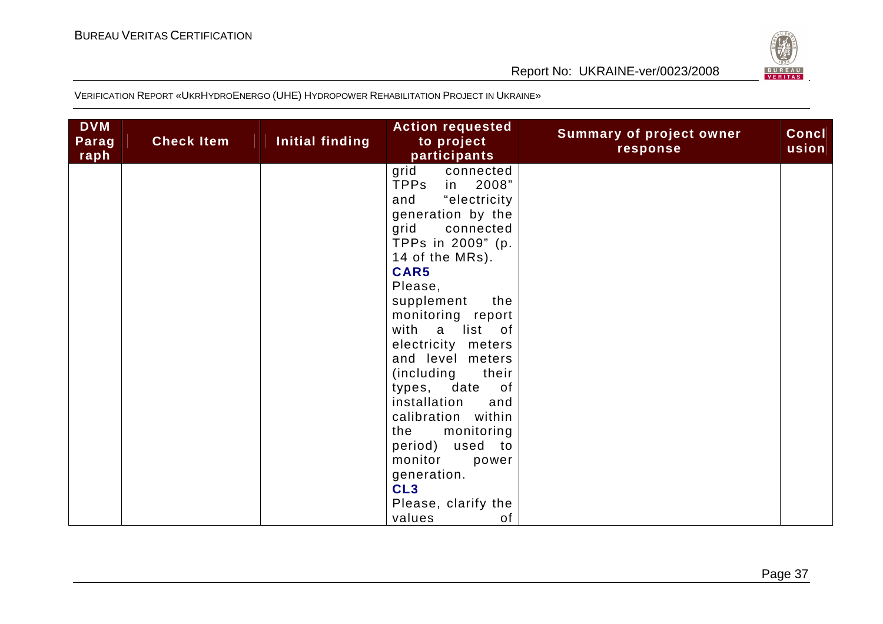| DVM Paragraph | Check Item | Initial finding | Action requested to project participants | Summary of project owner response | Conclusion |
|---|---|---|---|---|---|
| | | | grid connected TPPs in 2008" and "electricity generation by the grid connected TPPs in 2009" (p. 14 of the MRs).<br>**CAR5**<br>Please, supplement the monitoring report with a list of electricity meters and level meters (including their types, date of installation and calibration within the monitoring period) used to monitor power generation.<br>**CL3**<br>Please, clarify the values of | | |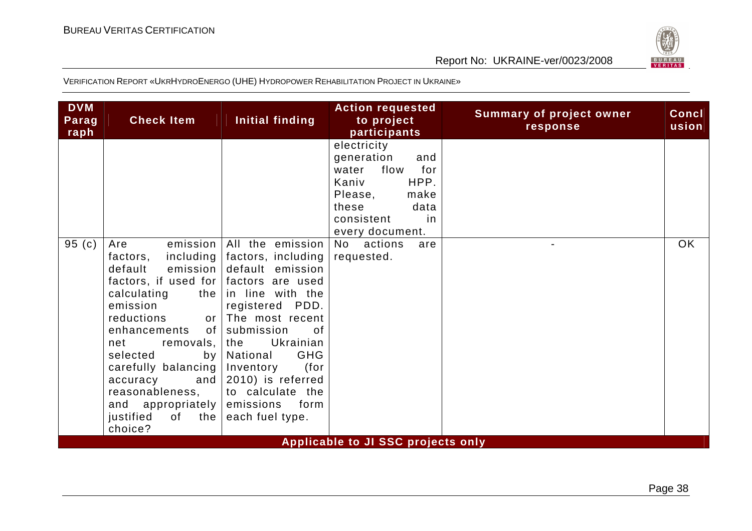VERIFICATION REPORT «UKRHYDROENERGO (UHE) HYDROPOWER REHABILITATION PROJECT IN UKRAINE»

| DVM Paragraph | Check Item | Initial finding | Action requested to project participants | Summary of project owner response | Conclusion |
|---|---|---|---|---|---|
| | | | electricity generation and water flow for Kaniv HPP. Please, make these data consistent in every document. | | |
| 95 (c) | Are emission factors, including default emission factors, if used for calculating the emission reductions or enhancements of net removals, selected by carefully balancing accuracy and reasonableness, and appropriately justified of the choice? | All the emission factors, including default emission factors are used in line with the registered PDD. The most recent submission of the Ukrainian National GHG Inventory (for 2010) is referred to calculate the emissions form each fuel type. | No actions are requested. | - | OK |
| **Applicable to JI SSC projects only** | | | | | |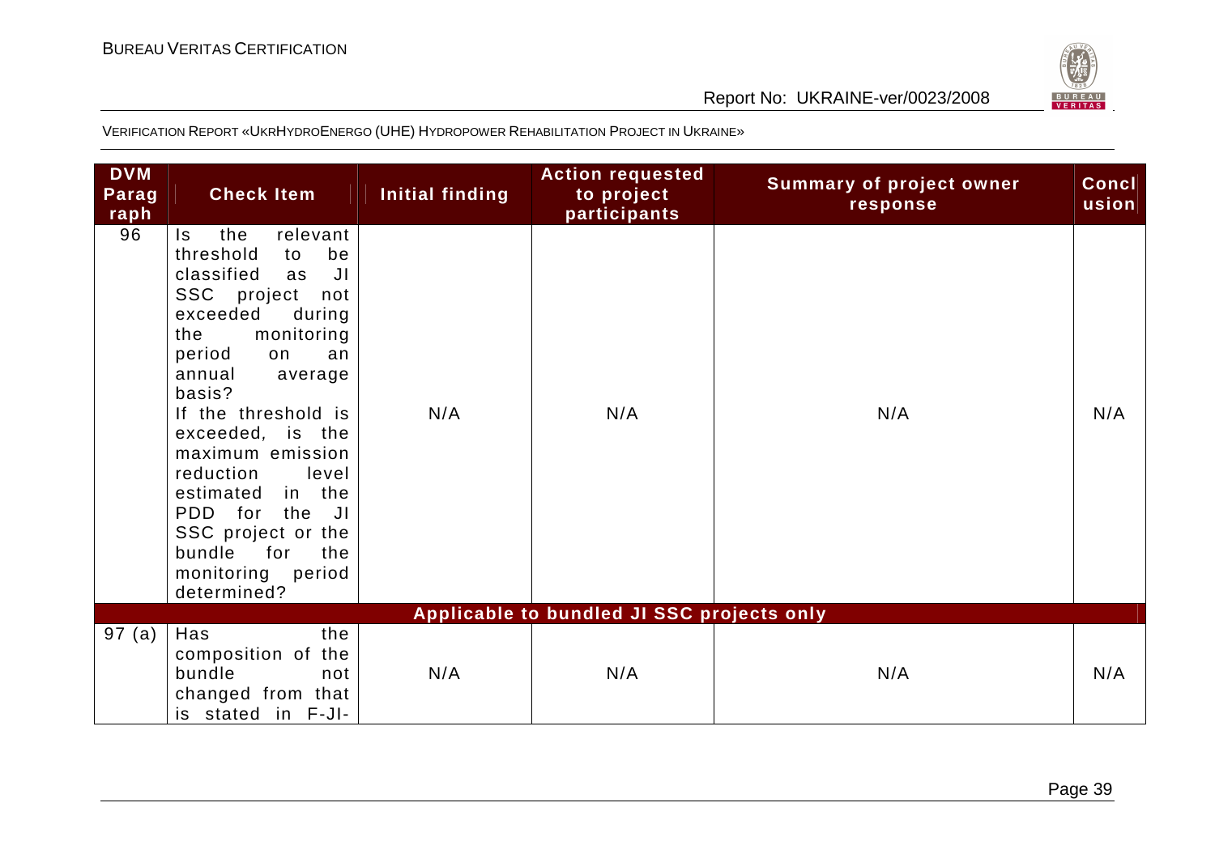VERIFICATION REPORT «UKRHYDROENERGO (UHE) HYDROPOWER REHABILITATION PROJECT IN UKRAINE»

| DVM Paragraph | Check Item | Initial finding | Action requested to project participants | Summary of project owner response | Conclusion |
|---|---|---|---|---|---|
| 96 | Is the relevant threshold to be classified as JI SSC project not exceeded during the monitoring period on an annual average basis? If the threshold is exceeded, is the maximum emission reduction level estimated in the PDD for the JI SSC project or the bundle for the monitoring period determined? | N/A | N/A | N/A | N/A |
| **Applicable to bundled JI SSC projects only** | | | | | |
| 97 (a) | Has the composition of the bundle not changed from that is stated in F-JI- | N/A | N/A | N/A | N/A |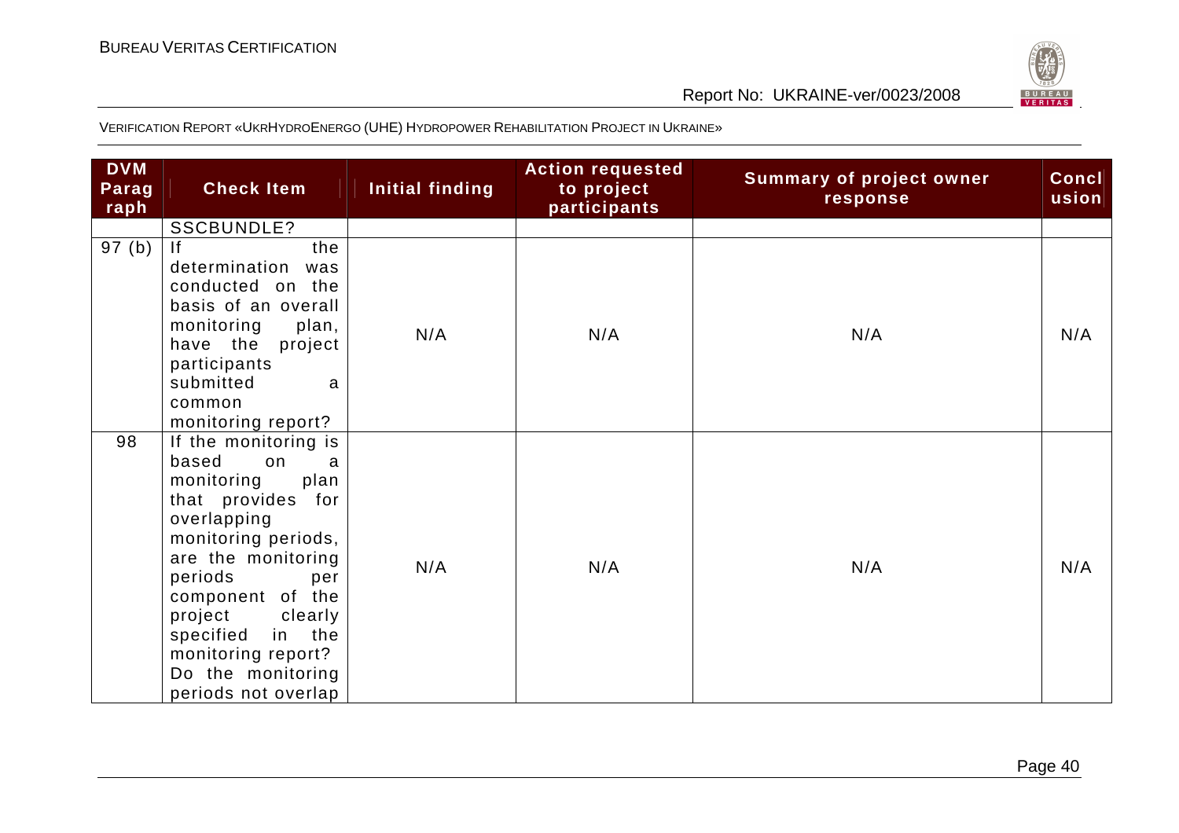VERIFICATION REPORT «UKRHYDROENERGO (UHE) HYDROPOWER REHABILITATION PROJECT IN UKRAINE»

| DVM Paragraph | Check Item | Initial finding | Action requested to project participants | Summary of project owner response | Conclusion |
|---|---|---|---|---|---|
| | SSCBUNDLE? | | | | |
| 97 (b) | If the determination was conducted on the basis of an overall monitoring plan, have the project participants submitted a common monitoring report? | N/A | N/A | N/A | N/A |
| 98 | If the monitoring is based on a monitoring plan that provides for overlapping monitoring periods, are the monitoring periods per component of the project clearly specified in the monitoring report? Do the monitoring periods not overlap | N/A | N/A | N/A | N/A |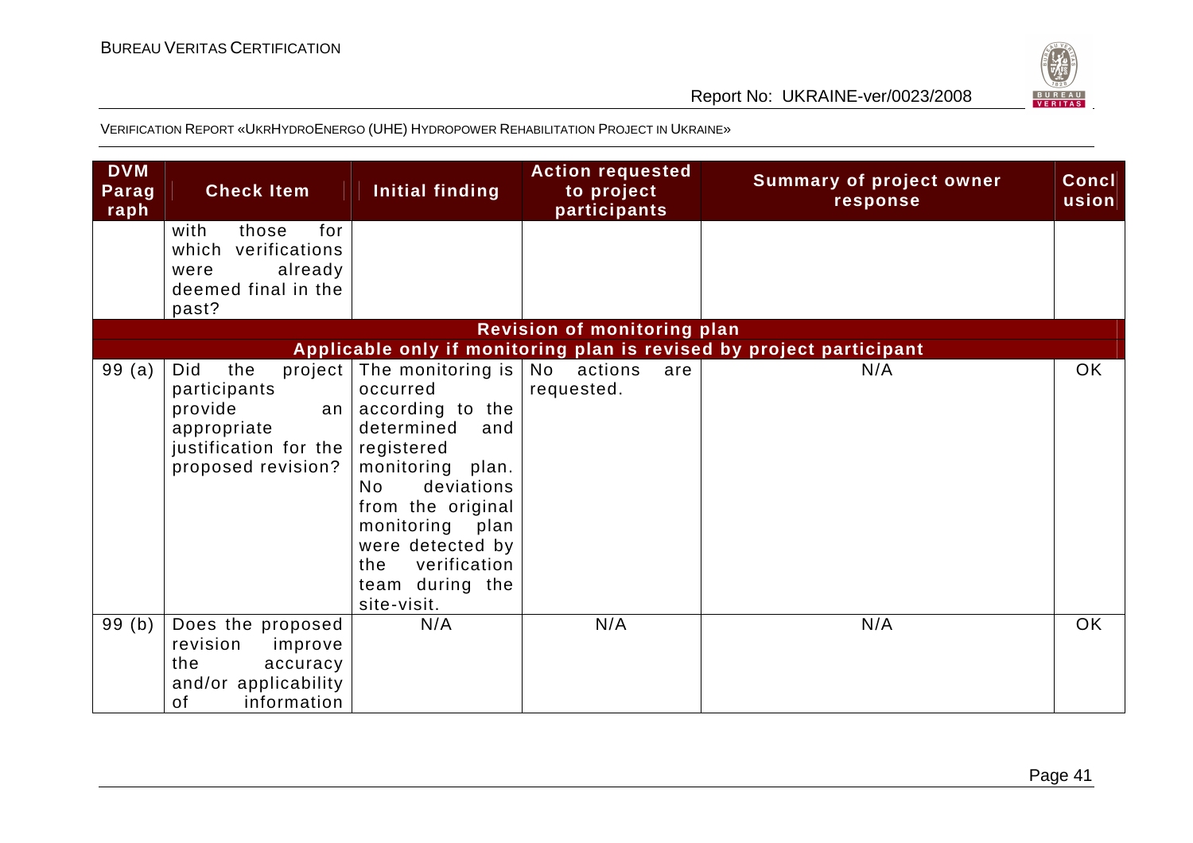VERIFICATION REPORT «UKRHYDROENERGO (UHE) HYDROPOWER REHABILITATION PROJECT IN UKRAINE»

| DVM Paragraph | Check Item | Initial finding | Action requested to project participants | Summary of project owner response | Conclusion |
|---|---|---|---|---|---|
| | with those for which verifications were already deemed final in the past? | | | | |
| **Revision of monitoring plan** | | | | | |
| **Applicable only if monitoring plan is revised by project participant** | | | | | |
| 99 (a) | Did the project participants provide an appropriate justification for the proposed revision? | The monitoring is occurred according to the determined and registered monitoring plan. No deviations from the original monitoring plan were detected by the verification team during the site-visit. | No actions are requested. | N/A | OK |
| 99 (b) | Does the proposed revision improve the accuracy and/or applicability of information | N/A | N/A | N/A | OK |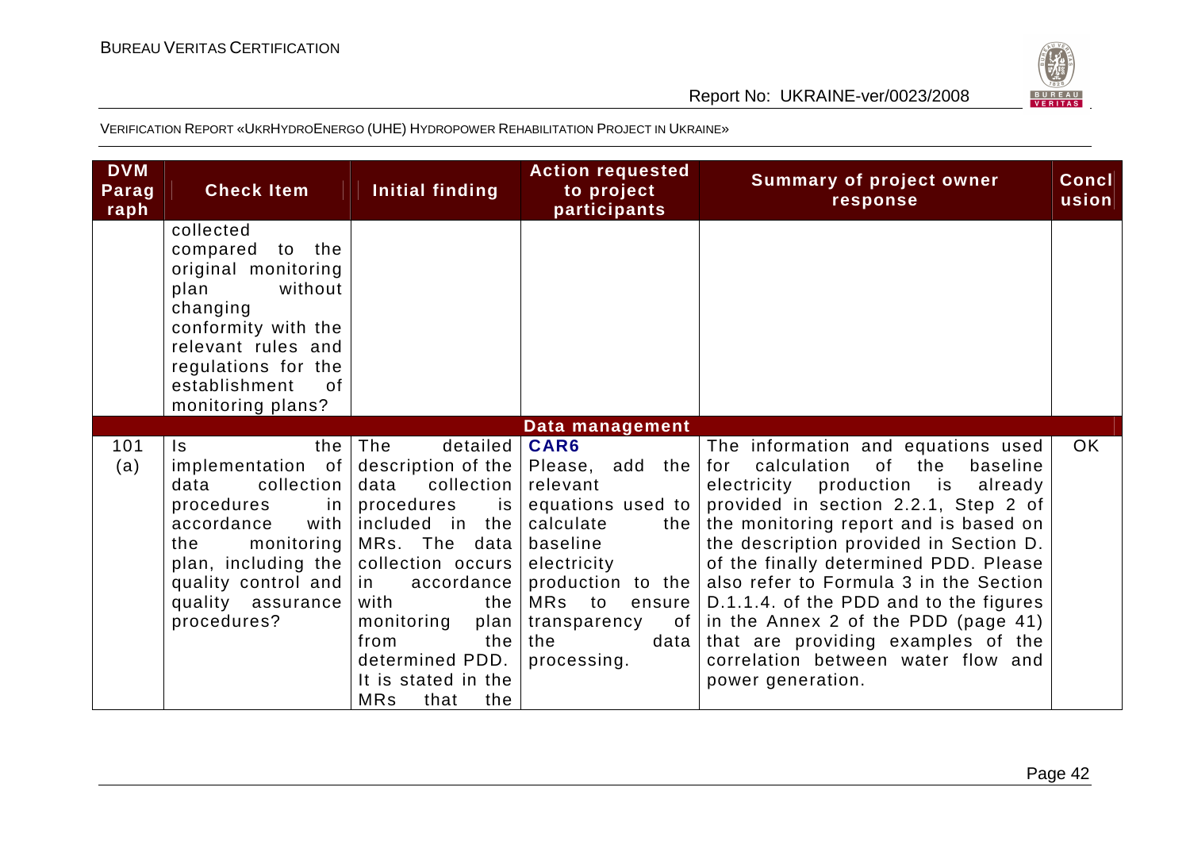VERIFICATION REPORT «UKRHYDROENERGO (UHE) HYDROPOWER REHABILITATION PROJECT IN UKRAINE»

| DVM Paragraph | Check Item | Initial finding | Action requested to project participants | Summary of project owner response | Conclusion |
|---|---|---|---|---|---|
| | collected compared to the original monitoring plan without changing conformity with the relevant rules and regulations for the establishment of monitoring plans? | | | | |
| | | | **Data management** | | |
| 101 (a) | Is the implementation of data collection procedures in accordance with the monitoring plan, including the quality control and quality assurance procedures? | The detailed description of the data collection procedures is included in the MRs. The data collection occurs in accordance with the monitoring plan from the determined PDD. It is stated in the MRs that the | **CAR6** Please, add the relevant equations used to calculate the baseline electricity production to the MRs to ensure transparency of the data processing. | The information and equations used for calculation of the baseline electricity production is already provided in section 2.2.1, Step 2 of the monitoring report and is based on the description provided in Section D. of the finally determined PDD. Please also refer to Formula 3 in the Section D.1.1.4. of the PDD and to the figures in the Annex 2 of the PDD (page 41) that are providing examples of the correlation between water flow and power generation. | OK |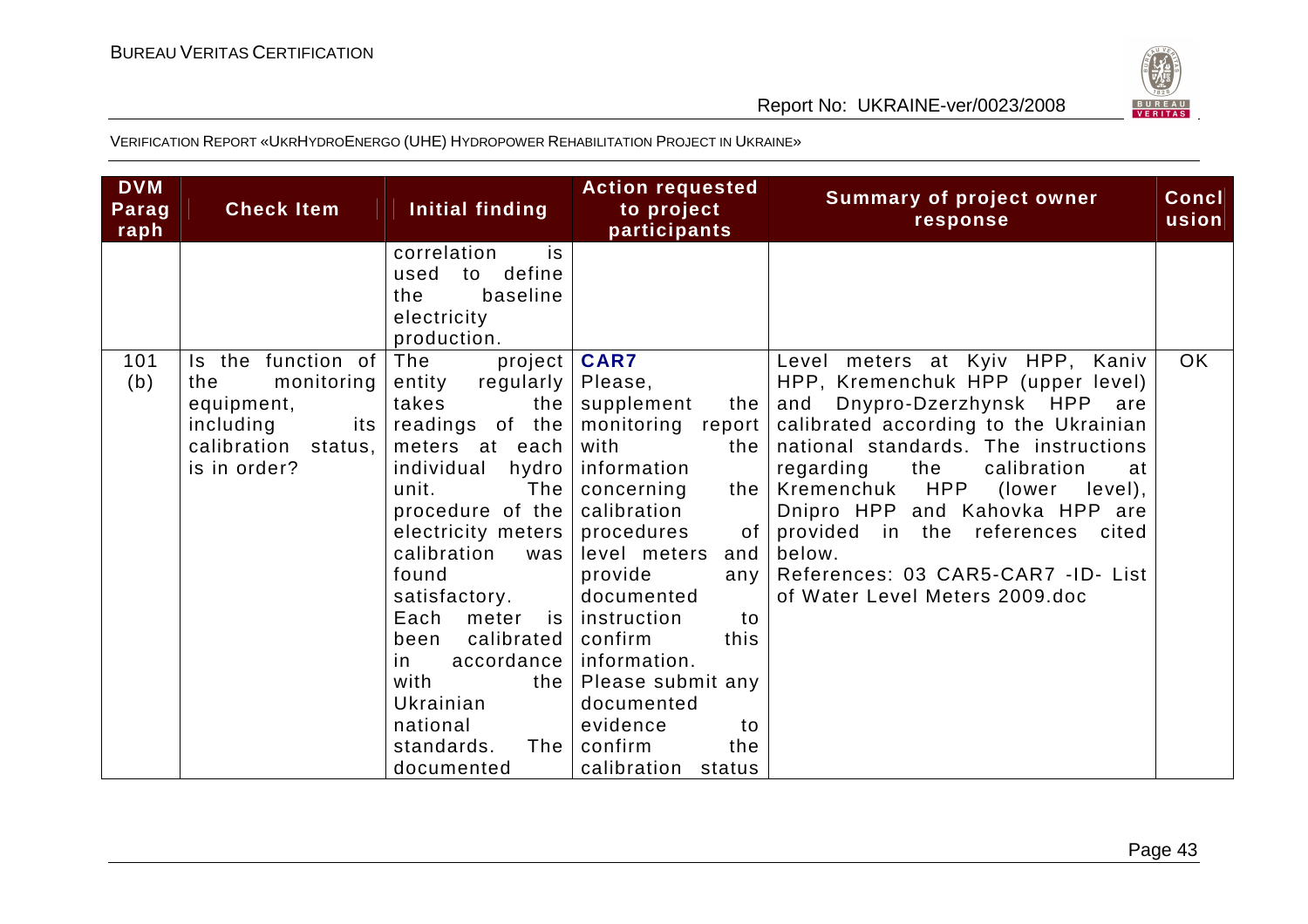VERIFICATION REPORT «UKRHYDROENERGO (UHE) HYDROPOWER REHABILITATION PROJECT IN UKRAINE»

| DVM Paragraph | Check Item | Initial finding | Action requested to project participants | Summary of project owner response | Conclusion |
|---|---|---|---|---|---|
| | | correlation is used to define the baseline electricity production. | | | |
| 101 (b) | Is the function of the monitoring equipment, including its calibration status, is in order? | The project entity regularly takes the readings of the meters at each individual hydro unit. The procedure of the electricity meters calibration was found satisfactory. Each meter is been calibrated in accordance with the Ukrainian national standards. The documented | **CAR7** Please, supplement the monitoring report with the information concerning the calibration procedures of level meters and provide any documented instruction to confirm this information. Please submit any documented evidence to confirm the calibration status | Level meters at Kyiv HPP, Kaniv HPP, Kremenchuk HPP (upper level) and Dnypro-Dzerzhynsk HPP are calibrated according to the Ukrainian national standards. The instructions regarding the calibration at Kremenchuk HPP (lower level), Dnipro HPP and Kahovka HPP are provided in the references cited below. References: 03 CAR5-CAR7 -ID- List of Water Level Meters 2009.doc | OK |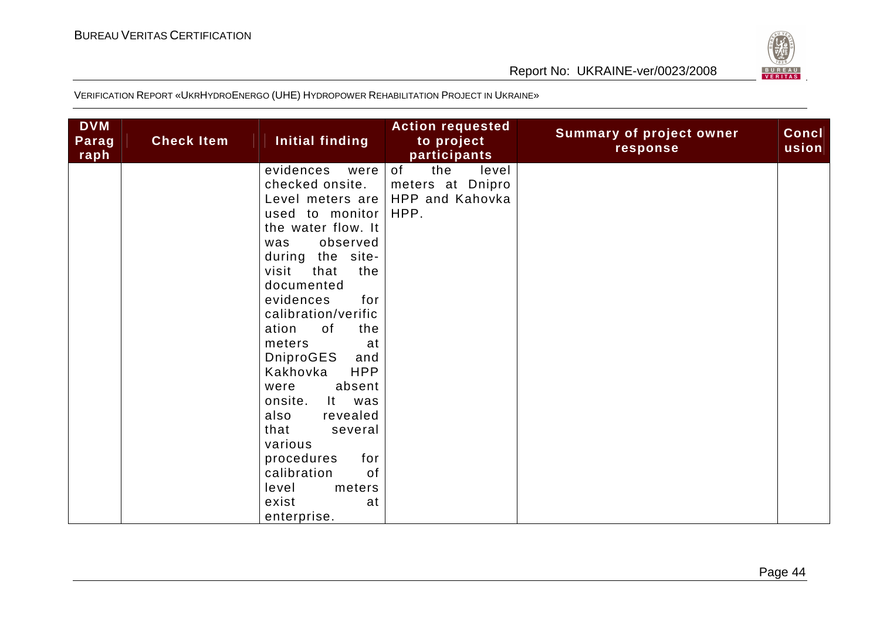VERIFICATION REPORT «UKRHYDROENERGO (UHE) HYDROPOWER REHABILITATION PROJECT IN UKRAINE»

| DVM Paragraph | Check Item | Initial finding | Action requested to project participants | Summary of project owner response | Conclusion |
|---|---|---|---|---|---|
| | | evidences were checked onsite. Level meters are used to monitor the water flow. It was observed during the site-visit that the documented evidences for calibration/verification of the meters at DniproGES and Kakhovka HPP were absent onsite. It was also revealed that several various procedures for calibration of level meters exist at enterprise. | of the level meters at Dnipro HPP and Kahovka HPP. | | |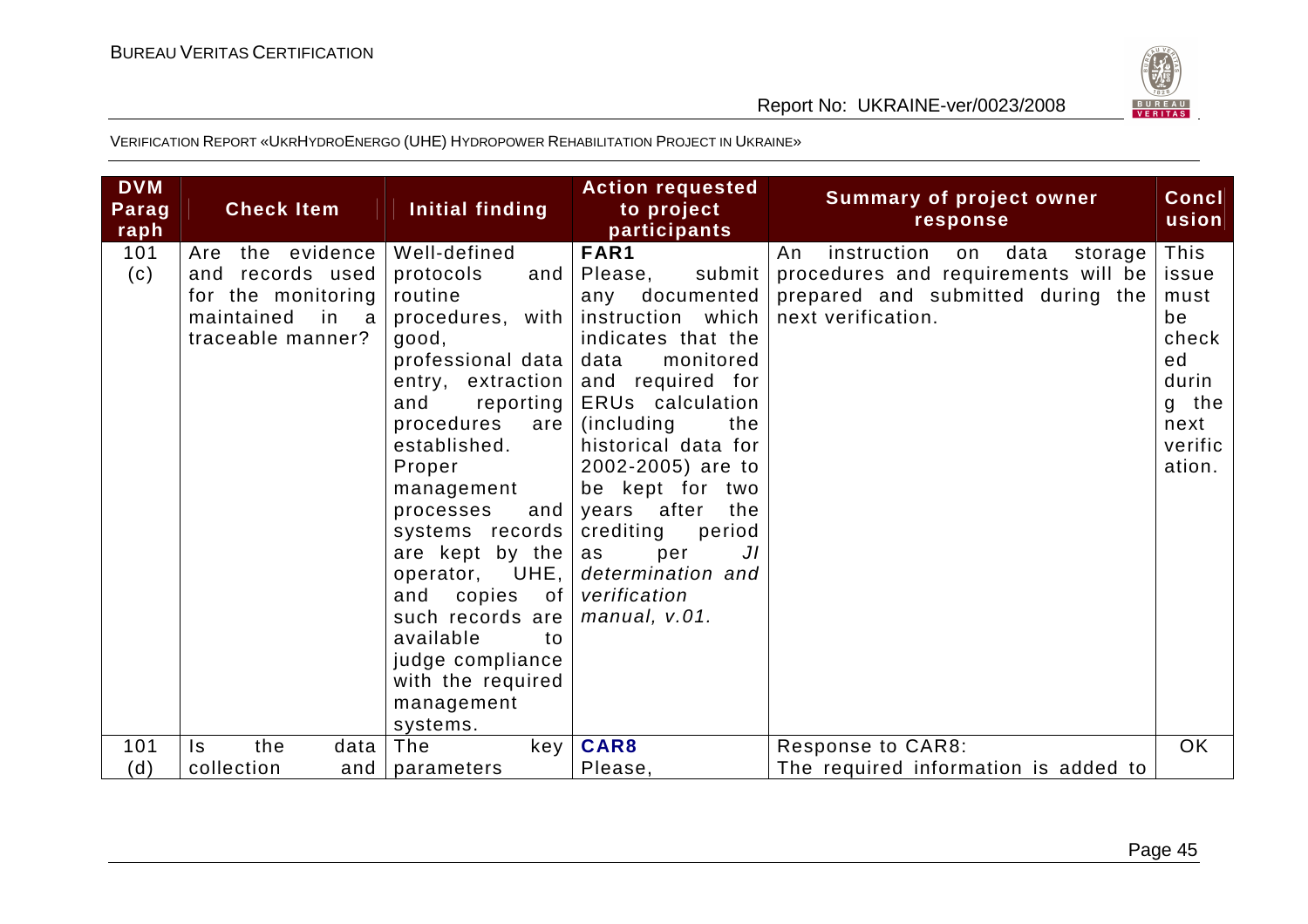VERIFICATION REPORT «UKRHYDROENERGO (UHE) HYDROPOWER REHABILITATION PROJECT IN UKRAINE»

| DVM Paragraph | Check Item | Initial finding | Action requested to project participants | Summary of project owner response | Conclusion |
|---|---|---|---|---|---|
| 101 (c) | Are the evidence and records used for the monitoring maintained in a traceable manner? | Well-defined protocols and routine procedures, with good, professional data entry, extraction and reporting procedures are established. Proper management processes and systems records are kept by the operator, UHE, and copies of such records are available to judge compliance with the required management systems. | **FAR1** Please, submit any documented instruction which indicates that the data monitored and required for ERUs calculation (including the historical data for 2002-2005) are to be kept for two years after the crediting period as per *JI determination and verification manual, v.01.* | An instruction on data storage procedures and requirements will be prepared and submitted during the next verification. | This issue must be checked during the next verification. |
| 101 (d) | Is the data collection and | The key parameters | **CAR8** Please, | Response to CAR8: The required information is added to | OK |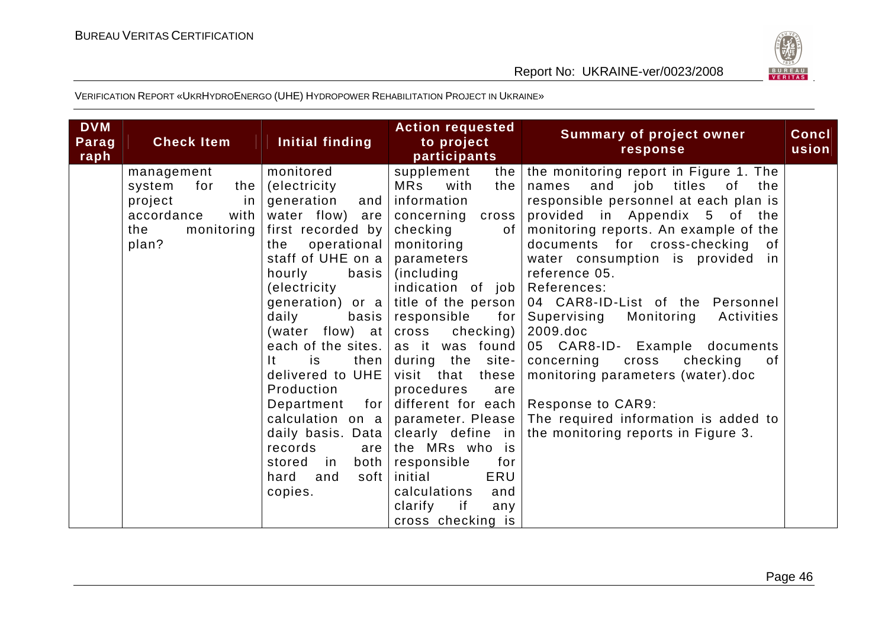VERIFICATION REPORT «UKRHYDROENERGO (UHE) HYDROPOWER REHABILITATION PROJECT IN UKRAINE»

| DVM Paragraph | Check Item | Initial finding | Action requested to project participants | Summary of project owner response | Conclusion |
|---|---|---|---|---|---|
| | management system for the project in accordance with the monitoring plan? | monitored (electricity generation and water flow) are first recorded by the operational staff of UHE on a hourly basis (electricity generation) or a daily basis (water flow) at each of the sites. It is then delivered to UHE Production Department for calculation on a daily basis. Data records are stored in both hard and soft copies. | supplement the MRs with the information concerning cross checking of monitoring parameters (including indication of job title of the person responsible for cross checking) as it was found during the site-visit that these procedures are different for each parameter. Please clearly define in the MRs who is responsible for initial ERU calculations and clarify if any cross checking is | the monitoring report in Figure 1. The names and job titles of the responsible personnel at each plan is provided in Appendix 5 of the monitoring reports. An example of the documents for cross-checking of water consumption is provided in reference 05.<br>References:<br>04 CAR8-ID-List of the Personnel Supervising Monitoring Activities 2009.doc<br>05 CAR8-ID- Example documents concerning cross checking of monitoring parameters (water).doc<br><br>Response to CAR9:<br>The required information is added to the monitoring reports in Figure 3. | |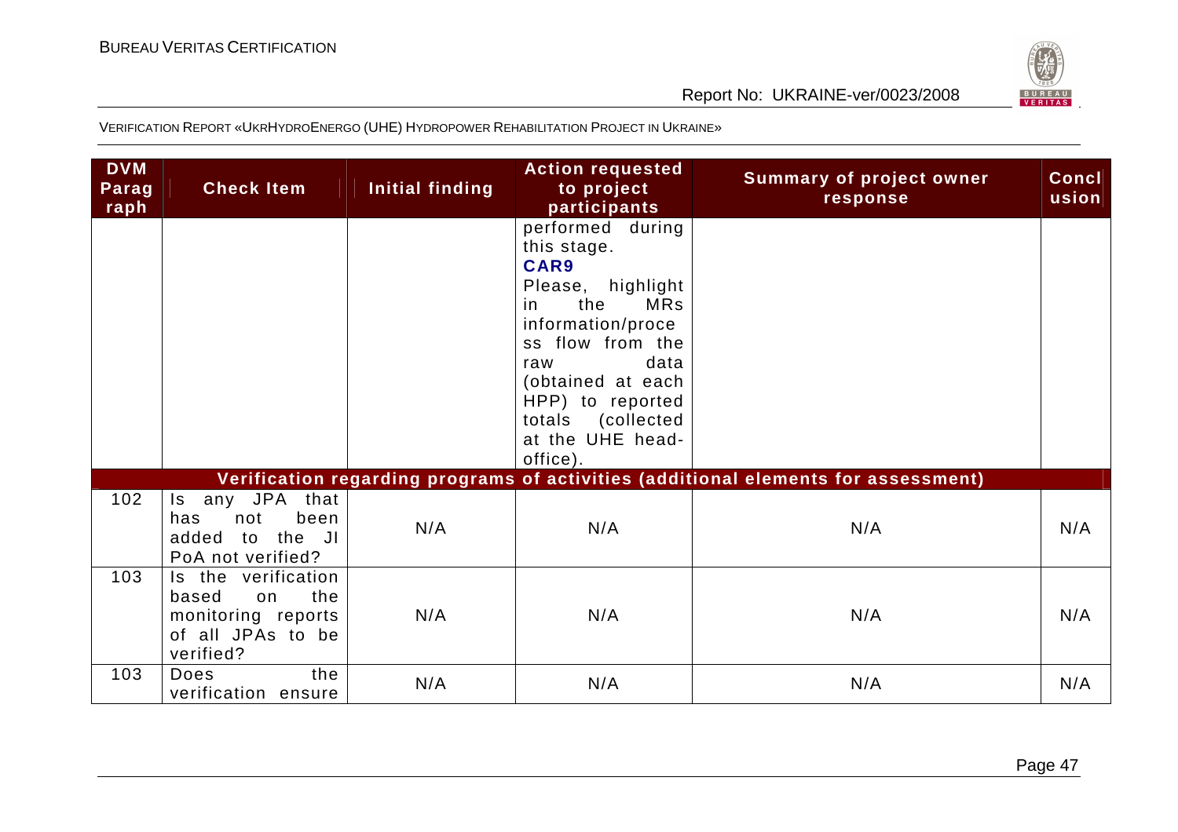VERIFICATION REPORT «UKRHYDROENERGO (UHE) HYDROPOWER REHABILITATION PROJECT IN UKRAINE»

| DVM Paragraph | Check Item | Initial finding | Action requested to project participants | Summary of project owner response | Conclusion |
|---|---|---|---|---|---|
| | | | performed during this stage. **CAR9** Please, highlight in the MRs information/process flow from the raw data (obtained at each HPP) to reported totals (collected at the UHE head-office). | | |
| **Verification regarding programs of activities (additional elements for assessment)** | | | | | |
| 102 | Is any JPA that has not been added to the JI PoA not verified? | N/A | N/A | N/A | N/A |
| 103 | Is the verification based on the monitoring reports of all JPAs to be verified? | N/A | N/A | N/A | N/A |
| 103 | Does the verification ensure | N/A | N/A | N/A | N/A |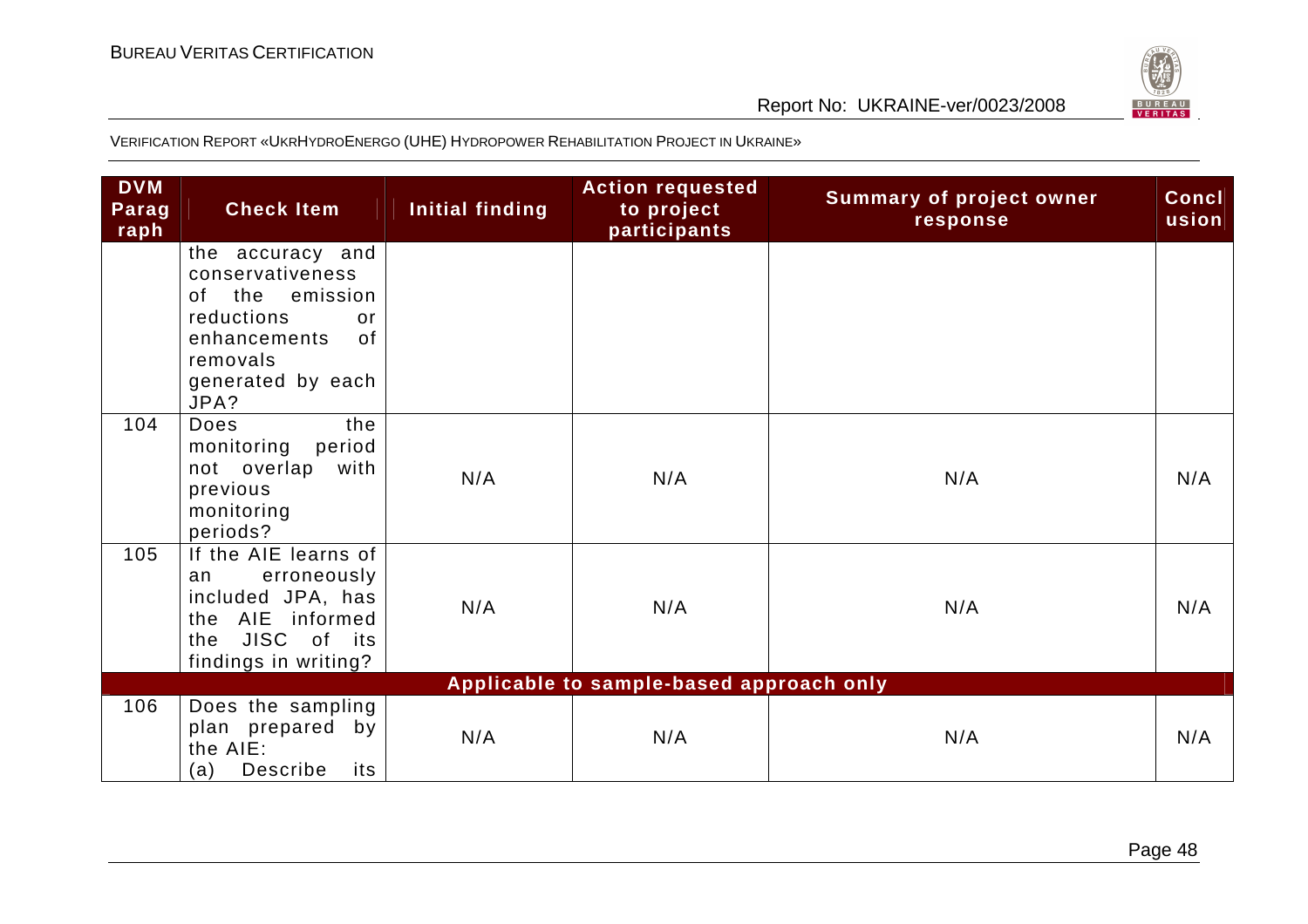VERIFICATION REPORT «UKRHYDROENERGO (UHE) HYDROPOWER REHABILITATION PROJECT IN UKRAINE»

| DVM Paragraph | Check Item | Initial finding | Action requested to project participants | Summary of project owner response | Conclusion |
|---|---|---|---|---|---|
| | the accuracy and conservativeness of the emission reductions or enhancements of removals generated by each JPA? | | | | |
| 104 | Does the monitoring period not overlap with previous monitoring periods? | N/A | N/A | N/A | N/A |
| 105 | If the AIE learns of an erroneously included JPA, has the AIE informed the JISC of its findings in writing? | N/A | N/A | N/A | N/A |
| | | Applicable to sample-based approach only | | | |
| 106 | Does the sampling plan prepared by the AIE: (a) Describe its | N/A | N/A | N/A | N/A |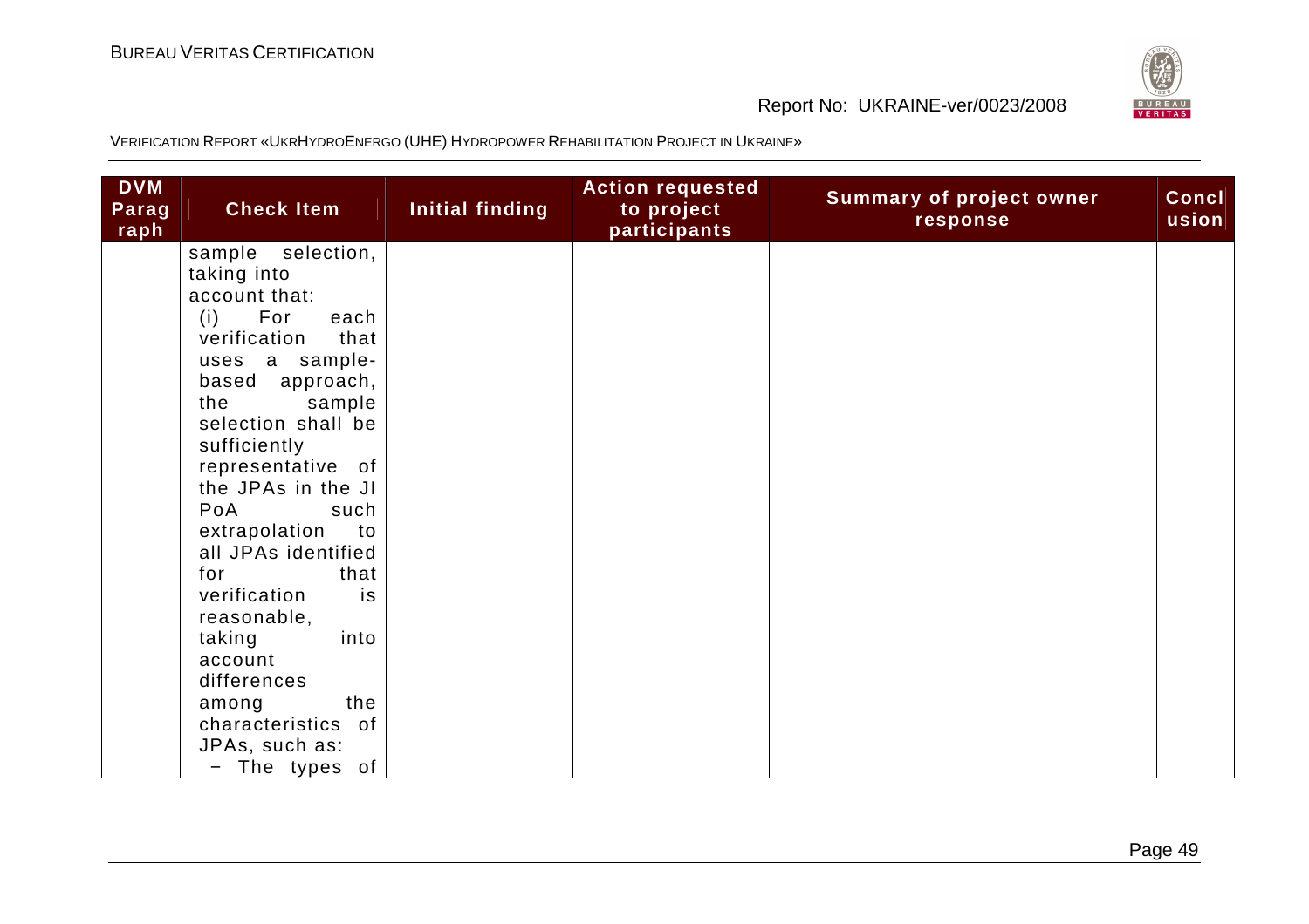VERIFICATION REPORT «UKRHYDROENERGO (UHE) HYDROPOWER REHABILITATION PROJECT IN UKRAINE»

| DVM Paragraph | Check Item | Initial finding | Action requested to project participants | Summary of project owner response | Conclusion |
|---|---|---|---|---|---|
| | sample selection, taking into account that:<br>(i) For each verification that uses a sample-based approach, the sample selection shall be sufficiently representative of the JPAs in the JI PoA such extrapolation to all JPAs identified for that verification is reasonable, taking into account differences among the characteristics of JPAs, such as:<br>− The types of | | | | |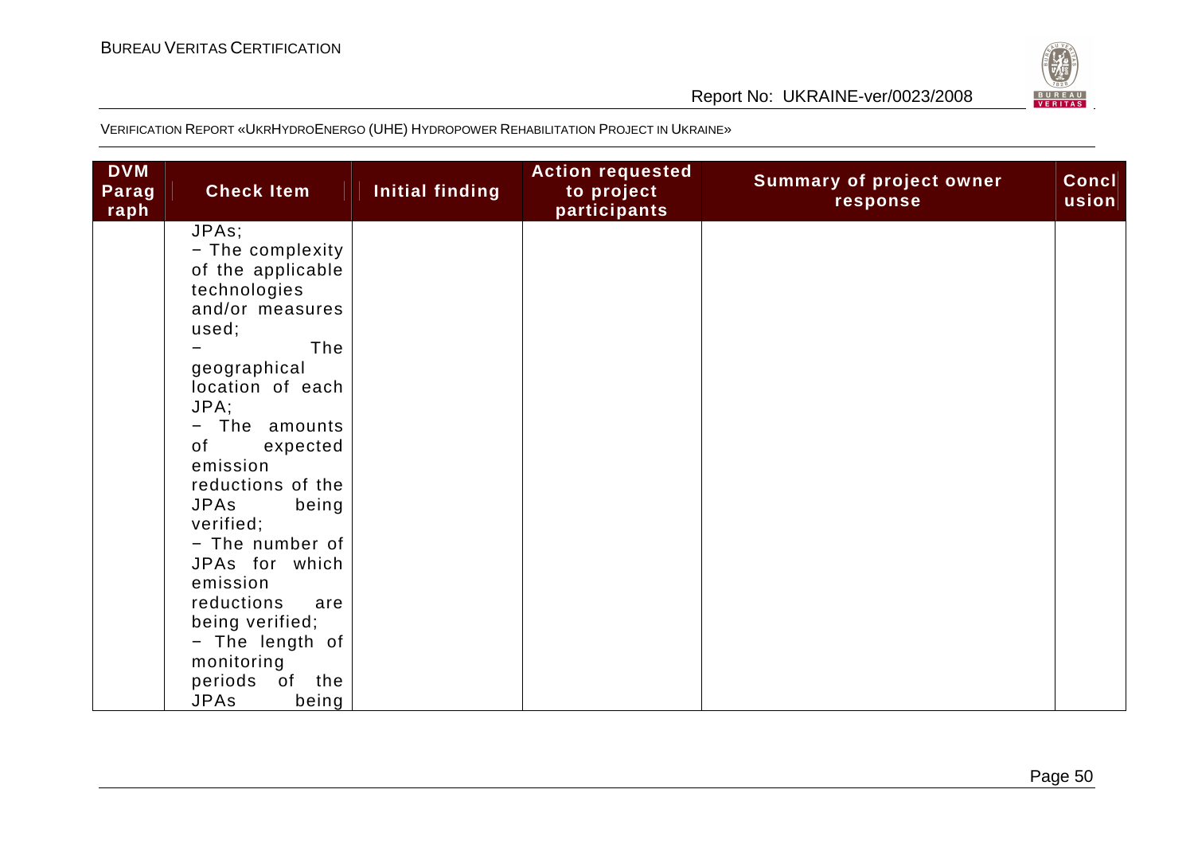VERIFICATION REPORT «UKRHYDROENERGO (UHE) HYDROPOWER REHABILITATION PROJECT IN UKRAINE»

| DVM Paragraph | Check Item | Initial finding | Action requested to project participants | Summary of project owner response | Conclusion |
|---|---|---|---|---|---|
| | JPAs; − The complexity of the applicable technologies and/or measures used; − The geographical location of each JPA; − The amounts of expected emission reductions of the JPAs being verified; − The number of JPAs for which emission reductions are being verified; − The length of monitoring periods of the JPAs being | | | | |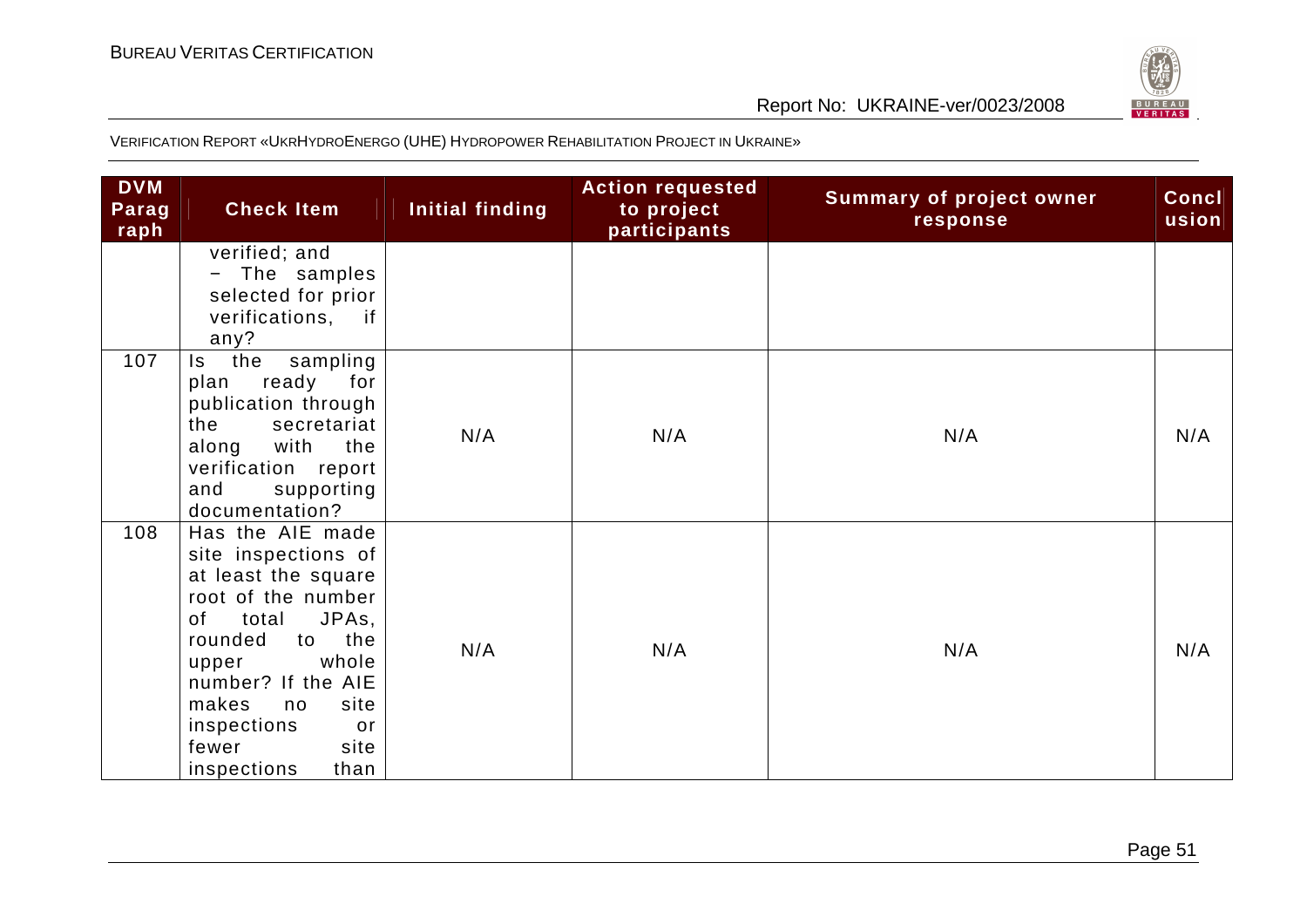VERIFICATION REPORT «UKRHYDROENERGO (UHE) HYDROPOWER REHABILITATION PROJECT IN UKRAINE»

| DVM Paragraph | Check Item | Initial finding | Action requested to project participants | Summary of project owner response | Conclusion |
|---|---|---|---|---|---|
| | verified; and<br>− The samples selected for prior verifications, if any? | | | | |
| 107 | Is the sampling plan ready for publication through the secretariat along with the verification report and supporting documentation? | N/A | N/A | N/A | N/A |
| 108 | Has the AIE made site inspections of at least the square root of the number of total JPAs, rounded to the upper whole number? If the AIE makes no site inspections or fewer site inspections than | N/A | N/A | N/A | N/A |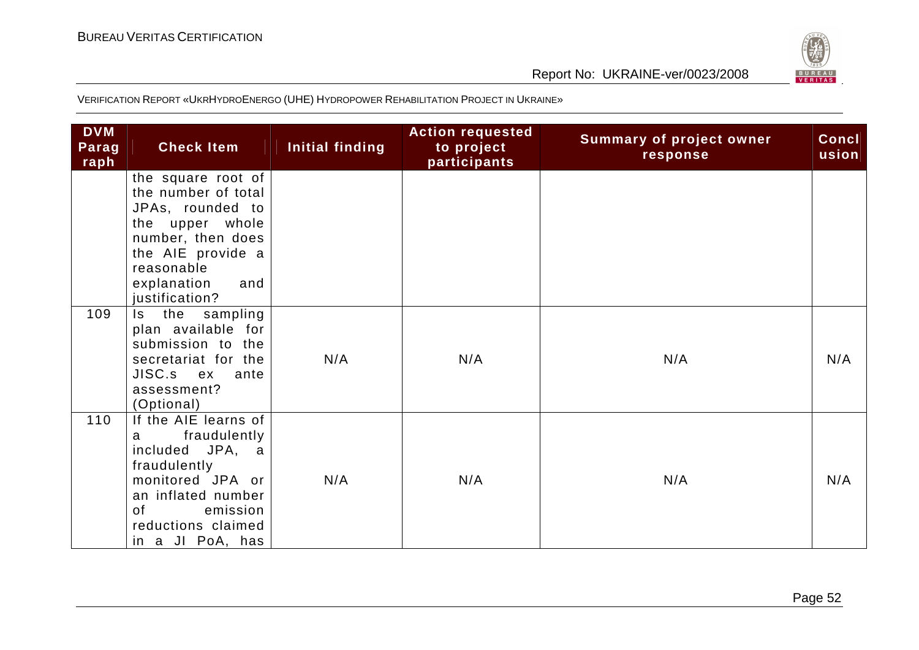VERIFICATION REPORT «UKRHYDROENERGO (UHE) HYDROPOWER REHABILITATION PROJECT IN UKRAINE»

| DVM Paragraph | Check Item | Initial finding | Action requested to project participants | Summary of project owner response | Conclusion |
|---|---|---|---|---|---|
| | the square root of the number of total JPAs, rounded to the upper whole number, then does the AIE provide a reasonable explanation and justification? | | | | |
| 109 | Is the sampling plan available for submission to the secretariat for the JISC.s ex ante assessment? (Optional) | N/A | N/A | N/A | N/A |
| 110 | If the AIE learns of a fraudulently included JPA, a fraudulently monitored JPA or an inflated number of emission reductions claimed in a JI PoA, has | N/A | N/A | N/A | N/A |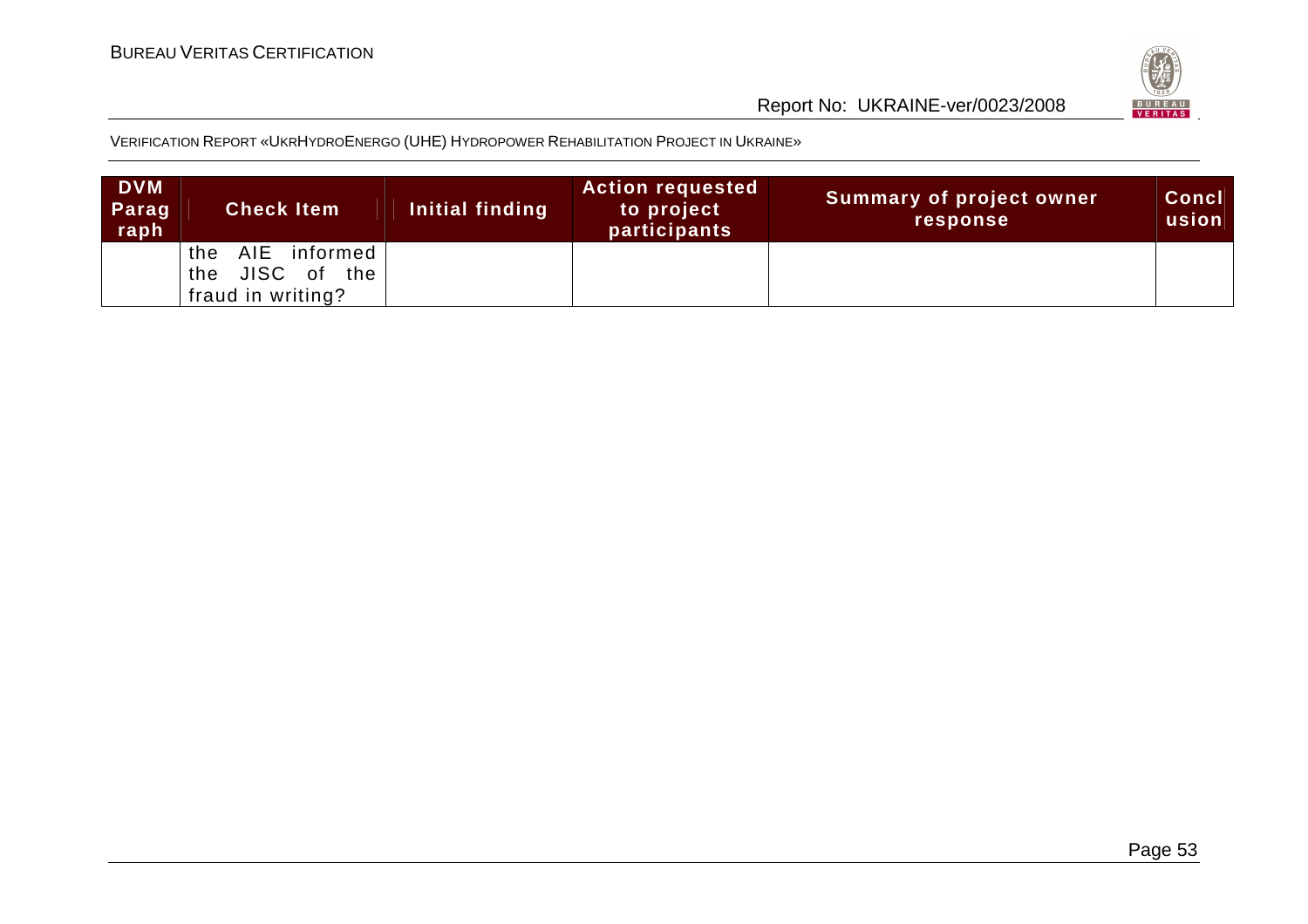| DVM Paragraph | Check Item | Initial finding | Action requested to project participants | Summary of project owner response | Conclusion |
|---|---|---|---|---|---|
| | the AIE informed the JISC of the fraud in writing? | | | | |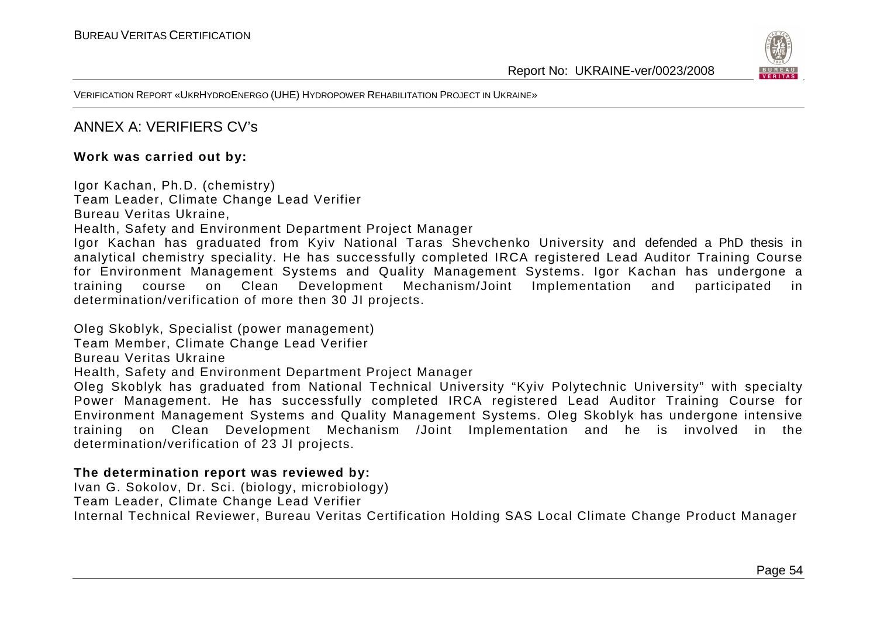## ANNEX A: VERIFIERS CV's

**Work was carried out by:**

Igor Kachan, Ph.D. (chemistry)
Team Leader, Climate Change Lead Verifier
Bureau Veritas Ukraine,
Health, Safety and Environment Department Project Manager
Igor Kachan has graduated from Kyiv National Taras Shevchenko University and defended a PhD thesis in analytical chemistry speciality. He has successfully completed IRCA registered Lead Auditor Training Course for Environment Management Systems and Quality Management Systems. Igor Kachan has undergone a training course on Clean Development Mechanism/Joint Implementation and participated in determination/verification of more then 30 JI projects.

Oleg Skoblyk, Specialist (power management)
Team Member, Climate Change Lead Verifier
Bureau Veritas Ukraine
Health, Safety and Environment Department Project Manager
Oleg Skoblyk has graduated from National Technical University "Kyiv Polytechnic University" with specialty Power Management. He has successfully completed IRCA registered Lead Auditor Training Course for Environment Management Systems and Quality Management Systems. Oleg Skoblyk has undergone intensive training on Clean Development Mechanism /Joint Implementation and he is involved in the determination/verification of 23 JI projects.

**The determination report was reviewed by:**
Ivan G. Sokolov, Dr. Sci. (biology, microbiology)
Team Leader, Climate Change Lead Verifier
Internal Technical Reviewer, Bureau Veritas Certification Holding SAS Local Climate Change Product Manager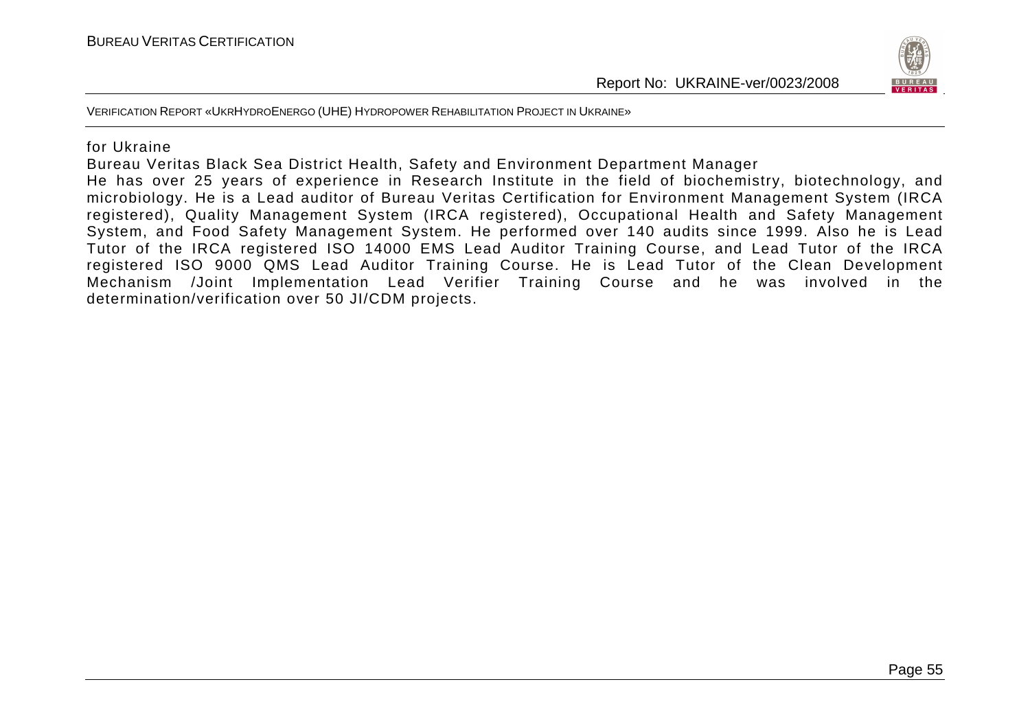for Ukraine

Bureau Veritas Black Sea District Health, Safety and Environment Department Manager

He has over 25 years of experience in Research Institute in the field of biochemistry, biotechnology, and microbiology. He is a Lead auditor of Bureau Veritas Certification for Environment Management System (IRCA registered), Quality Management System (IRCA registered), Occupational Health and Safety Management System, and Food Safety Management System. He performed over 140 audits since 1999. Also he is Lead Tutor of the IRCA registered ISO 14000 EMS Lead Auditor Training Course, and Lead Tutor of the IRCA registered ISO 9000 QMS Lead Auditor Training Course. He is Lead Tutor of the Clean Development Mechanism /Joint Implementation Lead Verifier Training Course and he was involved in the determination/verification over 50 JI/CDM projects.